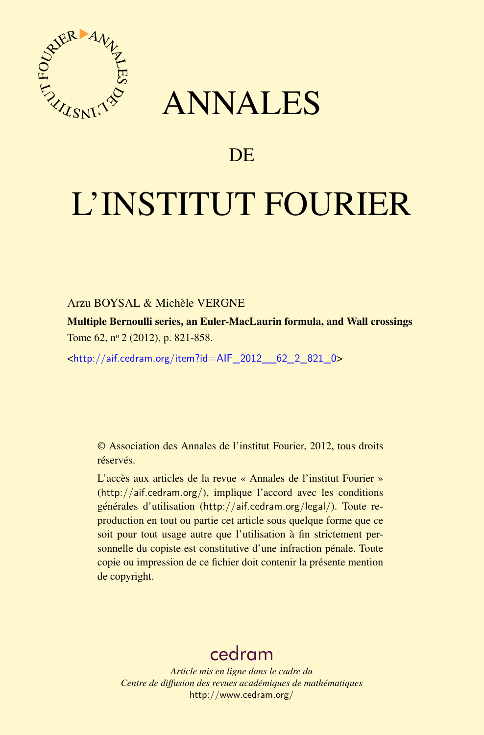# ANNALES

# DE

# L'INSTITUT FOURIER

Arzu BOYSAL & Michèle VERGNE

**Multiple Bernoulli series, an Euler-MacLaurin formula, and Wall crossings**

Tome 62, nº 2 (2012), p. 821-858.

<http://aif.cedram.org/item?id=AIF_2012__62_2_821_0>

© Association des Annales de l'institut Fourier, 2012, tous droits réservés.

L'accès aux articles de la revue « Annales de l'institut Fourier » (http://aif.cedram.org/), implique l'accord avec les conditions générales d'utilisation (http://aif.cedram.org/legal/). Toute reproduction en tout ou partie cet article sous quelque forme que ce soit pour tout usage autre que l'utilisation à fin strictement personnelle du copiste est constitutive d'une infraction pénale. Toute copie ou impression de ce fichier doit contenir la présente mention de copyright.

cedram

*Article mis en ligne dans le cadre du*
*Centre de diffusion des revues académiques de mathématiques*
http://www.cedram.org/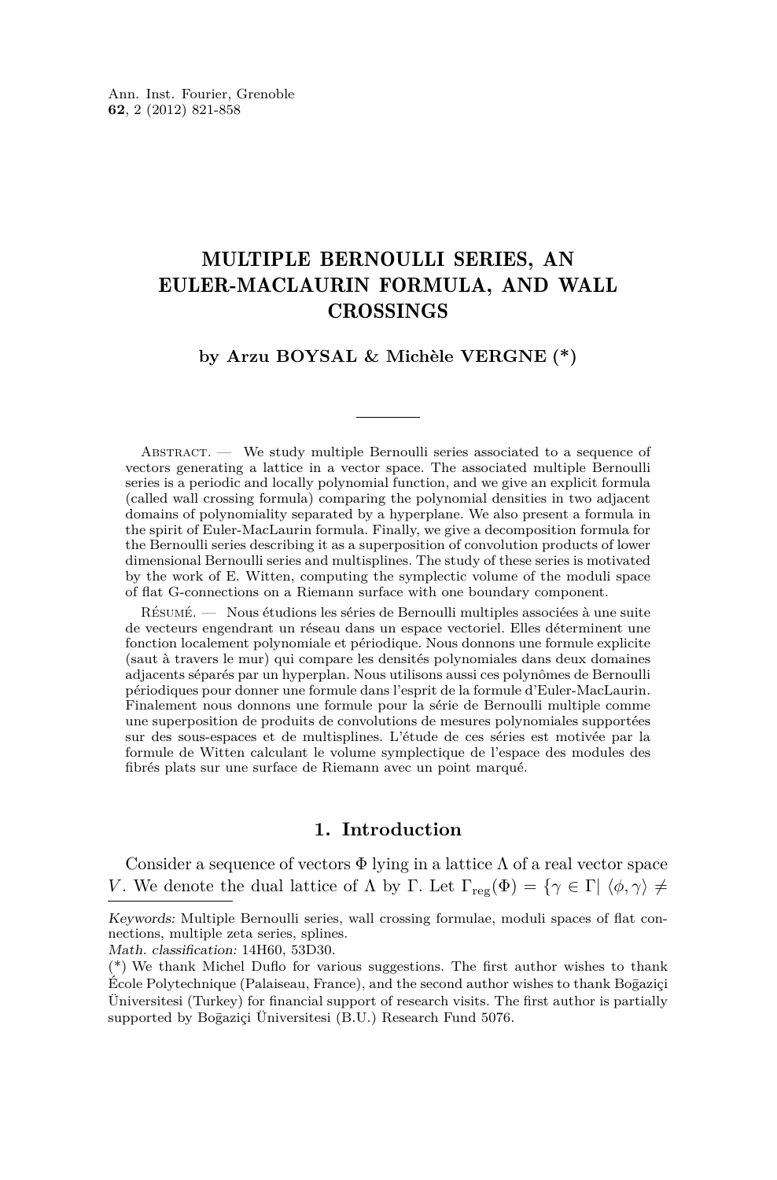# MULTIPLE BERNOULLI SERIES, AN EULER-MACLAURIN FORMULA, AND WALL CROSSINGS

**by Arzu BOYSAL & Michèle VERGNE (*)**

Abstract. — We study multiple Bernoulli series associated to a sequence of vectors generating a lattice in a vector space. The associated multiple Bernoulli series is a periodic and locally polynomial function, and we give an explicit formula (called wall crossing formula) comparing the polynomial densities in two adjacent domains of polynomiality separated by a hyperplane. We also present a formula in the spirit of Euler-MacLaurin formula. Finally, we give a decomposition formula for the Bernoulli series describing it as a superposition of convolution products of lower dimensional Bernoulli series and multisplines. The study of these series is motivated by the work of E. Witten, computing the symplectic volume of the moduli space of flat G-connections on a Riemann surface with one boundary component.

Résumé. — Nous étudions les séries de Bernoulli multiples associées à une suite de vecteurs engendrant un réseau dans un espace vectoriel. Elles déterminent une fonction localement polynomiale et périodique. Nous donnons une formule explicite (saut à travers le mur) qui compare les densités polynomiales dans deux domaines adjacents séparés par un hyperplan. Nous utilisons aussi ces polynômes de Bernoulli périodiques pour donner une formule dans l'esprit de la formule d'Euler-MacLaurin. Finalement nous donnons une formule pour la série de Bernoulli multiple comme une superposition de produits de convolutions de mesures polynomiales supportées sur des sous-espaces et de multisplines. L'étude de ces séries est motivée par la formule de Witten calculant le volume symplectique de l'espace des modules des fibrés plats sur une surface de Riemann avec un point marqué.

## 1. Introduction

Consider a sequence of vectors $\Phi$ lying in a lattice $\Lambda$ of a real vector space $V$. We denote the dual lattice of $\Lambda$ by $\Gamma$. Let $\Gamma_{\mathrm{reg}}(\Phi) = \{\gamma \in \Gamma | \langle \phi, \gamma \rangle \neq$

---

*Keywords:* Multiple Bernoulli series, wall crossing formulae, moduli spaces of flat connections, multiple zeta series, splines.
*Math. classification:* 14H60, 53D30.
(*) We thank Michel Duflo for various suggestions. The first author wishes to thank École Polytechnique (Palaiseau, France), and the second author wishes to thank Boğaziçi Üniversitesi (Turkey) for financial support of research visits. The first author is partially supported by Boğaziçi Üniversitesi (B.U.) Research Fund 5076.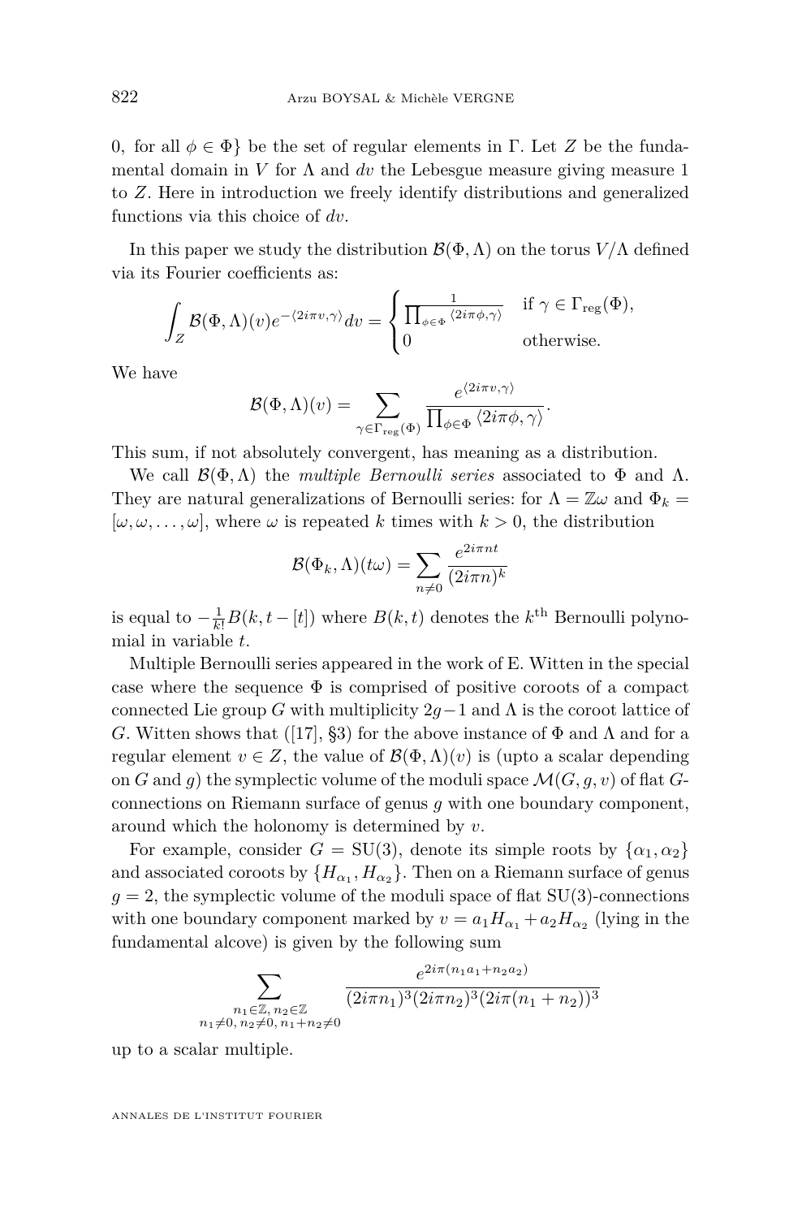0, for all $\phi \in \Phi\}$ be the set of regular elements in $\Gamma$. Let $Z$ be the fundamental domain in $V$ for $\Lambda$ and $dv$ the Lebesgue measure giving measure 1 to $Z$. Here in introduction we freely identify distributions and generalized functions via this choice of $dv$.

In this paper we study the distribution $\mathcal{B}(\Phi, \Lambda)$ on the torus $V/\Lambda$ defined via its Fourier coefficients as:

$$\int_Z \mathcal{B}(\Phi,\Lambda)(v) e^{-\langle 2i\pi v, \gamma\rangle} dv = \begin{cases} \frac{1}{\prod_{\phi\in\Phi}\langle 2i\pi\phi,\gamma\rangle} & \text{if } \gamma \in \Gamma_{\mathrm{reg}}(\Phi),\\ 0 & \text{otherwise.}\end{cases}$$

We have

$$\mathcal{B}(\Phi,\Lambda)(v) = \sum_{\gamma\in\Gamma_{\mathrm{reg}}(\Phi)} \frac{e^{\langle 2i\pi v,\gamma\rangle}}{\prod_{\phi\in\Phi}\langle 2i\pi\phi,\gamma\rangle}.$$

This sum, if not absolutely convergent, has meaning as a distribution.

We call $\mathcal{B}(\Phi, \Lambda)$ the *multiple Bernoulli series* associated to $\Phi$ and $\Lambda$. They are natural generalizations of Bernoulli series: for $\Lambda = \mathbb{Z}\omega$ and $\Phi_k = [\omega, \omega, \ldots, \omega]$, where $\omega$ is repeated $k$ times with $k > 0$, the distribution

$$\mathcal{B}(\Phi_k,\Lambda)(t\omega) = \sum_{n\neq 0} \frac{e^{2i\pi n t}}{(2i\pi n)^k}$$

is equal to $-\frac{1}{k!}B(k, t-[t])$ where $B(k,t)$ denotes the $k^{\text{th}}$ Bernoulli polynomial in variable $t$.

Multiple Bernoulli series appeared in the work of E. Witten in the special case where the sequence $\Phi$ is comprised of positive coroots of a compact connected Lie group $G$ with multiplicity $2g-1$ and $\Lambda$ is the coroot lattice of $G$. Witten shows that ([17], §3) for the above instance of $\Phi$ and $\Lambda$ and for a regular element $v \in Z$, the value of $\mathcal{B}(\Phi, \Lambda)(v)$ is (upto a scalar depending on $G$ and $g$) the symplectic volume of the moduli space $\mathcal{M}(G, g, v)$ of flat $G$-connections on Riemann surface of genus $g$ with one boundary component, around which the holonomy is determined by $v$.

For example, consider $G = \mathrm{SU}(3)$, denote its simple roots by $\{\alpha_1, \alpha_2\}$ and associated coroots by $\{H_{\alpha_1}, H_{\alpha_2}\}$. Then on a Riemann surface of genus $g = 2$, the symplectic volume of the moduli space of flat SU(3)-connections with one boundary component marked by $v = a_1 H_{\alpha_1} + a_2 H_{\alpha_2}$ (lying in the fundamental alcove) is given by the following sum

$$\sum_{\substack{n_1\in\mathbb{Z},\, n_2\in\mathbb{Z}\\ n_1\neq 0,\, n_2\neq 0,\, n_1+n_2\neq 0}} \frac{e^{2i\pi(n_1a_1+n_2a_2)}}{(2i\pi n_1)^3(2i\pi n_2)^3(2i\pi(n_1+n_2))^3}$$

up to a scalar multiple.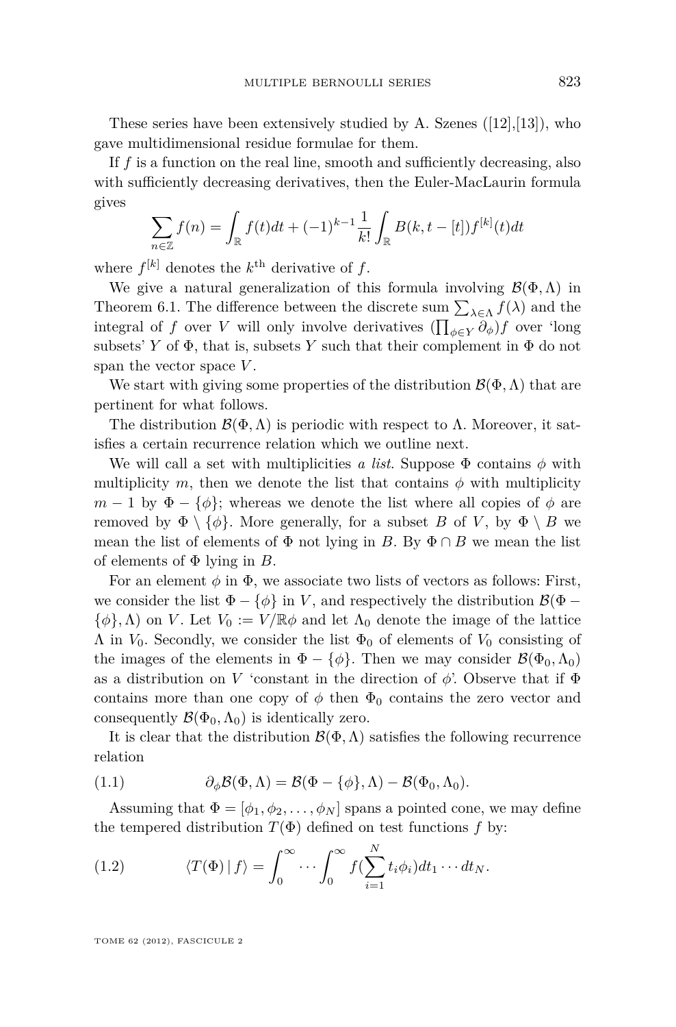These series have been extensively studied by A. Szenes ([12],[13]), who gave multidimensional residue formulae for them.

If $f$ is a function on the real line, smooth and sufficiently decreasing, also with sufficiently decreasing derivatives, then the Euler-MacLaurin formula gives

$$\sum_{n\in\mathbb{Z}} f(n) = \int_{\mathbb{R}} f(t)dt + (-1)^{k-1}\frac{1}{k!}\int_{\mathbb{R}} B(k, t-[t])f^{[k]}(t)dt$$

where $f^{[k]}$ denotes the $k^{\text{th}}$ derivative of $f$.

We give a natural generalization of this formula involving $\mathcal{B}(\Phi,\Lambda)$ in Theorem 6.1. The difference between the discrete sum $\sum_{\lambda\in\Lambda} f(\lambda)$ and the integral of $f$ over $V$ will only involve derivatives $(\prod_{\phi\in Y}\partial_\phi)f$ over 'long subsets' $Y$ of $\Phi$, that is, subsets $Y$ such that their complement in $\Phi$ do not span the vector space $V$.

We start with giving some properties of the distribution $\mathcal{B}(\Phi,\Lambda)$ that are pertinent for what follows.

The distribution $\mathcal{B}(\Phi,\Lambda)$ is periodic with respect to $\Lambda$. Moreover, it satisfies a certain recurrence relation which we outline next.

We will call a set with multiplicities *a list*. Suppose $\Phi$ contains $\phi$ with multiplicity $m$, then we denote the list that contains $\phi$ with multiplicity $m-1$ by $\Phi-\{\phi\}$; whereas we denote the list where all copies of $\phi$ are removed by $\Phi\setminus\{\phi\}$. More generally, for a subset $B$ of $V$, by $\Phi\setminus B$ we mean the list of elements of $\Phi$ not lying in $B$. By $\Phi\cap B$ we mean the list of elements of $\Phi$ lying in $B$.

For an element $\phi$ in $\Phi$, we associate two lists of vectors as follows: First, we consider the list $\Phi-\{\phi\}$ in $V$, and respectively the distribution $\mathcal{B}(\Phi-\{\phi\},\Lambda)$ on $V$. Let $V_0 := V/\mathbb{R}\phi$ and let $\Lambda_0$ denote the image of the lattice $\Lambda$ in $V_0$. Secondly, we consider the list $\Phi_0$ of elements of $V_0$ consisting of the images of the elements in $\Phi-\{\phi\}$. Then we may consider $\mathcal{B}(\Phi_0,\Lambda_0)$ as a distribution on $V$ 'constant in the direction of $\phi$'. Observe that if $\Phi$ contains more than one copy of $\phi$ then $\Phi_0$ contains the zero vector and consequently $\mathcal{B}(\Phi_0,\Lambda_0)$ is identically zero.

It is clear that the distribution $\mathcal{B}(\Phi,\Lambda)$ satisfies the following recurrence relation

$$\partial_\phi\mathcal{B}(\Phi,\Lambda) = \mathcal{B}(\Phi-\{\phi\},\Lambda) - \mathcal{B}(\Phi_0,\Lambda_0). \tag{1.1}$$

Assuming that $\Phi = [\phi_1,\phi_2,\ldots,\phi_N]$ spans a pointed cone, we may define the tempered distribution $T(\Phi)$ defined on test functions $f$ by:

$$\langle T(\Phi)\,|\,f\rangle = \int_0^\infty\cdots\int_0^\infty f(\sum_{i=1}^N t_i\phi_i)dt_1\cdots dt_N. \tag{1.2}$$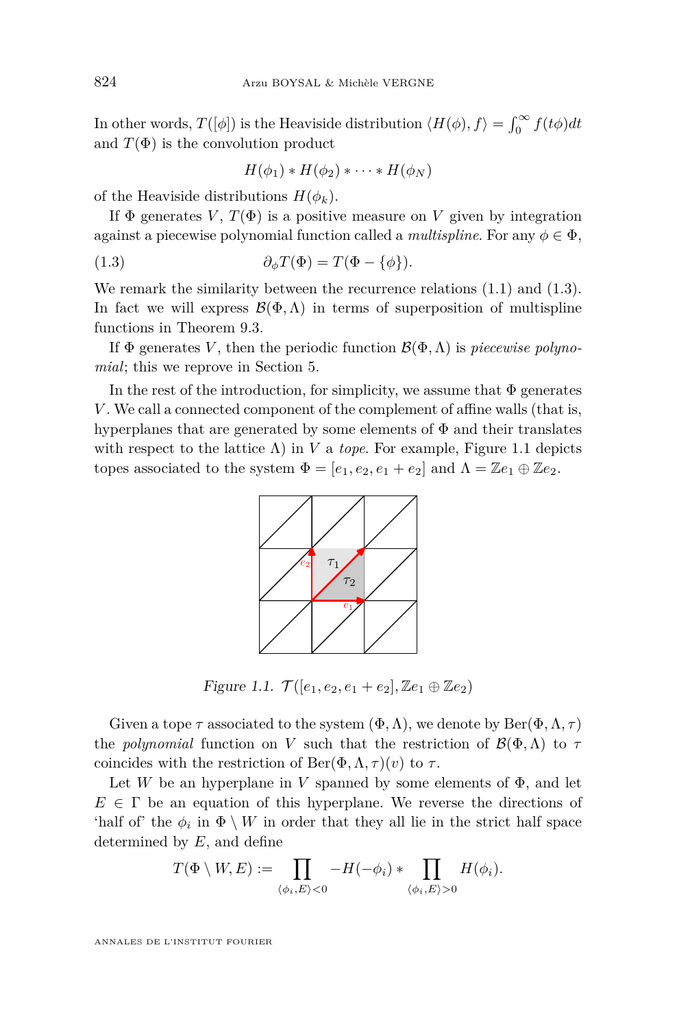In other words, $T([\phi])$ is the Heaviside distribution $\langle H(\phi), f\rangle = \int_0^\infty f(t\phi)dt$ and $T(\Phi)$ is the convolution product

$$H(\phi_1) * H(\phi_2) * \cdots * H(\phi_N)$$

of the Heaviside distributions $H(\phi_k)$.

If $\Phi$ generates $V$, $T(\Phi)$ is a positive measure on $V$ given by integration against a piecewise polynomial function called a *multispline*. For any $\phi \in \Phi$,

$$\partial_\phi T(\Phi) = T(\Phi - \{\phi\}). \tag{1.3}$$

We remark the similarity between the recurrence relations (1.1) and (1.3). In fact we will express $\mathcal{B}(\Phi, \Lambda)$ in terms of superposition of multispline functions in Theorem 9.3.

If $\Phi$ generates $V$, then the periodic function $\mathcal{B}(\Phi, \Lambda)$ is *piecewise polynomial*; this we reprove in Section 5.

In the rest of the introduction, for simplicity, we assume that $\Phi$ generates $V$. We call a connected component of the complement of affine walls (that is, hyperplanes that are generated by some elements of $\Phi$ and their translates with respect to the lattice $\Lambda$) in $V$ a *tope*. For example, Figure 1.1 depicts topes associated to the system $\Phi = [e_1, e_2, e_1 + e_2]$ and $\Lambda = \mathbb{Z}e_1 \oplus \mathbb{Z}e_2$.

*Figure 1.1.* $\mathcal{T}([e_1, e_2, e_1 + e_2], \mathbb{Z}e_1 \oplus \mathbb{Z}e_2)$

Given a tope $\tau$ associated to the system $(\Phi, \Lambda)$, we denote by $\mathrm{Ber}(\Phi, \Lambda, \tau)$ the *polynomial* function on $V$ such that the restriction of $\mathcal{B}(\Phi, \Lambda)$ to $\tau$ coincides with the restriction of $\mathrm{Ber}(\Phi, \Lambda, \tau)(v)$ to $\tau$.

Let $W$ be an hyperplane in $V$ spanned by some elements of $\Phi$, and let $E \in \Gamma$ be an equation of this hyperplane. We reverse the directions of 'half of' the $\phi_i$ in $\Phi \setminus W$ in order that they all lie in the strict half space determined by $E$, and define

$$T(\Phi \setminus W, E) := \prod_{\langle \phi_i, E\rangle < 0} -H(-\phi_i) * \prod_{\langle \phi_i, E\rangle > 0} H(\phi_i).$$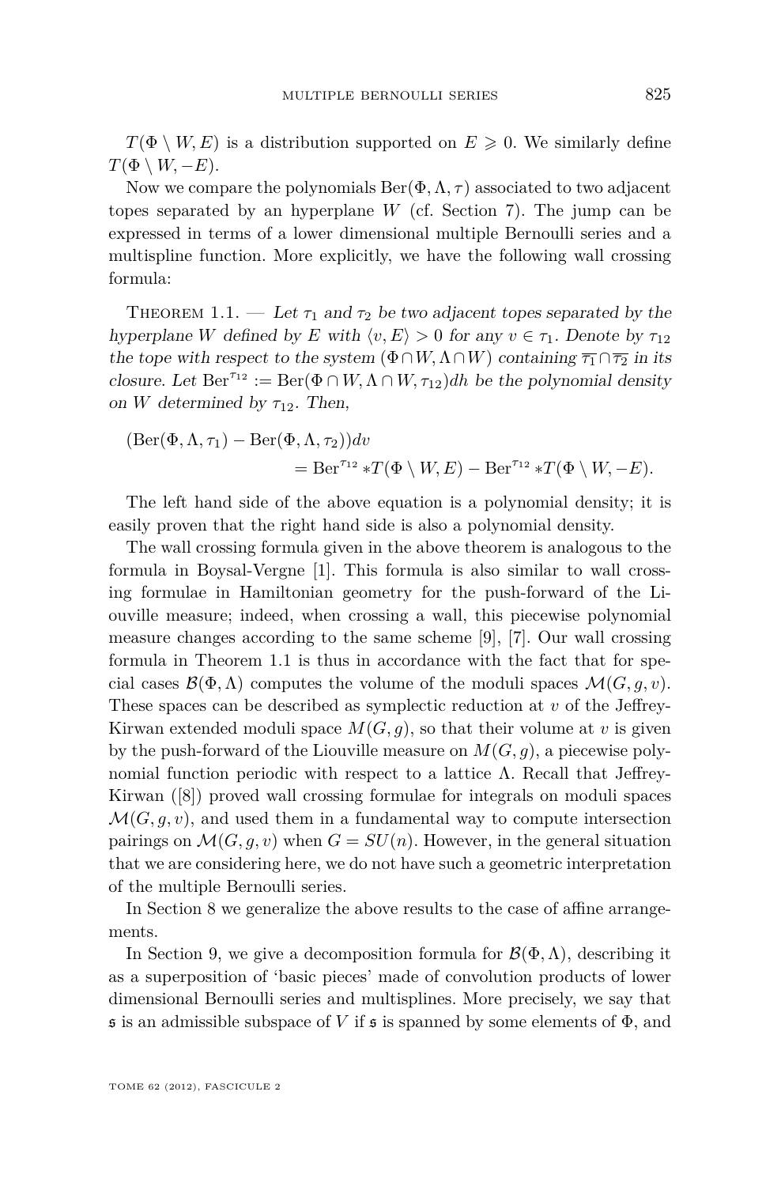$T(\Phi \setminus W, E)$ is a distribution supported on $E \geqslant 0$. We similarly define $T(\Phi \setminus W, -E)$.

Now we compare the polynomials $\mathrm{Ber}(\Phi, \Lambda, \tau)$ associated to two adjacent topes separated by an hyperplane $W$ (cf. Section 7). The jump can be expressed in terms of a lower dimensional multiple Bernoulli series and a multispline function. More explicitly, we have the following wall crossing formula:

Theorem 1.1. — *Let $\tau_1$ and $\tau_2$ be two adjacent topes separated by the hyperplane $W$ defined by $E$ with $\langle v, E\rangle > 0$ for any $v \in \tau_1$. Denote by $\tau_{12}$ the tope with respect to the system $(\Phi \cap W, \Lambda \cap W)$ containing $\overline{\tau_1} \cap \overline{\tau_2}$ in its closure. Let $\mathrm{Ber}^{\tau_{12}} := \mathrm{Ber}(\Phi \cap W, \Lambda \cap W, \tau_{12})dh$ be the polynomial density on $W$ determined by $\tau_{12}$. Then,*

$$(\mathrm{Ber}(\Phi, \Lambda, \tau_1) - \mathrm{Ber}(\Phi, \Lambda, \tau_2))dv = \mathrm{Ber}^{\tau_{12}} * T(\Phi \setminus W, E) - \mathrm{Ber}^{\tau_{12}} * T(\Phi \setminus W, -E).$$

The left hand side of the above equation is a polynomial density; it is easily proven that the right hand side is also a polynomial density.

The wall crossing formula given in the above theorem is analogous to the formula in Boysal-Vergne [1]. This formula is also similar to wall crossing formulae in Hamiltonian geometry for the push-forward of the Liouville measure; indeed, when crossing a wall, this piecewise polynomial measure changes according to the same scheme [9], [7]. Our wall crossing formula in Theorem 1.1 is thus in accordance with the fact that for special cases $\mathcal{B}(\Phi, \Lambda)$ computes the volume of the moduli spaces $\mathcal{M}(G, g, v)$. These spaces can be described as symplectic reduction at $v$ of the Jeffrey-Kirwan extended moduli space $M(G, g)$, so that their volume at $v$ is given by the push-forward of the Liouville measure on $M(G, g)$, a piecewise polynomial function periodic with respect to a lattice $\Lambda$. Recall that Jeffrey-Kirwan ([8]) proved wall crossing formulae for integrals on moduli spaces $\mathcal{M}(G, g, v)$, and used them in a fundamental way to compute intersection pairings on $\mathcal{M}(G, g, v)$ when $G = SU(n)$. However, in the general situation that we are considering here, we do not have such a geometric interpretation of the multiple Bernoulli series.

In Section 8 we generalize the above results to the case of affine arrangements.

In Section 9, we give a decomposition formula for $\mathcal{B}(\Phi, \Lambda)$, describing it as a superposition of 'basic pieces' made of convolution products of lower dimensional Bernoulli series and multisplines. More precisely, we say that $\mathfrak{s}$ is an admissible subspace of $V$ if $\mathfrak{s}$ is spanned by some elements of $\Phi$, and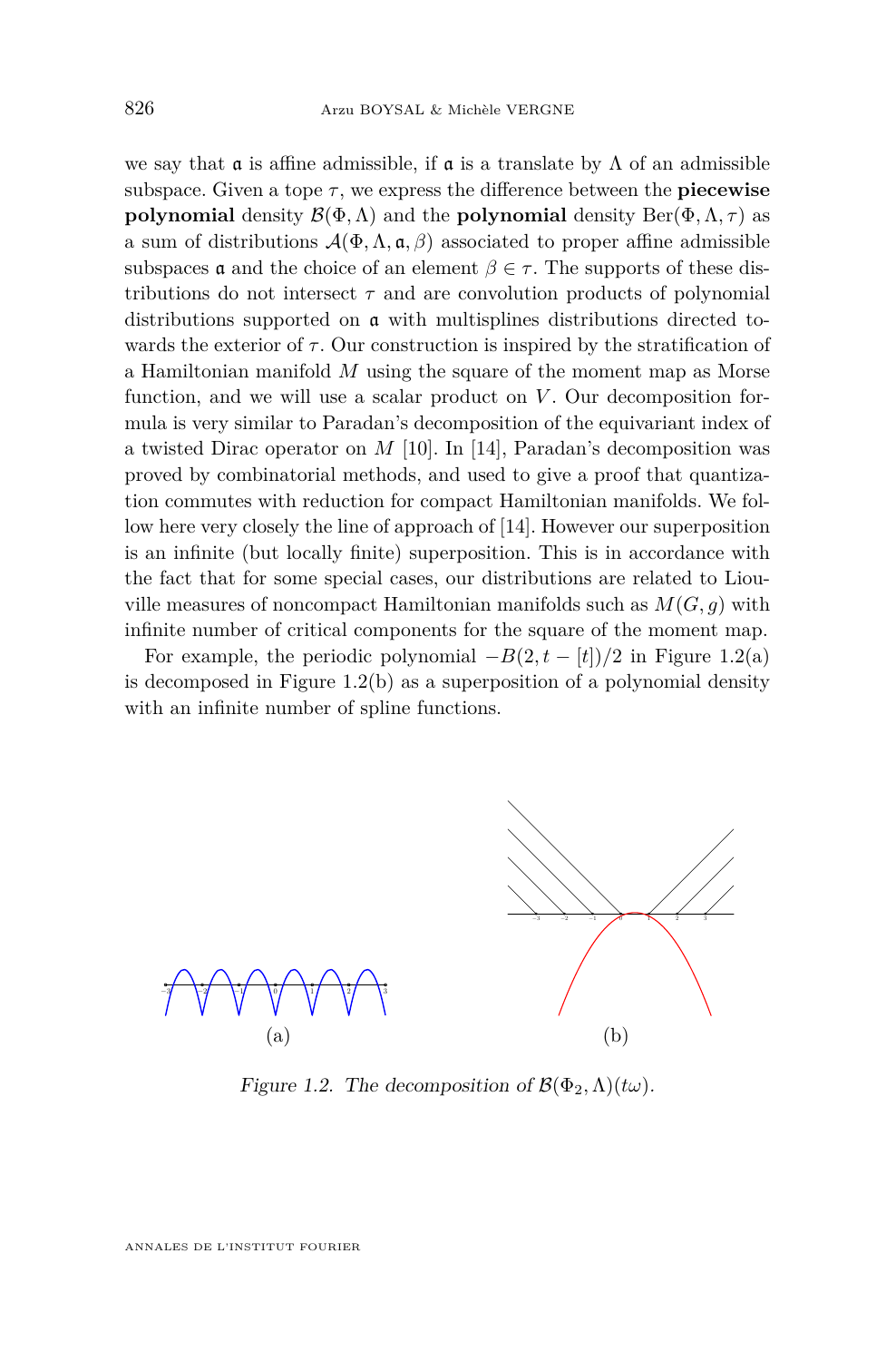we say that $\mathfrak{a}$ is affine admissible, if $\mathfrak{a}$ is a translate by $\Lambda$ of an admissible subspace. Given a tope $\tau$, we express the difference between the **piecewise polynomial** density $\mathcal{B}(\Phi, \Lambda)$ and the **polynomial** density $\mathrm{Ber}(\Phi, \Lambda, \tau)$ as a sum of distributions $\mathcal{A}(\Phi, \Lambda, \mathfrak{a}, \beta)$ associated to proper affine admissible subspaces $\mathfrak{a}$ and the choice of an element $\beta \in \tau$. The supports of these distributions do not intersect $\tau$ and are convolution products of polynomial distributions supported on $\mathfrak{a}$ with multisplines distributions directed towards the exterior of $\tau$. Our construction is inspired by the stratification of a Hamiltonian manifold $M$ using the square of the moment map as Morse function, and we will use a scalar product on $V$. Our decomposition formula is very similar to Paradan's decomposition of the equivariant index of a twisted Dirac operator on $M$ [10]. In [14], Paradan's decomposition was proved by combinatorial methods, and used to give a proof that quantization commutes with reduction for compact Hamiltonian manifolds. We follow here very closely the line of approach of [14]. However our superposition is an infinite (but locally finite) superposition. This is in accordance with the fact that for some special cases, our distributions are related to Liouville measures of noncompact Hamiltonian manifolds such as $M(G, g)$ with infinite number of critical components for the square of the moment map.

For example, the periodic polynomial $-B(2, t - [t])/2$ in Figure 1.2(a) is decomposed in Figure 1.2(b) as a superposition of a polynomial density with an infinite number of spline functions.

(a) (b)

*Figure 1.2. The decomposition of $\mathcal{B}(\Phi_2, \Lambda)(t\omega)$.*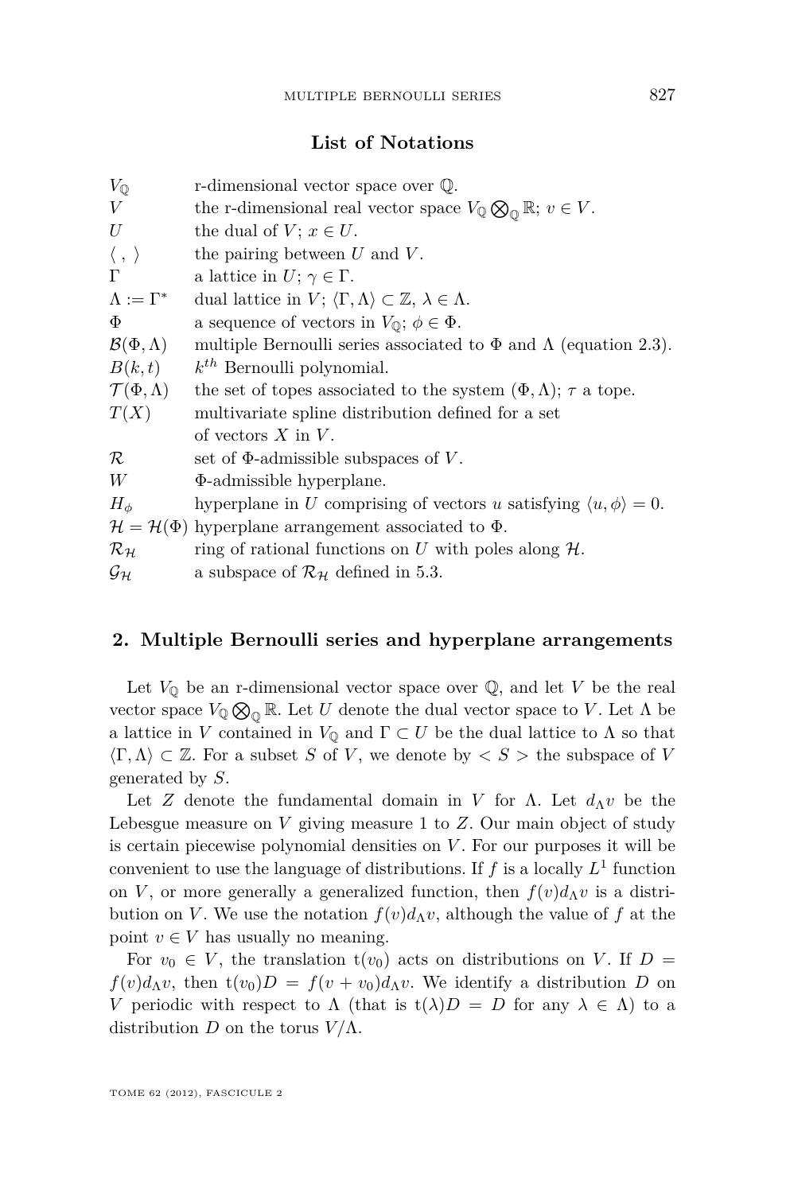## List of Notations

| | |
|---|---|
| $V_{\mathbb{Q}}$ | r-dimensional vector space over $\mathbb{Q}$. |
| $V$ | the r-dimensional real vector space $V_{\mathbb{Q}} \bigotimes_{\mathbb{Q}} \mathbb{R}$; $v \in V$. |
| $U$ | the dual of $V$; $x \in U$. |
| $\langle \, , \, \rangle$ | the pairing between $U$ and $V$. |
| $\Gamma$ | a lattice in $U$; $\gamma \in \Gamma$. |
| $\Lambda := \Gamma^*$ | dual lattice in $V$; $\langle \Gamma, \Lambda \rangle \subset \mathbb{Z}$, $\lambda \in \Lambda$. |
| $\Phi$ | a sequence of vectors in $V_{\mathbb{Q}}$; $\phi \in \Phi$. |
| $\mathcal{B}(\Phi, \Lambda)$ | multiple Bernoulli series associated to $\Phi$ and $\Lambda$ (equation 2.3). |
| $B(k, t)$ | $k^{th}$ Bernoulli polynomial. |
| $\mathcal{T}(\Phi, \Lambda)$ | the set of topes associated to the system $(\Phi, \Lambda)$; $\tau$ a tope. |
| $T(X)$ | multivariate spline distribution defined for a set of vectors $X$ in $V$. |
| $\mathcal{R}$ | set of $\Phi$-admissible subspaces of $V$. |
| $W$ | $\Phi$-admissible hyperplane. |
| $H_\phi$ | hyperplane in $U$ comprising of vectors $u$ satisfying $\langle u, \phi \rangle = 0$. |
| $\mathcal{H} = \mathcal{H}(\Phi)$ | hyperplane arrangement associated to $\Phi$. |
| $\mathcal{R}_{\mathcal{H}}$ | ring of rational functions on $U$ with poles along $\mathcal{H}$. |
| $\mathcal{G}_{\mathcal{H}}$ | a subspace of $\mathcal{R}_{\mathcal{H}}$ defined in 5.3. |

## 2. Multiple Bernoulli series and hyperplane arrangements

Let $V_{\mathbb{Q}}$ be an r-dimensional vector space over $\mathbb{Q}$, and let $V$ be the real vector space $V_{\mathbb{Q}} \bigotimes_{\mathbb{Q}} \mathbb{R}$. Let $U$ denote the dual vector space to $V$. Let $\Lambda$ be a lattice in $V$ contained in $V_{\mathbb{Q}}$ and $\Gamma \subset U$ be the dual lattice to $\Lambda$ so that $\langle \Gamma, \Lambda \rangle \subset \mathbb{Z}$. For a subset $S$ of $V$, we denote by $< S >$ the subspace of $V$ generated by $S$.

Let $Z$ denote the fundamental domain in $V$ for $\Lambda$. Let $d_\Lambda v$ be the Lebesgue measure on $V$ giving measure 1 to $Z$. Our main object of study is certain piecewise polynomial densities on $V$. For our purposes it will be convenient to use the language of distributions. If $f$ is a locally $L^1$ function on $V$, or more generally a generalized function, then $f(v)d_\Lambda v$ is a distribution on $V$. We use the notation $f(v)d_\Lambda v$, although the value of $f$ at the point $v \in V$ has usually no meaning.

For $v_0 \in V$, the translation $\mathrm{t}(v_0)$ acts on distributions on $V$. If $D = f(v)d_\Lambda v$, then $\mathrm{t}(v_0)D = f(v + v_0)d_\Lambda v$. We identify a distribution $D$ on $V$ periodic with respect to $\Lambda$ (that is $\mathrm{t}(\lambda)D = D$ for any $\lambda \in \Lambda$) to a distribution $D$ on the torus $V/\Lambda$.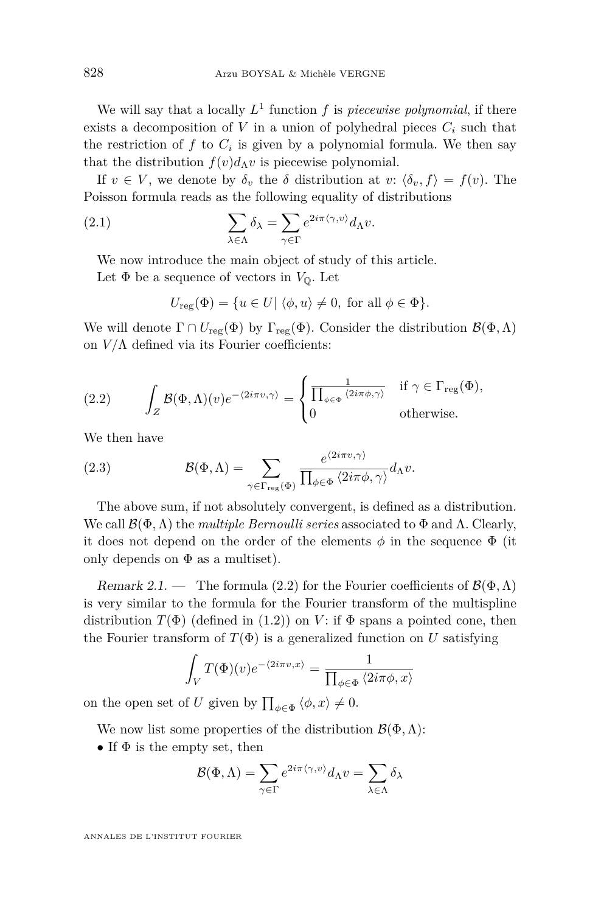We will say that a locally $L^1$ function $f$ is *piecewise polynomial*, if there exists a decomposition of $V$ in a union of polyhedral pieces $C_i$ such that the restriction of $f$ to $C_i$ is given by a polynomial formula. We then say that the distribution $f(v)d_\Lambda v$ is piecewise polynomial.

If $v \in V$, we denote by $\delta_v$ the $\delta$ distribution at $v$: $\langle \delta_v, f\rangle = f(v)$. The Poisson formula reads as the following equality of distributions

$$\sum_{\lambda\in\Lambda} \delta_\lambda = \sum_{\gamma\in\Gamma} e^{2i\pi\langle\gamma,v\rangle} d_\Lambda v. \tag{2.1}$$

We now introduce the main object of study of this article.

Let $\Phi$ be a sequence of vectors in $V_{\mathbb{Q}}$. Let

$$U_{\mathrm{reg}}(\Phi) = \{u \in U |\ \langle \phi, u\rangle \neq 0, \text{ for all } \phi \in \Phi\}.$$

We will denote $\Gamma \cap U_{\mathrm{reg}}(\Phi)$ by $\Gamma_{\mathrm{reg}}(\Phi)$. Consider the distribution $\mathcal{B}(\Phi,\Lambda)$ on $V/\Lambda$ defined via its Fourier coefficients:

$$\int_Z \mathcal{B}(\Phi,\Lambda)(v) e^{-\langle 2i\pi v,\gamma\rangle} = \begin{cases} \frac{1}{\prod_{\phi\in\Phi}\langle 2i\pi\phi,\gamma\rangle} & \text{if } \gamma \in \Gamma_{\mathrm{reg}}(\Phi), \\ 0 & \text{otherwise.}\end{cases} \tag{2.2}$$

We then have

$$\mathcal{B}(\Phi,\Lambda) = \sum_{\gamma\in\Gamma_{\mathrm{reg}}(\Phi)} \frac{e^{\langle 2i\pi v,\gamma\rangle}}{\prod_{\phi\in\Phi}\langle 2i\pi\phi,\gamma\rangle} d_\Lambda v. \tag{2.3}$$

The above sum, if not absolutely convergent, is defined as a distribution. We call $\mathcal{B}(\Phi,\Lambda)$ the *multiple Bernoulli series* associated to $\Phi$ and $\Lambda$. Clearly, it does not depend on the order of the elements $\phi$ in the sequence $\Phi$ (it only depends on $\Phi$ as a multiset).

*Remark 2.1.* — The formula (2.2) for the Fourier coefficients of $\mathcal{B}(\Phi,\Lambda)$ is very similar to the formula for the Fourier transform of the multispline distribution $T(\Phi)$ (defined in (1.2)) on $V$: if $\Phi$ spans a pointed cone, then the Fourier transform of $T(\Phi)$ is a generalized function on $U$ satisfying

$$\int_V T(\Phi)(v) e^{-\langle 2i\pi v,x\rangle} = \frac{1}{\prod_{\phi\in\Phi}\langle 2i\pi\phi,x\rangle}$$

on the open set of $U$ given by $\prod_{\phi\in\Phi}\langle\phi,x\rangle \neq 0$.

We now list some properties of the distribution $\mathcal{B}(\Phi,\Lambda)$:

- If $\Phi$ is the empty set, then

$$\mathcal{B}(\Phi,\Lambda) = \sum_{\gamma\in\Gamma} e^{2i\pi\langle\gamma,v\rangle} d_\Lambda v = \sum_{\lambda\in\Lambda}\delta_\lambda$$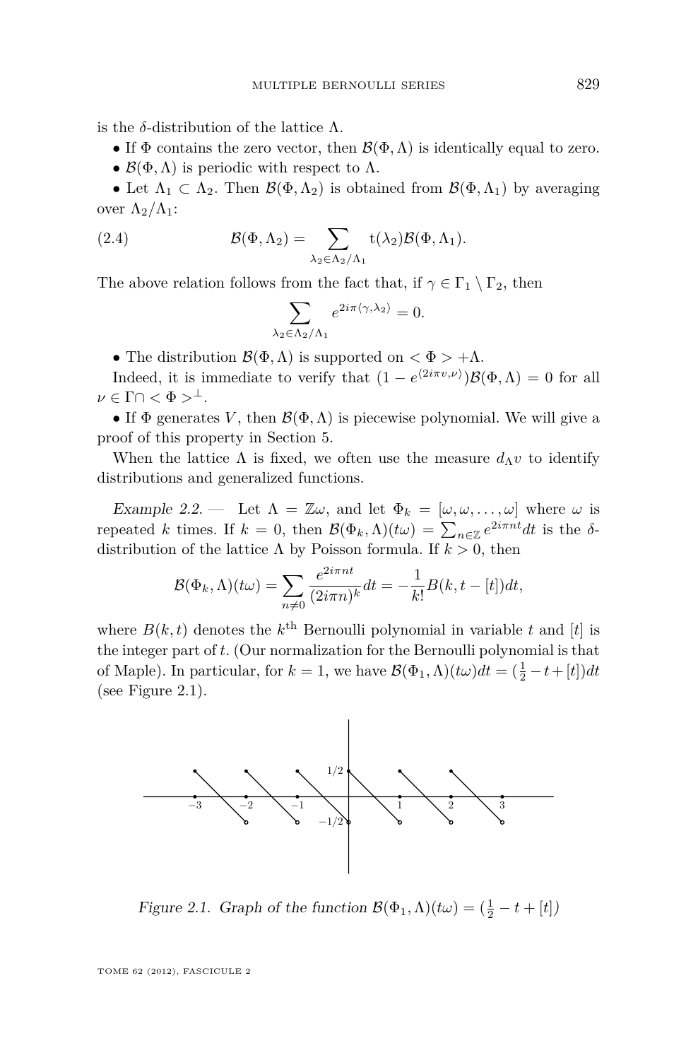is the $\delta$-distribution of the lattice $\Lambda$.

- If $\Phi$ contains the zero vector, then $\mathcal{B}(\Phi, \Lambda)$ is identically equal to zero.
- $\mathcal{B}(\Phi, \Lambda)$ is periodic with respect to $\Lambda$.
- Let $\Lambda_1 \subset \Lambda_2$. Then $\mathcal{B}(\Phi, \Lambda_2)$ is obtained from $\mathcal{B}(\Phi, \Lambda_1)$ by averaging over $\Lambda_2/\Lambda_1$:

$$\mathcal{B}(\Phi, \Lambda_2) = \sum_{\lambda_2 \in \Lambda_2/\Lambda_1} \mathrm{t}(\lambda_2)\mathcal{B}(\Phi, \Lambda_1). \tag{2.4}$$

The above relation follows from the fact that, if $\gamma \in \Gamma_1 \setminus \Gamma_2$, then

$$\sum_{\lambda_2 \in \Lambda_2/\Lambda_1} e^{2i\pi\langle\gamma,\lambda_2\rangle} = 0.$$

- The distribution $\mathcal{B}(\Phi, \Lambda)$ is supported on $< \Phi > +\Lambda$.

Indeed, it is immediate to verify that $(1 - e^{\langle 2i\pi v, \nu\rangle})\mathcal{B}(\Phi, \Lambda) = 0$ for all $\nu \in \Gamma \cap < \Phi >^{\perp}$.

- If $\Phi$ generates $V$, then $\mathcal{B}(\Phi, \Lambda)$ is piecewise polynomial. We will give a proof of this property in Section 5.

When the lattice $\Lambda$ is fixed, we often use the measure $d_\Lambda v$ to identify distributions and generalized functions.

*Example 2.2.* — Let $\Lambda = \mathbb{Z}\omega$, and let $\Phi_k = [\omega, \omega, \ldots, \omega]$ where $\omega$ is repeated $k$ times. If $k = 0$, then $\mathcal{B}(\Phi_k, \Lambda)(t\omega) = \sum_{n\in\mathbb{Z}} e^{2i\pi nt}dt$ is the $\delta$-distribution of the lattice $\Lambda$ by Poisson formula. If $k > 0$, then

$$\mathcal{B}(\Phi_k, \Lambda)(t\omega) = \sum_{n \neq 0} \frac{e^{2i\pi nt}}{(2i\pi n)^k}dt = -\frac{1}{k!}B(k, t - [t])dt,$$

where $B(k, t)$ denotes the $k^{\text{th}}$ Bernoulli polynomial in variable $t$ and $[t]$ is the integer part of $t$. (Our normalization for the Bernoulli polynomial is that of Maple). In particular, for $k = 1$, we have $\mathcal{B}(\Phi_1, \Lambda)(t\omega)dt = (\frac{1}{2} - t + [t])dt$ (see Figure 2.1).

*Figure 2.1. Graph of the function $\mathcal{B}(\Phi_1, \Lambda)(t\omega) = (\frac{1}{2} - t + [t])$*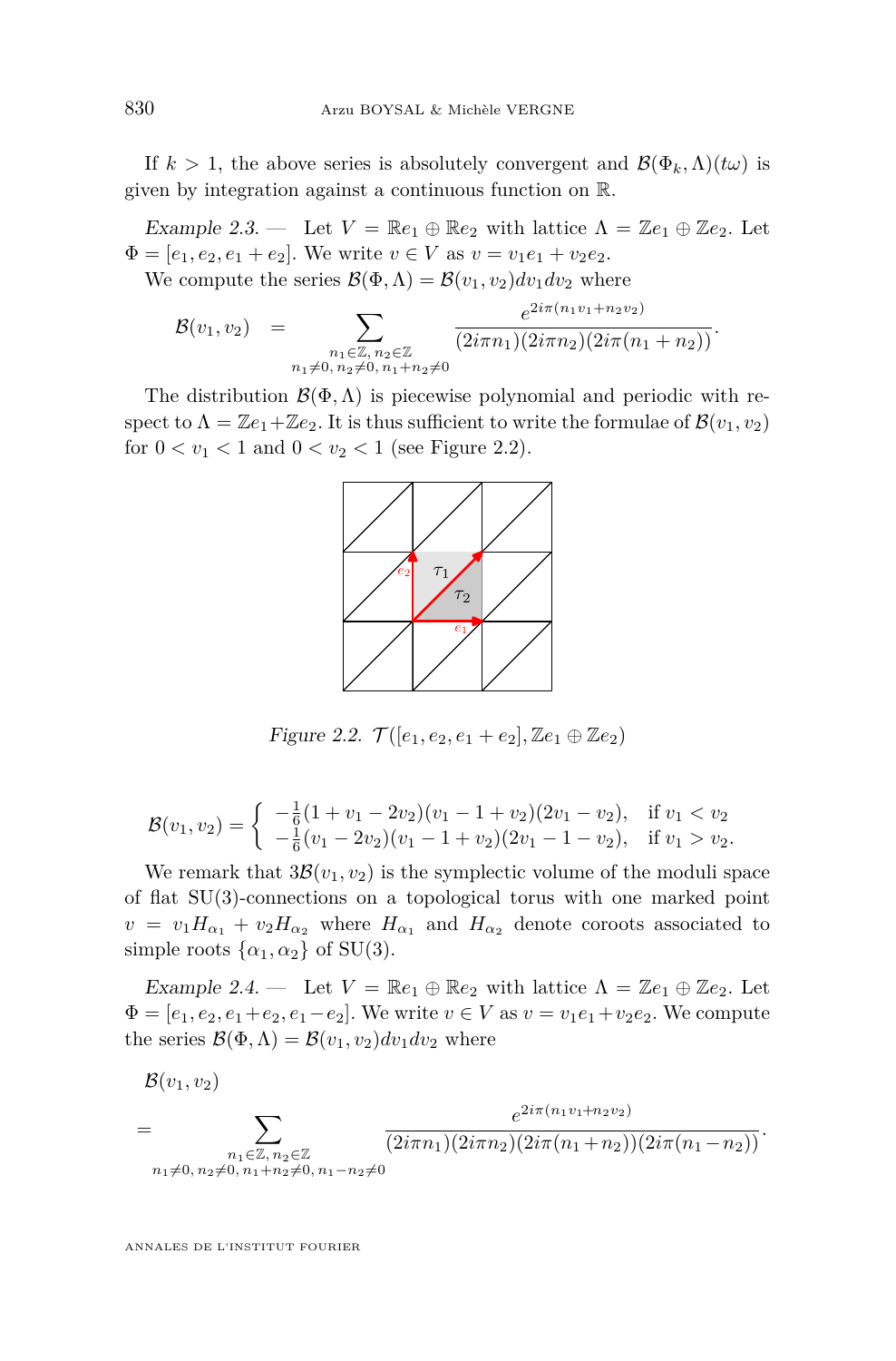If $k > 1$, the above series is absolutely convergent and $\mathcal{B}(\Phi_k, \Lambda)(t\omega)$ is given by integration against a continuous function on $\mathbb{R}$.

*Example 2.3.* — Let $V = \mathbb{R}e_1 \oplus \mathbb{R}e_2$ with lattice $\Lambda = \mathbb{Z}e_1 \oplus \mathbb{Z}e_2$. Let $\Phi = [e_1, e_2, e_1 + e_2]$. We write $v \in V$ as $v = v_1 e_1 + v_2 e_2$.

We compute the series $\mathcal{B}(\Phi, \Lambda) = \mathcal{B}(v_1, v_2) dv_1 dv_2$ where

$$\mathcal{B}(v_1, v_2) \quad = \sum_{\substack{n_1 \in \mathbb{Z},\, n_2 \in \mathbb{Z} \\ n_1 \neq 0,\, n_2 \neq 0,\, n_1 + n_2 \neq 0}} \frac{e^{2i\pi(n_1 v_1 + n_2 v_2)}}{(2i\pi n_1)(2i\pi n_2)(2i\pi(n_1 + n_2))}.$$

The distribution $\mathcal{B}(\Phi, \Lambda)$ is piecewise polynomial and periodic with respect to $\Lambda = \mathbb{Z}e_1 + \mathbb{Z}e_2$. It is thus sufficient to write the formulae of $\mathcal{B}(v_1, v_2)$ for $0 < v_1 < 1$ and $0 < v_2 < 1$ (see Figure 2.2).

*Figure 2.2.* $\mathcal{T}([e_1, e_2, e_1 + e_2], \mathbb{Z}e_1 \oplus \mathbb{Z}e_2)$

$$\mathcal{B}(v_1, v_2) = \begin{cases} -\frac{1}{6}(1 + v_1 - 2v_2)(v_1 - 1 + v_2)(2v_1 - v_2), & \text{if } v_1 < v_2 \\ -\frac{1}{6}(v_1 - 2v_2)(v_1 - 1 + v_2)(2v_1 - 1 - v_2), & \text{if } v_1 > v_2. \end{cases}$$

We remark that $3\mathcal{B}(v_1, v_2)$ is the symplectic volume of the moduli space of flat SU(3)-connections on a topological torus with one marked point $v = v_1 H_{\alpha_1} + v_2 H_{\alpha_2}$ where $H_{\alpha_1}$ and $H_{\alpha_2}$ denote coroots associated to simple roots $\{\alpha_1, \alpha_2\}$ of SU(3).

*Example 2.4.* — Let $V = \mathbb{R}e_1 \oplus \mathbb{R}e_2$ with lattice $\Lambda = \mathbb{Z}e_1 \oplus \mathbb{Z}e_2$. Let $\Phi = [e_1, e_2, e_1 + e_2, e_1 - e_2]$. We write $v \in V$ as $v = v_1 e_1 + v_2 e_2$. We compute the series $\mathcal{B}(\Phi, \Lambda) = \mathcal{B}(v_1, v_2) dv_1 dv_2$ where

$$\mathcal{B}(v_1, v_2) = \sum_{\substack{n_1 \in \mathbb{Z},\, n_2 \in \mathbb{Z} \\ n_1 \neq 0,\, n_2 \neq 0,\, n_1 + n_2 \neq 0,\, n_1 - n_2 \neq 0}} \frac{e^{2i\pi(n_1 v_1 + n_2 v_2)}}{(2i\pi n_1)(2i\pi n_2)(2i\pi(n_1 + n_2))(2i\pi(n_1 - n_2))}.$$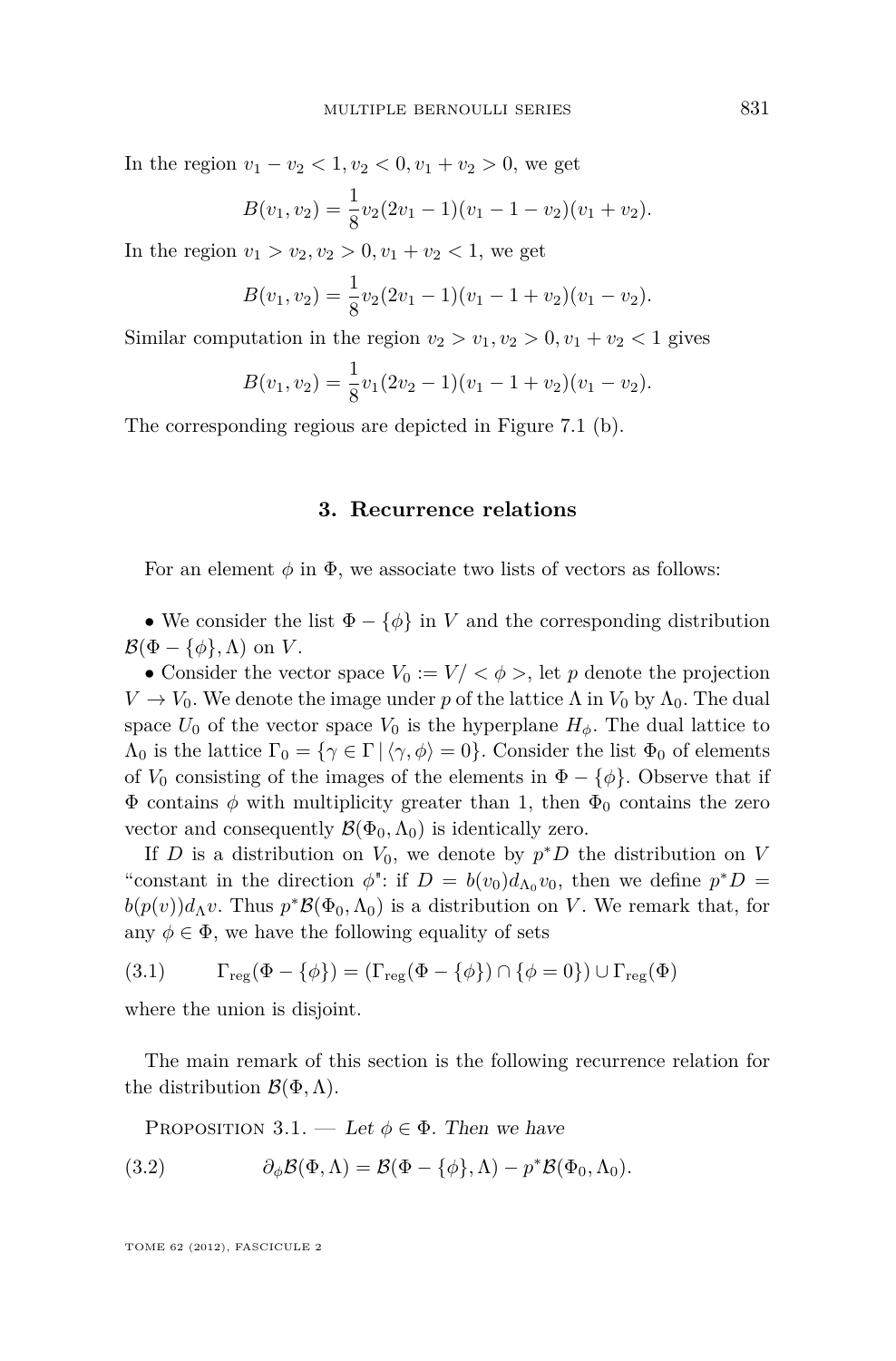In the region $v_1 - v_2 < 1, v_2 < 0, v_1 + v_2 > 0$, we get

$$B(v_1, v_2) = \frac{1}{8} v_2(2v_1 - 1)(v_1 - 1 - v_2)(v_1 + v_2).$$

In the region $v_1 > v_2, v_2 > 0, v_1 + v_2 < 1$, we get

$$B(v_1, v_2) = \frac{1}{8} v_2(2v_1 - 1)(v_1 - 1 + v_2)(v_1 - v_2).$$

Similar computation in the region $v_2 > v_1, v_2 > 0, v_1 + v_2 < 1$ gives

$$B(v_1, v_2) = \frac{1}{8} v_1(2v_2 - 1)(v_1 - 1 + v_2)(v_1 - v_2).$$

The corresponding regious are depicted in Figure 7.1 (b).

## 3. Recurrence relations

For an element $\phi$ in $\Phi$, we associate two lists of vectors as follows:

- We consider the list $\Phi - \{\phi\}$ in $V$ and the corresponding distribution $\mathcal{B}(\Phi - \{\phi\}, \Lambda)$ on $V$.
- Consider the vector space $V_0 := V/ < \phi >$, let $p$ denote the projection $V \to V_0$. We denote the image under $p$ of the lattice $\Lambda$ in $V_0$ by $\Lambda_0$. The dual space $U_0$ of the vector space $V_0$ is the hyperplane $H_\phi$. The dual lattice to $\Lambda_0$ is the lattice $\Gamma_0 = \{\gamma \in \Gamma \mid \langle \gamma, \phi \rangle = 0\}$. Consider the list $\Phi_0$ of elements of $V_0$ consisting of the images of the elements in $\Phi - \{\phi\}$. Observe that if $\Phi$ contains $\phi$ with multiplicity greater than 1, then $\Phi_0$ contains the zero vector and consequently $\mathcal{B}(\Phi_0, \Lambda_0)$ is identically zero.

If $D$ is a distribution on $V_0$, we denote by $p^*D$ the distribution on $V$ "constant in the direction $\phi$": if $D = b(v_0) d_{\Lambda_0} v_0$, then we define $p^*D = b(p(v)) d_\Lambda v$. Thus $p^*\mathcal{B}(\Phi_0, \Lambda_0)$ is a distribution on $V$. We remark that, for any $\phi \in \Phi$, we have the following equality of sets

$$\Gamma_{\text{reg}}(\Phi - \{\phi\}) = (\Gamma_{\text{reg}}(\Phi - \{\phi\}) \cap \{\phi = 0\}) \cup \Gamma_{\text{reg}}(\Phi) \tag{3.1}$$

where the union is disjoint.

The main remark of this section is the following recurrence relation for the distribution $\mathcal{B}(\Phi, \Lambda)$.

Proposition 3.1. — *Let $\phi \in \Phi$. Then we have*

$$\partial_\phi \mathcal{B}(\Phi, \Lambda) = \mathcal{B}(\Phi - \{\phi\}, \Lambda) - p^*\mathcal{B}(\Phi_0, \Lambda_0). \tag{3.2}$$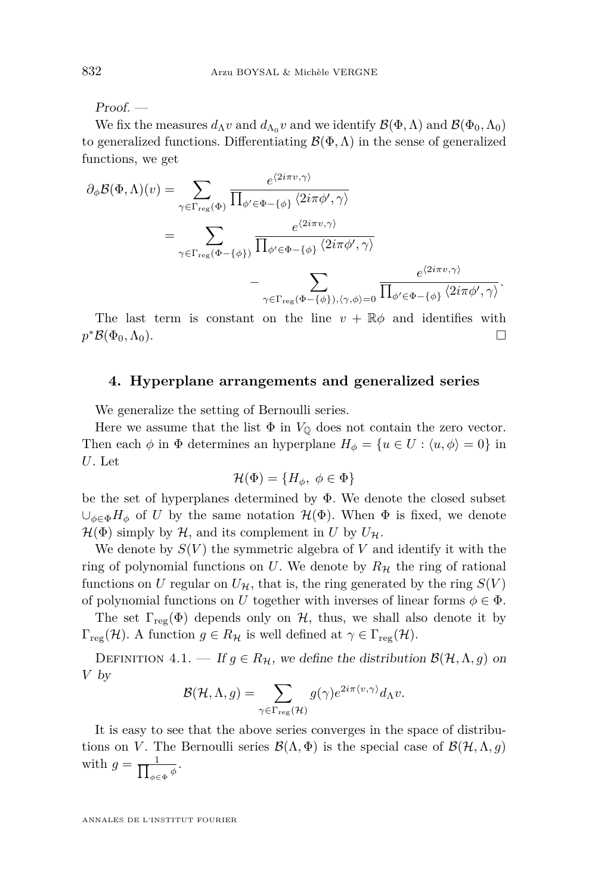*Proof.* —

We fix the measures $d_\Lambda v$ and $d_{\Lambda_0} v$ and we identify $\mathcal{B}(\Phi,\Lambda)$ and $\mathcal{B}(\Phi_0,\Lambda_0)$ to generalized functions. Differentiating $\mathcal{B}(\Phi,\Lambda)$ in the sense of generalized functions, we get

$$\begin{aligned}
\partial_\phi \mathcal{B}(\Phi,\Lambda)(v) &= \sum_{\gamma\in\Gamma_{\mathrm{reg}}(\Phi)} \frac{e^{\langle 2i\pi v,\gamma\rangle}}{\prod_{\phi'\in\Phi-\{\phi\}}\langle 2i\pi\phi',\gamma\rangle} \\
&= \sum_{\gamma\in\Gamma_{\mathrm{reg}}(\Phi-\{\phi\})} \frac{e^{\langle 2i\pi v,\gamma\rangle}}{\prod_{\phi'\in\Phi-\{\phi\}}\langle 2i\pi\phi',\gamma\rangle} \\
&\qquad - \sum_{\gamma\in\Gamma_{\mathrm{reg}}(\Phi-\{\phi\}),\langle\gamma,\phi\rangle=0} \frac{e^{\langle 2i\pi v,\gamma\rangle}}{\prod_{\phi'\in\Phi-\{\phi\}}\langle 2i\pi\phi',\gamma\rangle}.
\end{aligned}$$

The last term is constant on the line $v+\mathbb{R}\phi$ and identifies with $p^*\mathcal{B}(\Phi_0,\Lambda_0)$. □

## 4. Hyperplane arrangements and generalized series

We generalize the setting of Bernoulli series.

Here we assume that the list $\Phi$ in $V_{\mathbb{Q}}$ does not contain the zero vector. Then each $\phi$ in $\Phi$ determines an hyperplane $H_\phi = \{u\in U : \langle u,\phi\rangle = 0\}$ in $U$. Let

$$\mathcal{H}(\Phi) = \{H_\phi,\ \phi\in\Phi\}$$

be the set of hyperplanes determined by $\Phi$. We denote the closed subset $\cup_{\phi\in\Phi}H_\phi$ of $U$ by the same notation $\mathcal{H}(\Phi)$. When $\Phi$ is fixed, we denote $\mathcal{H}(\Phi)$ simply by $\mathcal{H}$, and its complement in $U$ by $U_{\mathcal{H}}$.

We denote by $S(V)$ the symmetric algebra of $V$ and identify it with the ring of polynomial functions on $U$. We denote by $R_{\mathcal{H}}$ the ring of rational functions on $U$ regular on $U_{\mathcal{H}}$, that is, the ring generated by the ring $S(V)$ of polynomial functions on $U$ together with inverses of linear forms $\phi\in\Phi$.

The set $\Gamma_{\mathrm{reg}}(\Phi)$ depends only on $\mathcal{H}$, thus, we shall also denote it by $\Gamma_{\mathrm{reg}}(\mathcal{H})$. A function $g\in R_{\mathcal{H}}$ is well defined at $\gamma\in\Gamma_{\mathrm{reg}}(\mathcal{H})$.

Definition 4.1. — *If $g\in R_{\mathcal{H}}$, we define the distribution $\mathcal{B}(\mathcal{H},\Lambda,g)$ on $V$ by*

$$\mathcal{B}(\mathcal{H},\Lambda,g) = \sum_{\gamma\in\Gamma_{\mathrm{reg}}(\mathcal{H})} g(\gamma)e^{2i\pi\langle v,\gamma\rangle}d_\Lambda v.$$

It is easy to see that the above series converges in the space of distributions on $V$. The Bernoulli series $\mathcal{B}(\Lambda,\Phi)$ is the special case of $\mathcal{B}(\mathcal{H},\Lambda,g)$ with $g = \frac{1}{\prod_{\phi\in\Phi}\phi}$.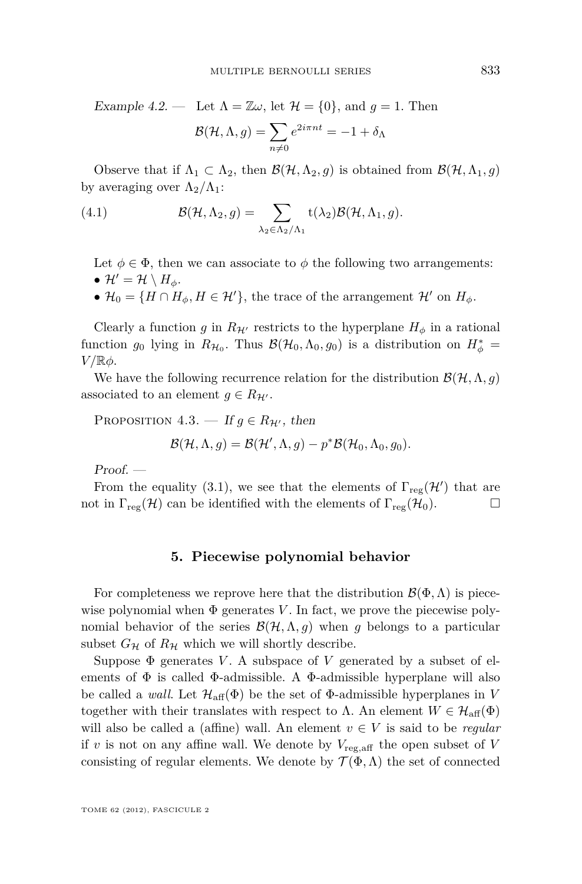*Example 4.2.* — Let $\Lambda = \mathbb{Z}\omega$, let $\mathcal{H} = \{0\}$, and $g = 1$. Then

$$\mathcal{B}(\mathcal{H}, \Lambda, g) = \sum_{n \neq 0} e^{2i\pi nt} = -1 + \delta_\Lambda$$

Observe that if $\Lambda_1 \subset \Lambda_2$, then $\mathcal{B}(\mathcal{H}, \Lambda_2, g)$ is obtained from $\mathcal{B}(\mathcal{H}, \Lambda_1, g)$ by averaging over $\Lambda_2/\Lambda_1$:

$$\mathcal{B}(\mathcal{H}, \Lambda_2, g) = \sum_{\lambda_2 \in \Lambda_2/\Lambda_1} \mathrm{t}(\lambda_2)\mathcal{B}(\mathcal{H}, \Lambda_1, g). \tag{4.1}$$

Let $\phi \in \Phi$, then we can associate to $\phi$ the following two arrangements:

- $\mathcal{H}' = \mathcal{H} \setminus H_\phi$.
- $\mathcal{H}_0 = \{H \cap H_\phi, H \in \mathcal{H}'\}$, the trace of the arrangement $\mathcal{H}'$ on $H_\phi$.

Clearly a function $g$ in $R_{\mathcal{H}'}$ restricts to the hyperplane $H_\phi$ in a rational function $g_0$ lying in $R_{\mathcal{H}_0}$. Thus $\mathcal{B}(\mathcal{H}_0, \Lambda_0, g_0)$ is a distribution on $H_\phi^* = V/\mathbb{R}\phi$.

We have the following recurrence relation for the distribution $\mathcal{B}(\mathcal{H}, \Lambda, g)$ associated to an element $g \in R_{\mathcal{H}'}$.

Proposition 4.3. — *If $g \in R_{\mathcal{H}'}$, then*

$$\mathcal{B}(\mathcal{H}, \Lambda, g) = \mathcal{B}(\mathcal{H}', \Lambda, g) - p^* \mathcal{B}(\mathcal{H}_0, \Lambda_0, g_0).$$

*Proof.* —

From the equality (3.1), we see that the elements of $\Gamma_{\mathrm{reg}}(\mathcal{H}')$ that are not in $\Gamma_{\mathrm{reg}}(\mathcal{H})$ can be identified with the elements of $\Gamma_{\mathrm{reg}}(\mathcal{H}_0)$. $\square$

## 5. Piecewise polynomial behavior

For completeness we reprove here that the distribution $\mathcal{B}(\Phi, \Lambda)$ is piecewise polynomial when $\Phi$ generates $V$. In fact, we prove the piecewise polynomial behavior of the series $\mathcal{B}(\mathcal{H}, \Lambda, g)$ when $g$ belongs to a particular subset $G_\mathcal{H}$ of $R_\mathcal{H}$ which we will shortly describe.

Suppose $\Phi$ generates $V$. A subspace of $V$ generated by a subset of elements of $\Phi$ is called $\Phi$-admissible. A $\Phi$-admissible hyperplane will also be called a *wall*. Let $\mathcal{H}_{\mathrm{aff}}(\Phi)$ be the set of $\Phi$-admissible hyperplanes in $V$ together with their translates with respect to $\Lambda$. An element $W \in \mathcal{H}_{\mathrm{aff}}(\Phi)$ will also be called a (affine) wall. An element $v \in V$ is said to be *regular* if $v$ is not on any affine wall. We denote by $V_{\mathrm{reg,aff}}$ the open subset of $V$ consisting of regular elements. We denote by $\mathcal{T}(\Phi, \Lambda)$ the set of connected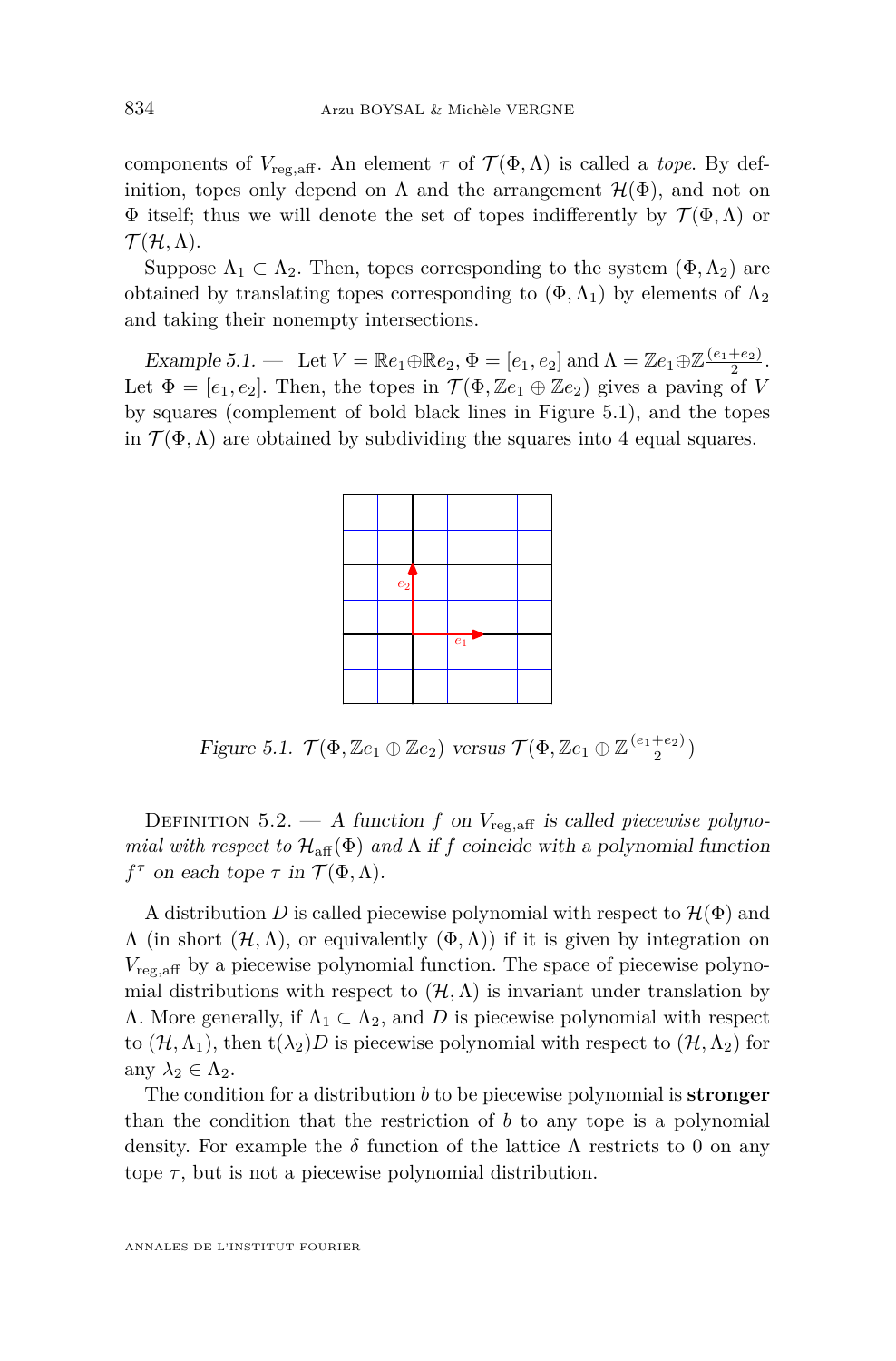components of $V_{\mathrm{reg,aff}}$. An element $\tau$ of $\mathcal{T}(\Phi, \Lambda)$ is called a *tope*. By definition, topes only depend on $\Lambda$ and the arrangement $\mathcal{H}(\Phi)$, and not on $\Phi$ itself; thus we will denote the set of topes indifferently by $\mathcal{T}(\Phi, \Lambda)$ or $\mathcal{T}(\mathcal{H}, \Lambda)$.

Suppose $\Lambda_1 \subset \Lambda_2$. Then, topes corresponding to the system $(\Phi, \Lambda_2)$ are obtained by translating topes corresponding to $(\Phi, \Lambda_1)$ by elements of $\Lambda_2$ and taking their nonempty intersections.

*Example 5.1.* — Let $V = \mathbb{R}e_1 \oplus \mathbb{R}e_2$, $\Phi = [e_1, e_2]$ and $\Lambda = \mathbb{Z}e_1 \oplus \mathbb{Z}\frac{(e_1+e_2)}{2}$. Let $\Phi = [e_1, e_2]$. Then, the topes in $\mathcal{T}(\Phi, \mathbb{Z}e_1 \oplus \mathbb{Z}e_2)$ gives a paving of $V$ by squares (complement of bold black lines in Figure 5.1), and the topes in $\mathcal{T}(\Phi, \Lambda)$ are obtained by subdividing the squares into 4 equal squares.

*Figure 5.1.* $\mathcal{T}(\Phi, \mathbb{Z}e_1 \oplus \mathbb{Z}e_2)$ *versus* $\mathcal{T}(\Phi, \mathbb{Z}e_1 \oplus \mathbb{Z}\frac{(e_1+e_2)}{2})$

Definition 5.2. — *A function $f$ on $V_{\mathrm{reg,aff}}$ is called piecewise polynomial with respect to $\mathcal{H}_{\mathrm{aff}}(\Phi)$ and $\Lambda$ if $f$ coincide with a polynomial function $f^\tau$ on each tope $\tau$ in $\mathcal{T}(\Phi, \Lambda)$.*

A distribution $D$ is called piecewise polynomial with respect to $\mathcal{H}(\Phi)$ and $\Lambda$ (in short $(\mathcal{H}, \Lambda)$, or equivalently $(\Phi, \Lambda)$) if it is given by integration on $V_{\mathrm{reg,aff}}$ by a piecewise polynomial function. The space of piecewise polynomial distributions with respect to $(\mathcal{H}, \Lambda)$ is invariant under translation by $\Lambda$. More generally, if $\Lambda_1 \subset \Lambda_2$, and $D$ is piecewise polynomial with respect to $(\mathcal{H}, \Lambda_1)$, then $\mathrm{t}(\lambda_2)D$ is piecewise polynomial with respect to $(\mathcal{H}, \Lambda_2)$ for any $\lambda_2 \in \Lambda_2$.

The condition for a distribution $b$ to be piecewise polynomial is **stronger** than the condition that the restriction of $b$ to any tope is a polynomial density. For example the $\delta$ function of the lattice $\Lambda$ restricts to 0 on any tope $\tau$, but is not a piecewise polynomial distribution.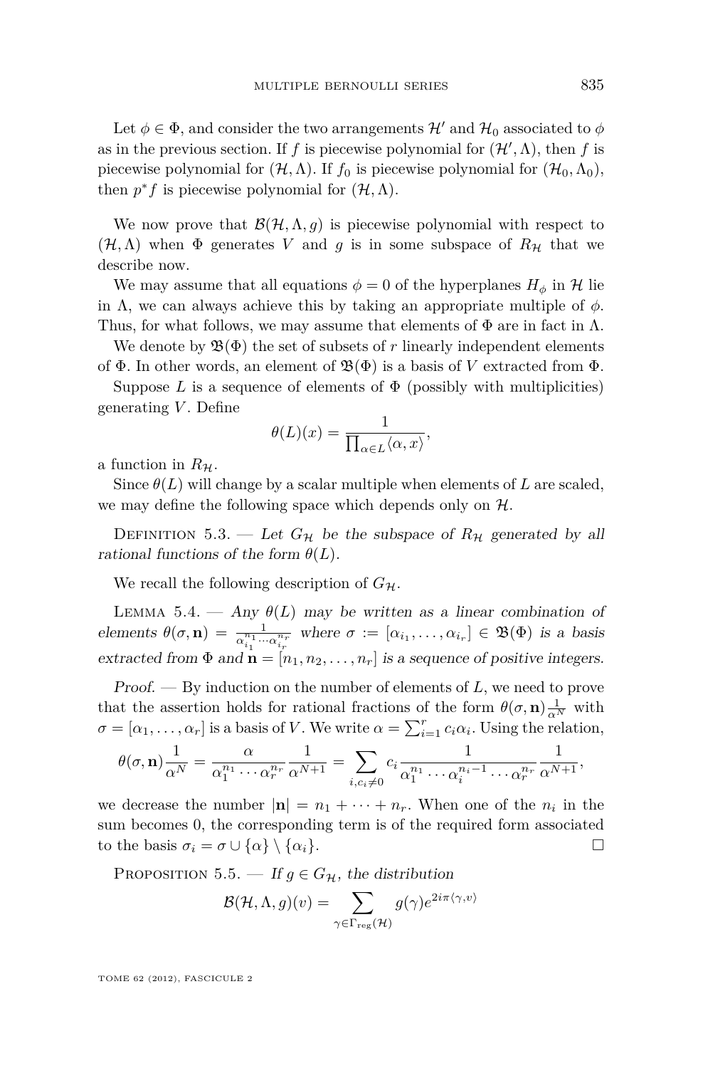Let $\phi \in \Phi$, and consider the two arrangements $\mathcal{H}'$ and $\mathcal{H}_0$ associated to $\phi$ as in the previous section. If $f$ is piecewise polynomial for $(\mathcal{H}', \Lambda)$, then $f$ is piecewise polynomial for $(\mathcal{H}, \Lambda)$. If $f_0$ is piecewise polynomial for $(\mathcal{H}_0, \Lambda_0)$, then $p^* f$ is piecewise polynomial for $(\mathcal{H}, \Lambda)$.

We now prove that $\mathcal{B}(\mathcal{H}, \Lambda, g)$ is piecewise polynomial with respect to $(\mathcal{H}, \Lambda)$ when $\Phi$ generates $V$ and $g$ is in some subspace of $R_{\mathcal{H}}$ that we describe now.

We may assume that all equations $\phi = 0$ of the hyperplanes $H_\phi$ in $\mathcal{H}$ lie in $\Lambda$, we can always achieve this by taking an appropriate multiple of $\phi$. Thus, for what follows, we may assume that elements of $\Phi$ are in fact in $\Lambda$.

We denote by $\mathfrak{B}(\Phi)$ the set of subsets of $r$ linearly independent elements of $\Phi$. In other words, an element of $\mathfrak{B}(\Phi)$ is a basis of $V$ extracted from $\Phi$.

Suppose $L$ is a sequence of elements of $\Phi$ (possibly with multiplicities) generating $V$. Define

$$\theta(L)(x) = \frac{1}{\prod_{\alpha \in L} \langle \alpha, x \rangle},$$

a function in $R_{\mathcal{H}}$.

Since $\theta(L)$ will change by a scalar multiple when elements of $L$ are scaled, we may define the following space which depends only on $\mathcal{H}$.

Definition 5.3. — *Let $G_{\mathcal{H}}$ be the subspace of $R_{\mathcal{H}}$ generated by all rational functions of the form $\theta(L)$.*

We recall the following description of $G_{\mathcal{H}}$.

Lemma 5.4. — *Any $\theta(L)$ may be written as a linear combination of elements $\theta(\sigma, \mathbf{n}) = \frac{1}{\alpha_{i_1}^{n_1} \cdots \alpha_{i_r}^{n_r}}$ where $\sigma := [\alpha_{i_1}, \ldots, \alpha_{i_r}] \in \mathfrak{B}(\Phi)$ is a basis extracted from $\Phi$ and $\mathbf{n} = [n_1, n_2, \ldots, n_r]$ is a sequence of positive integers.*

*Proof.* — By induction on the number of elements of $L$, we need to prove that the assertion holds for rational fractions of the form $\theta(\sigma, \mathbf{n}) \frac{1}{\alpha^N}$ with $\sigma = [\alpha_1, \ldots, \alpha_r]$ is a basis of $V$. We write $\alpha = \sum_{i=1}^r c_i \alpha_i$. Using the relation,

$$\theta(\sigma, \mathbf{n}) \frac{1}{\alpha^N} = \frac{\alpha}{\alpha_1^{n_1} \cdots \alpha_r^{n_r}} \frac{1}{\alpha^{N+1}} = \sum_{i, c_i \neq 0} c_i \frac{1}{\alpha_1^{n_1} \cdots \alpha_i^{n_i - 1} \cdots \alpha_r^{n_r}} \frac{1}{\alpha^{N+1}},$$

we decrease the number $|\mathbf{n}| = n_1 + \cdots + n_r$. When one of the $n_i$ in the sum becomes 0, the corresponding term is of the required form associated to the basis $\sigma_i = \sigma \cup \{\alpha\} \setminus \{\alpha_i\}$. $\square$

Proposition 5.5. — *If $g \in G_{\mathcal{H}}$, the distribution*

$$\mathcal{B}(\mathcal{H}, \Lambda, g)(v) = \sum_{\gamma \in \Gamma_{\mathrm{reg}}(\mathcal{H})} g(\gamma) e^{2i\pi \langle \gamma, v \rangle}$$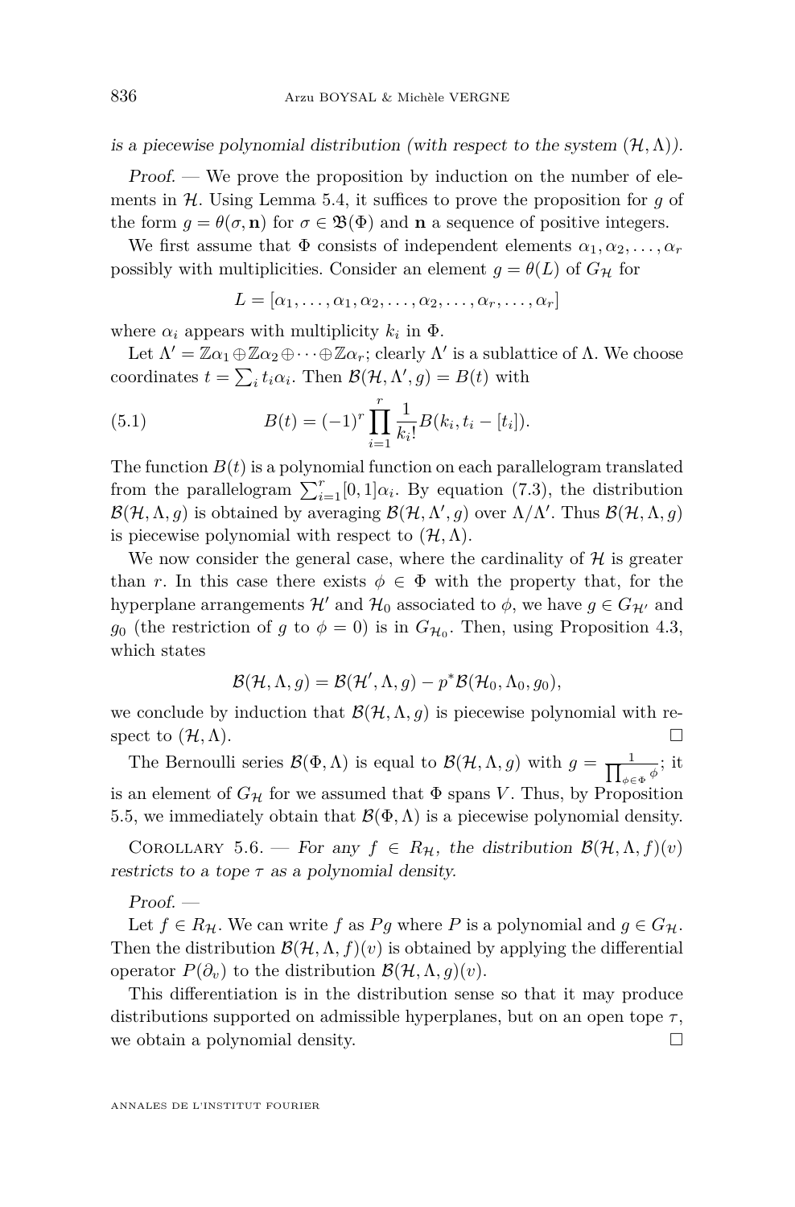*is a piecewise polynomial distribution (with respect to the system $(\mathcal{H},\Lambda)$).*

*Proof.* — We prove the proposition by induction on the number of elements in $\mathcal{H}$. Using Lemma 5.4, it suffices to prove the proposition for $g$ of the form $g=\theta(\sigma,\mathbf{n})$ for $\sigma\in\mathfrak{B}(\Phi)$ and $\mathbf{n}$ a sequence of positive integers.

We first assume that $\Phi$ consists of independent elements $\alpha_1,\alpha_2,\ldots,\alpha_r$ possibly with multiplicities. Consider an element $g=\theta(L)$ of $G_{\mathcal{H}}$ for

$$L=[\alpha_1,\ldots,\alpha_1,\alpha_2,\ldots,\alpha_2,\ldots,\alpha_r,\ldots,\alpha_r]$$

where $\alpha_i$ appears with multiplicity $k_i$ in $\Phi$.

Let $\Lambda'=\mathbb{Z}\alpha_1\oplus\mathbb{Z}\alpha_2\oplus\cdots\oplus\mathbb{Z}\alpha_r$; clearly $\Lambda'$ is a sublattice of $\Lambda$. We choose coordinates $t=\sum_i t_i\alpha_i$. Then $\mathcal{B}(\mathcal{H},\Lambda',g)=B(t)$ with

$$B(t)=(-1)^r\prod_{i=1}^{r}\frac{1}{k_i!}B(k_i,t_i-[t_i]). \tag{5.1}$$

The function $B(t)$ is a polynomial function on each parallelogram translated from the parallelogram $\sum_{i=1}^r[0,1]\alpha_i$. By equation (7.3), the distribution $\mathcal{B}(\mathcal{H},\Lambda,g)$ is obtained by averaging $\mathcal{B}(\mathcal{H},\Lambda',g)$ over $\Lambda/\Lambda'$. Thus $\mathcal{B}(\mathcal{H},\Lambda,g)$ is piecewise polynomial with respect to $(\mathcal{H},\Lambda)$.

We now consider the general case, where the cardinality of $\mathcal{H}$ is greater than $r$. In this case there exists $\phi\in\Phi$ with the property that, for the hyperplane arrangements $\mathcal{H}'$ and $\mathcal{H}_0$ associated to $\phi$, we have $g\in G_{\mathcal{H}'}$ and $g_0$ (the restriction of $g$ to $\phi=0$) is in $G_{\mathcal{H}_0}$. Then, using Proposition 4.3, which states

$$\mathcal{B}(\mathcal{H},\Lambda,g)=\mathcal{B}(\mathcal{H}',\Lambda,g)-p^*\mathcal{B}(\mathcal{H}_0,\Lambda_0,g_0),$$

we conclude by induction that $\mathcal{B}(\mathcal{H},\Lambda,g)$ is piecewise polynomial with respect to $(\mathcal{H},\Lambda)$. □

The Bernoulli series $\mathcal{B}(\Phi,\Lambda)$ is equal to $\mathcal{B}(\mathcal{H},\Lambda,g)$ with $g=\frac{1}{\prod_{\phi\in\Phi}\phi}$; it is an element of $G_{\mathcal{H}}$ for we assumed that $\Phi$ spans $V$. Thus, by Proposition 5.5, we immediately obtain that $\mathcal{B}(\Phi,\Lambda)$ is a piecewise polynomial density.

Corollary 5.6. — *For any $f\in R_{\mathcal{H}}$, the distribution $\mathcal{B}(\mathcal{H},\Lambda,f)(v)$ restricts to a tope $\tau$ as a polynomial density.*

*Proof.* —

Let $f\in R_{\mathcal{H}}$. We can write $f$ as $Pg$ where $P$ is a polynomial and $g\in G_{\mathcal{H}}$. Then the distribution $\mathcal{B}(\mathcal{H},\Lambda,f)(v)$ is obtained by applying the differential operator $P(\partial_v)$ to the distribution $\mathcal{B}(\mathcal{H},\Lambda,g)(v)$.

This differentiation is in the distribution sense so that it may produce distributions supported on admissible hyperplanes, but on an open tope $\tau$, we obtain a polynomial density. □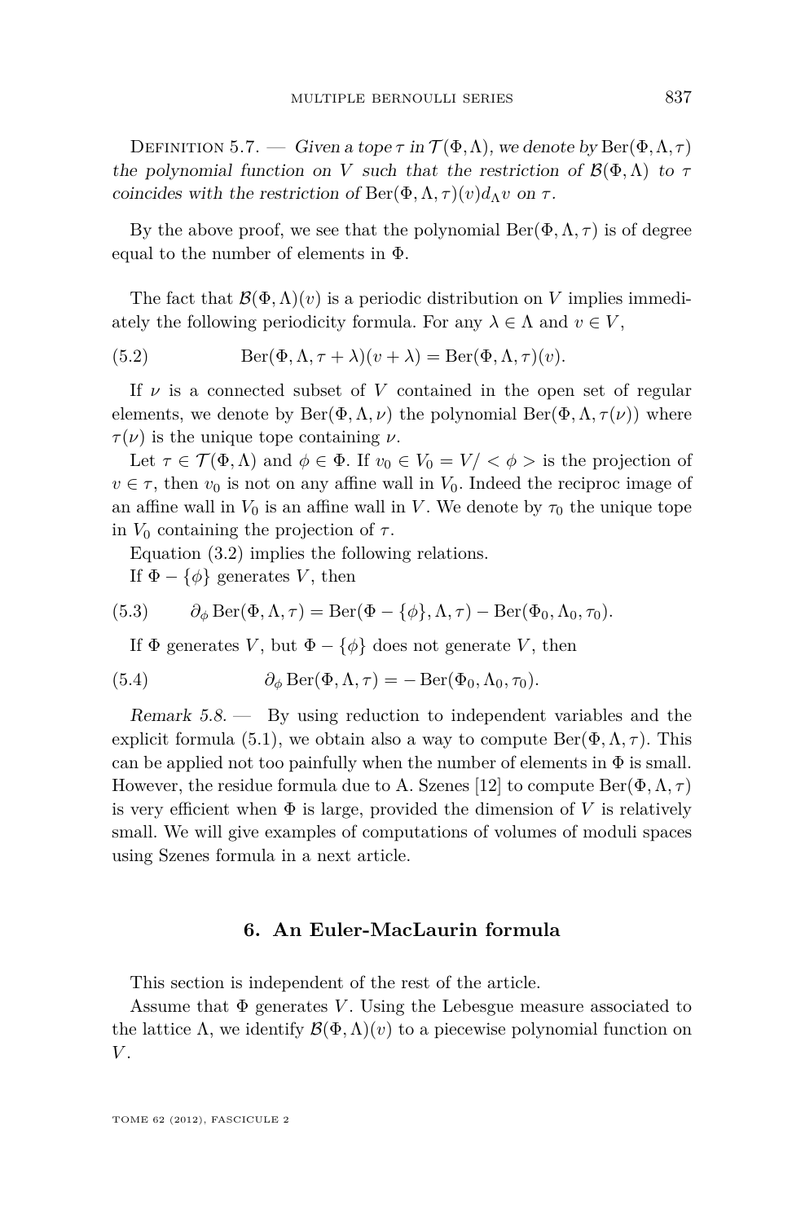Definition 5.7. — *Given a tope $\tau$ in $\mathcal{T}(\Phi,\Lambda)$, we denote by* $\mathrm{Ber}(\Phi,\Lambda,\tau)$ *the polynomial function on $V$ such that the restriction of $\mathcal{B}(\Phi,\Lambda)$ to $\tau$ coincides with the restriction of* $\mathrm{Ber}(\Phi,\Lambda,\tau)(v)d_\Lambda v$ *on $\tau$.*

By the above proof, we see that the polynomial $\mathrm{Ber}(\Phi,\Lambda,\tau)$ is of degree equal to the number of elements in $\Phi$.

The fact that $\mathcal{B}(\Phi,\Lambda)(v)$ is a periodic distribution on $V$ implies immediately the following periodicity formula. For any $\lambda\in\Lambda$ and $v\in V$,

$$\mathrm{Ber}(\Phi,\Lambda,\tau+\lambda)(v+\lambda)=\mathrm{Ber}(\Phi,\Lambda,\tau)(v). \tag{5.2}$$

If $\nu$ is a connected subset of $V$ contained in the open set of regular elements, we denote by $\mathrm{Ber}(\Phi,\Lambda,\nu)$ the polynomial $\mathrm{Ber}(\Phi,\Lambda,\tau(\nu))$ where $\tau(\nu)$ is the unique tope containing $\nu$.

Let $\tau\in\mathcal{T}(\Phi,\Lambda)$ and $\phi\in\Phi$. If $v_0\in V_0=V/<\phi>$ is the projection of $v\in\tau$, then $v_0$ is not on any affine wall in $V_0$. Indeed the reciproc image of an affine wall in $V_0$ is an affine wall in $V$. We denote by $\tau_0$ the unique tope in $V_0$ containing the projection of $\tau$.

Equation (3.2) implies the following relations.

If $\Phi-\{\phi\}$ generates $V$, then

$$\partial_\phi \mathrm{Ber}(\Phi,\Lambda,\tau)=\mathrm{Ber}(\Phi-\{\phi\},\Lambda,\tau)-\mathrm{Ber}(\Phi_0,\Lambda_0,\tau_0). \tag{5.3}$$

If $\Phi$ generates $V$, but $\Phi-\{\phi\}$ does not generate $V$, then

$$\partial_\phi \mathrm{Ber}(\Phi,\Lambda,\tau)=-\mathrm{Ber}(\Phi_0,\Lambda_0,\tau_0). \tag{5.4}$$

*Remark 5.8.* — By using reduction to independent variables and the explicit formula (5.1), we obtain also a way to compute $\mathrm{Ber}(\Phi,\Lambda,\tau)$. This can be applied not too painfully when the number of elements in $\Phi$ is small. However, the residue formula due to A. Szenes [12] to compute $\mathrm{Ber}(\Phi,\Lambda,\tau)$ is very efficient when $\Phi$ is large, provided the dimension of $V$ is relatively small. We will give examples of computations of volumes of moduli spaces using Szenes formula in a next article.

## 6. An Euler-MacLaurin formula

This section is independent of the rest of the article.

Assume that $\Phi$ generates $V$. Using the Lebesgue measure associated to the lattice $\Lambda$, we identify $\mathcal{B}(\Phi,\Lambda)(v)$ to a piecewise polynomial function on $V$.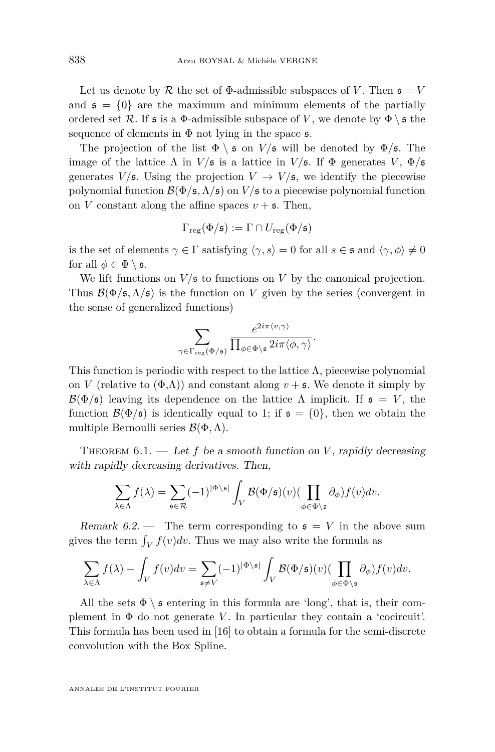Let us denote by $\mathcal{R}$ the set of $\Phi$-admissible subspaces of $V$. Then $\mathfrak{s} = V$ and $\mathfrak{s} = \{0\}$ are the maximum and minimum elements of the partially ordered set $\mathcal{R}$. If $\mathfrak{s}$ is a $\Phi$-admissible subspace of $V$, we denote by $\Phi \setminus \mathfrak{s}$ the sequence of elements in $\Phi$ not lying in the space $\mathfrak{s}$.

The projection of the list $\Phi \setminus \mathfrak{s}$ on $V/\mathfrak{s}$ will be denoted by $\Phi/\mathfrak{s}$. The image of the lattice $\Lambda$ in $V/\mathfrak{s}$ is a lattice in $V/\mathfrak{s}$. If $\Phi$ generates $V$, $\Phi/\mathfrak{s}$ generates $V/\mathfrak{s}$. Using the projection $V \to V/\mathfrak{s}$, we identify the piecewise polynomial function $\mathcal{B}(\Phi/\mathfrak{s}, \Lambda/\mathfrak{s})$ on $V/\mathfrak{s}$ to a piecewise polynomial function on $V$ constant along the affine spaces $v + \mathfrak{s}$. Then,

$$\Gamma_{\mathrm{reg}}(\Phi/\mathfrak{s}) := \Gamma \cap U_{\mathrm{reg}}(\Phi/\mathfrak{s})$$

is the set of elements $\gamma \in \Gamma$ satisfying $\langle \gamma, s\rangle = 0$ for all $s \in \mathfrak{s}$ and $\langle \gamma, \phi\rangle \neq 0$ for all $\phi \in \Phi \setminus \mathfrak{s}$.

We lift functions on $V/\mathfrak{s}$ to functions on $V$ by the canonical projection. Thus $\mathcal{B}(\Phi/\mathfrak{s}, \Lambda/\mathfrak{s})$ is the function on $V$ given by the series (convergent in the sense of generalized functions)

$$\sum_{\gamma \in \Gamma_{\mathrm{reg}}(\Phi/\mathfrak{s})} \frac{e^{2i\pi\langle v, \gamma\rangle}}{\prod_{\phi \in \Phi\setminus\mathfrak{s}} 2i\pi\langle \phi, \gamma\rangle}.$$

This function is periodic with respect to the lattice $\Lambda$, piecewise polynomial on $V$ (relative to $(\Phi,\Lambda)$) and constant along $v + \mathfrak{s}$. We denote it simply by $\mathcal{B}(\Phi/\mathfrak{s})$ leaving its dependence on the lattice $\Lambda$ implicit. If $\mathfrak{s} = V$, the function $\mathcal{B}(\Phi/\mathfrak{s})$ is identically equal to 1; if $\mathfrak{s} = \{0\}$, then we obtain the multiple Bernoulli series $\mathcal{B}(\Phi, \Lambda)$.

Theorem 6.1. — *Let $f$ be a smooth function on $V$, rapidly decreasing with rapidly decreasing derivatives. Then,*

$$\sum_{\lambda\in\Lambda} f(\lambda) = \sum_{\mathfrak{s}\in\mathcal{R}} (-1)^{|\Phi\setminus\mathfrak{s}|} \int_V \mathcal{B}(\Phi/\mathfrak{s})(v)\Big(\prod_{\phi\in\Phi\setminus\mathfrak{s}} \partial_\phi\Big) f(v)dv.$$

*Remark 6.2.* — The term corresponding to $\mathfrak{s} = V$ in the above sum gives the term $\int_V f(v)dv$. Thus we may also write the formula as

$$\sum_{\lambda\in\Lambda} f(\lambda) - \int_V f(v)dv = \sum_{\mathfrak{s}\neq V} (-1)^{|\Phi\setminus\mathfrak{s}|} \int_V \mathcal{B}(\Phi/\mathfrak{s})(v)\Big(\prod_{\phi\in\Phi\setminus\mathfrak{s}} \partial_\phi\Big) f(v)dv.$$

All the sets $\Phi \setminus \mathfrak{s}$ entering in this formula are 'long', that is, their complement in $\Phi$ do not generate $V$. In particular they contain a 'cocircuit'. This formula has been used in [16] to obtain a formula for the semi-discrete convolution with the Box Spline.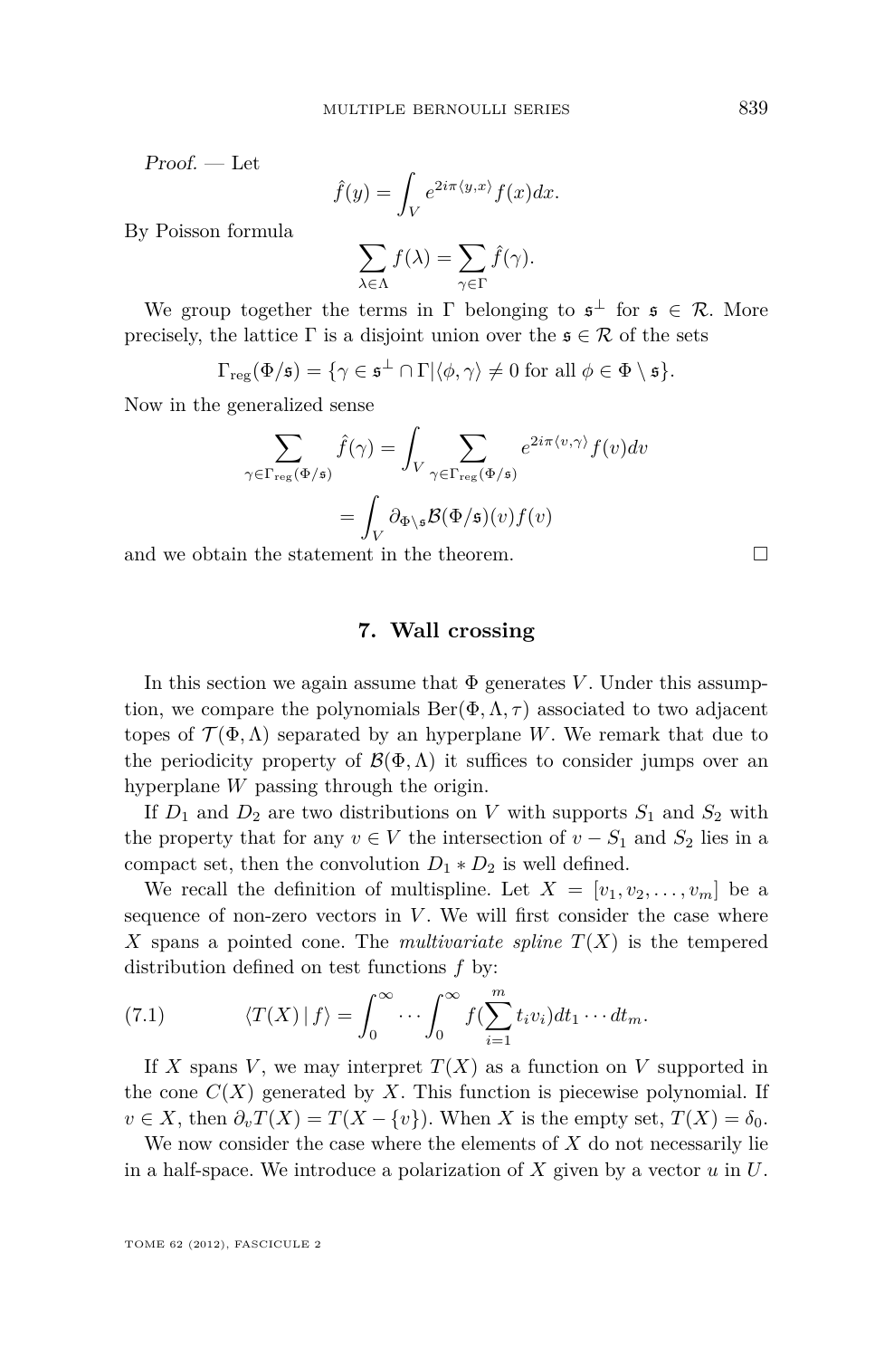*Proof.* — Let

$$\hat{f}(y) = \int_V e^{2i\pi\langle y,x\rangle} f(x)dx.$$

By Poisson formula

$$\sum_{\lambda\in\Lambda} f(\lambda) = \sum_{\gamma\in\Gamma} \hat{f}(\gamma).$$

We group together the terms in $\Gamma$ belonging to $\mathfrak{s}^\perp$ for $\mathfrak{s} \in \mathcal{R}$. More precisely, the lattice $\Gamma$ is a disjoint union over the $\mathfrak{s} \in \mathcal{R}$ of the sets

$$\Gamma_{\mathrm{reg}}(\Phi/\mathfrak{s}) = \{\gamma \in \mathfrak{s}^\perp \cap \Gamma | \langle \phi, \gamma\rangle \neq 0 \text{ for all } \phi \in \Phi \setminus \mathfrak{s}\}.$$

Now in the generalized sense

$$\sum_{\gamma\in\Gamma_{\mathrm{reg}}(\Phi/\mathfrak{s})} \hat{f}(\gamma) = \int_V \sum_{\gamma\in\Gamma_{\mathrm{reg}}(\Phi/\mathfrak{s})} e^{2i\pi\langle v,\gamma\rangle} f(v)dv$$

$$= \int_V \partial_{\Phi\setminus\mathfrak{s}} \mathcal{B}(\Phi/\mathfrak{s})(v) f(v)$$

and we obtain the statement in the theorem. □

## 7. Wall crossing

In this section we again assume that $\Phi$ generates $V$. Under this assumption, we compare the polynomials $\mathrm{Ber}(\Phi, \Lambda, \tau)$ associated to two adjacent topes of $\mathcal{T}(\Phi, \Lambda)$ separated by an hyperplane $W$. We remark that due to the periodicity property of $\mathcal{B}(\Phi, \Lambda)$ it suffices to consider jumps over an hyperplane $W$ passing through the origin.

If $D_1$ and $D_2$ are two distributions on $V$ with supports $S_1$ and $S_2$ with the property that for any $v \in V$ the intersection of $v - S_1$ and $S_2$ lies in a compact set, then the convolution $D_1 * D_2$ is well defined.

We recall the definition of multispline. Let $X = [v_1, v_2, \ldots, v_m]$ be a sequence of non-zero vectors in $V$. We will first consider the case where $X$ spans a pointed cone. The *multivariate spline* $T(X)$ is the tempered distribution defined on test functions $f$ by:

$$\langle T(X) \,|\, f\rangle = \int_0^\infty \cdots \int_0^\infty f(\sum_{i=1}^m t_i v_i) dt_1 \cdots dt_m. \tag{7.1}$$

If $X$ spans $V$, we may interpret $T(X)$ as a function on $V$ supported in the cone $C(X)$ generated by $X$. This function is piecewise polynomial. If $v \in X$, then $\partial_v T(X) = T(X - \{v\})$. When $X$ is the empty set, $T(X) = \delta_0$.

We now consider the case where the elements of $X$ do not necessarily lie in a half-space. We introduce a polarization of $X$ given by a vector $u$ in $U$.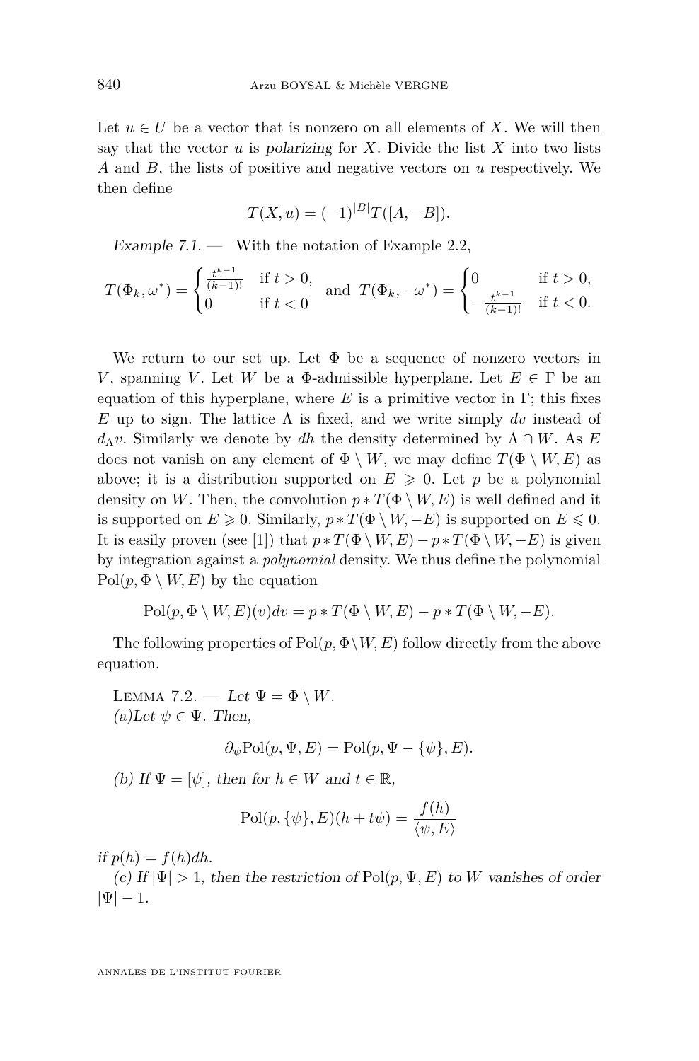Let $u \in U$ be a vector that is nonzero on all elements of $X$. We will then say that the vector $u$ is *polarizing* for $X$. Divide the list $X$ into two lists $A$ and $B$, the lists of positive and negative vectors on $u$ respectively. We then define

$$T(X, u) = (-1)^{|B|} T([A, -B]).$$

*Example 7.1.* — With the notation of Example 2.2,

$$T(\Phi_k, \omega^*) = \begin{cases} \frac{t^{k-1}}{(k-1)!} & \text{if } t > 0, \\ 0 & \text{if } t < 0 \end{cases} \quad \text{and} \quad T(\Phi_k, -\omega^*) = \begin{cases} 0 & \text{if } t > 0, \\ -\frac{t^{k-1}}{(k-1)!} & \text{if } t < 0. \end{cases}$$

We return to our set up. Let $\Phi$ be a sequence of nonzero vectors in $V$, spanning $V$. Let $W$ be a $\Phi$-admissible hyperplane. Let $E \in \Gamma$ be an equation of this hyperplane, where $E$ is a primitive vector in $\Gamma$; this fixes $E$ up to sign. The lattice $\Lambda$ is fixed, and we write simply $dv$ instead of $d_\Lambda v$. Similarly we denote by $dh$ the density determined by $\Lambda \cap W$. As $E$ does not vanish on any element of $\Phi \setminus W$, we may define $T(\Phi \setminus W, E)$ as above; it is a distribution supported on $E \geqslant 0$. Let $p$ be a polynomial density on $W$. Then, the convolution $p * T(\Phi \setminus W, E)$ is well defined and it is supported on $E \geqslant 0$. Similarly, $p * T(\Phi \setminus W, -E)$ is supported on $E \leqslant 0$. It is easily proven (see [1]) that $p * T(\Phi \setminus W, E) - p * T(\Phi \setminus W, -E)$ is given by integration against a *polynomial* density. We thus define the polynomial $\mathrm{Pol}(p, \Phi \setminus W, E)$ by the equation

$$\mathrm{Pol}(p, \Phi \setminus W, E)(v) dv = p * T(\Phi \setminus W, E) - p * T(\Phi \setminus W, -E).$$

The following properties of $\mathrm{Pol}(p, \Phi \setminus W, E)$ follow directly from the above equation.

Lemma 7.2. — *Let $\Psi = \Phi \setminus W$.*
*(a)Let $\psi \in \Psi$. Then,*

$$\partial_\psi \mathrm{Pol}(p, \Psi, E) = \mathrm{Pol}(p, \Psi - \{\psi\}, E).$$

*(b) If $\Psi = [\psi]$, then for $h \in W$ and $t \in \mathbb{R}$,*

$$\mathrm{Pol}(p, \{\psi\}, E)(h + t\psi) = \frac{f(h)}{\langle \psi, E \rangle}$$

*if $p(h) = f(h)dh$.*

*(c) If $|\Psi| > 1$, then the restriction of $\mathrm{Pol}(p, \Psi, E)$ to $W$ vanishes of order $|\Psi| - 1$.*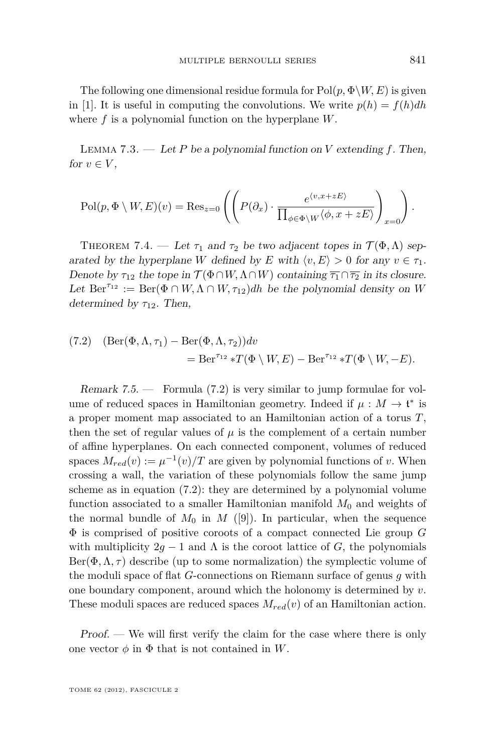The following one dimensional residue formula for $\mathrm{Pol}(p, \Phi \backslash W, E)$ is given in [1]. It is useful in computing the convolutions. We write $p(h) = f(h)dh$ where $f$ is a polynomial function on the hyperplane $W$.

Lemma 7.3. — *Let $P$ be a polynomial function on $V$ extending $f$. Then, for $v \in V$,*

$$\mathrm{Pol}(p, \Phi \setminus W, E)(v) = \mathrm{Res}_{z=0}\left(\left(P(\partial_x)\cdot \frac{e^{\langle v, x+zE\rangle}}{\prod_{\phi\in\Phi\setminus W}\langle \phi, x+zE\rangle}\right)_{x=0}\right).$$

Theorem 7.4. — *Let $\tau_1$ and $\tau_2$ be two adjacent topes in $\mathcal{T}(\Phi, \Lambda)$ separated by the hyperplane $W$ defined by $E$ with $\langle v, E\rangle > 0$ for any $v \in \tau_1$. Denote by $\tau_{12}$ the tope in $\mathcal{T}(\Phi\cap W, \Lambda\cap W)$ containing $\overline{\tau_1}\cap\overline{\tau_2}$ in its closure. Let $\mathrm{Ber}^{\tau_{12}} := \mathrm{Ber}(\Phi\cap W, \Lambda\cap W, \tau_{12})dh$ be the polynomial density on $W$ determined by $\tau_{12}$. Then,*

$$\begin{aligned}(7.2)\quad (\mathrm{Ber}(\Phi, \Lambda, \tau_1) - \mathrm{Ber}(\Phi, \Lambda, \tau_2))dv \\ = \mathrm{Ber}^{\tau_{12}} * T(\Phi\setminus W, E) - \mathrm{Ber}^{\tau_{12}} * T(\Phi\setminus W, -E).\end{aligned}$$

*Remark 7.5.* — Formula (7.2) is very similar to jump formulae for volume of reduced spaces in Hamiltonian geometry. Indeed if $\mu : M \to \mathfrak{t}^*$ is a proper moment map associated to an Hamiltonian action of a torus $T$, then the set of regular values of $\mu$ is the complement of a certain number of affine hyperplanes. On each connected component, volumes of reduced spaces $M_{red}(v) := \mu^{-1}(v)/T$ are given by polynomial functions of $v$. When crossing a wall, the variation of these polynomials follow the same jump scheme as in equation (7.2): they are determined by a polynomial volume function associated to a smaller Hamiltonian manifold $M_0$ and weights of the normal bundle of $M_0$ in $M$ ([9]). In particular, when the sequence $\Phi$ is comprised of positive coroots of a compact connected Lie group $G$ with multiplicity $2g-1$ and $\Lambda$ is the coroot lattice of $G$, the polynomials $\mathrm{Ber}(\Phi, \Lambda, \tau)$ describe (up to some normalization) the symplectic volume of the moduli space of flat $G$-connections on Riemann surface of genus $g$ with one boundary component, around which the holonomy is determined by $v$. These moduli spaces are reduced spaces $M_{red}(v)$ of an Hamiltonian action.

*Proof.* — We will first verify the claim for the case where there is only one vector $\phi$ in $\Phi$ that is not contained in $W$.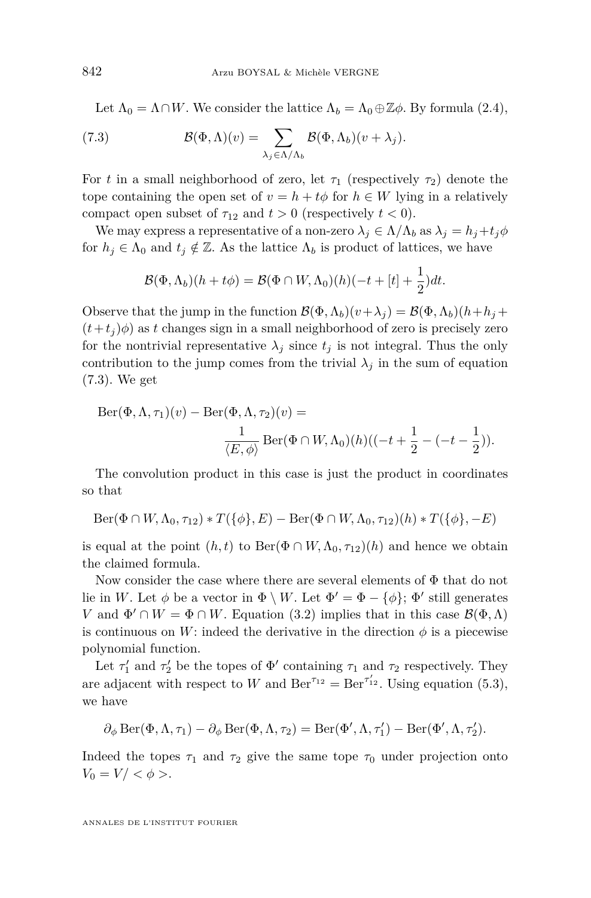Let $\Lambda_0 = \Lambda \cap W$. We consider the lattice $\Lambda_b = \Lambda_0 \oplus \mathbb{Z}\phi$. By formula (2.4),

$$\mathcal{B}(\Phi,\Lambda)(v) = \sum_{\lambda_j \in \Lambda/\Lambda_b} \mathcal{B}(\Phi,\Lambda_b)(v+\lambda_j). \tag{7.3}$$

For $t$ in a small neighborhood of zero, let $\tau_1$ (respectively $\tau_2$) denote the tope containing the open set of $v = h + t\phi$ for $h \in W$ lying in a relatively compact open subset of $\tau_{12}$ and $t > 0$ (respectively $t < 0$).

We may express a representative of a non-zero $\lambda_j \in \Lambda/\Lambda_b$ as $\lambda_j = h_j + t_j\phi$ for $h_j \in \Lambda_0$ and $t_j \notin \mathbb{Z}$. As the lattice $\Lambda_b$ is product of lattices, we have

$$\mathcal{B}(\Phi,\Lambda_b)(h+t\phi) = \mathcal{B}(\Phi \cap W, \Lambda_0)(h)(-t + [t] + \frac{1}{2})dt.$$

Observe that the jump in the function $\mathcal{B}(\Phi,\Lambda_b)(v+\lambda_j) = \mathcal{B}(\Phi,\Lambda_b)(h+h_j+(t+t_j)\phi)$ as $t$ changes sign in a small neighborhood of zero is precisely zero for the nontrivial representative $\lambda_j$ since $t_j$ is not integral. Thus the only contribution to the jump comes from the trivial $\lambda_j$ in the sum of equation (7.3). We get

$$\operatorname{Ber}(\Phi,\Lambda,\tau_1)(v) - \operatorname{Ber}(\Phi,\Lambda,\tau_2)(v) = \frac{1}{\langle E,\phi\rangle}\operatorname{Ber}(\Phi\cap W,\Lambda_0)(h)((-t+\frac{1}{2} - (-t-\frac{1}{2})).$$

The convolution product in this case is just the product in coordinates so that

$$\operatorname{Ber}(\Phi\cap W,\Lambda_0,\tau_{12}) * T(\{\phi\},E) - \operatorname{Ber}(\Phi\cap W,\Lambda_0,\tau_{12})(h) * T(\{\phi\},-E)$$

is equal at the point $(h,t)$ to $\operatorname{Ber}(\Phi\cap W,\Lambda_0,\tau_{12})(h)$ and hence we obtain the claimed formula.

Now consider the case where there are several elements of $\Phi$ that do not lie in $W$. Let $\phi$ be a vector in $\Phi \setminus W$. Let $\Phi' = \Phi - \{\phi\}$; $\Phi'$ still generates $V$ and $\Phi' \cap W = \Phi \cap W$. Equation (3.2) implies that in this case $\mathcal{B}(\Phi,\Lambda)$ is continuous on $W$: indeed the derivative in the direction $\phi$ is a piecewise polynomial function.

Let $\tau_1'$ and $\tau_2'$ be the topes of $\Phi'$ containing $\tau_1$ and $\tau_2$ respectively. They are adjacent with respect to $W$ and $\operatorname{Ber}^{\tau_{12}} = \operatorname{Ber}^{\tau_{12}'}$. Using equation (5.3), we have

$$\partial_\phi \operatorname{Ber}(\Phi,\Lambda,\tau_1) - \partial_\phi \operatorname{Ber}(\Phi,\Lambda,\tau_2) = \operatorname{Ber}(\Phi',\Lambda,\tau_1') - \operatorname{Ber}(\Phi',\Lambda,\tau_2').$$

Indeed the topes $\tau_1$ and $\tau_2$ give the same tope $\tau_0$ under projection onto $V_0 = V/<\phi>$.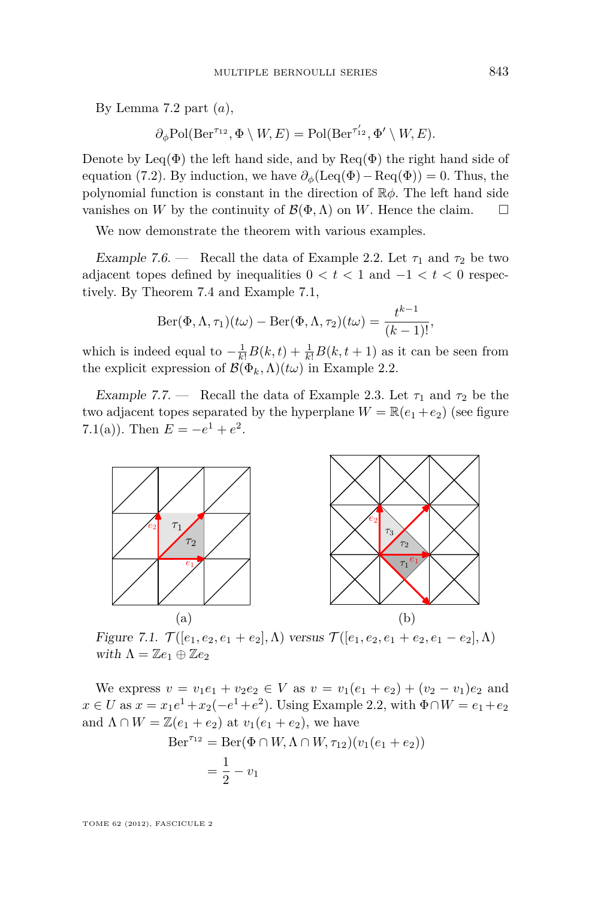By Lemma 7.2 part $(a)$,

$$\partial_\phi \mathrm{Pol}(\mathrm{Ber}^{\tau_{12}}, \Phi \setminus W, E) = \mathrm{Pol}(\mathrm{Ber}^{\tau'_{12}}, \Phi' \setminus W, E).$$

Denote by $\mathrm{Leq}(\Phi)$ the left hand side, and by $\mathrm{Req}(\Phi)$ the right hand side of equation (7.2). By induction, we have $\partial_\phi(\mathrm{Leq}(\Phi) - \mathrm{Req}(\Phi)) = 0$. Thus, the polynomial function is constant in the direction of $\mathbb{R}\phi$. The left hand side vanishes on $W$ by the continuity of $\mathcal{B}(\Phi, \Lambda)$ on $W$. Hence the claim. □

We now demonstrate the theorem with various examples.

*Example 7.6.* — Recall the data of Example 2.2. Let $\tau_1$ and $\tau_2$ be two adjacent topes defined by inequalities $0 < t < 1$ and $-1 < t < 0$ respectively. By Theorem 7.4 and Example 7.1,

$$\mathrm{Ber}(\Phi, \Lambda, \tau_1)(t\omega) - \mathrm{Ber}(\Phi, \Lambda, \tau_2)(t\omega) = \frac{t^{k-1}}{(k-1)!},$$

which is indeed equal to $-\frac{1}{k!}B(k,t) + \frac{1}{k!}B(k,t+1)$ as it can be seen from the explicit expression of $\mathcal{B}(\Phi_k, \Lambda)(t\omega)$ in Example 2.2.

*Example 7.7.* — Recall the data of Example 2.3. Let $\tau_1$ and $\tau_2$ be the two adjacent topes separated by the hyperplane $W = \mathbb{R}(e_1 + e_2)$ (see figure 7.1(a)). Then $E = -e^1 + e^2$.

Figure 7.1. $\mathcal{T}([e_1, e_2, e_1 + e_2], \Lambda)$ versus $\mathcal{T}([e_1, e_2, e_1 + e_2, e_1 - e_2], \Lambda)$ with $\Lambda = \mathbb{Z}e_1 \oplus \mathbb{Z}e_2$

We express $v = v_1 e_1 + v_2 e_2 \in V$ as $v = v_1(e_1 + e_2) + (v_2 - v_1)e_2$ and $x \in U$ as $x = x_1 e^1 + x_2(-e^1 + e^2)$. Using Example 2.2, with $\Phi \cap W = e_1 + e_2$ and $\Lambda \cap W = \mathbb{Z}(e_1 + e_2)$ at $v_1(e_1 + e_2)$, we have

$$\begin{aligned}
\mathrm{Ber}^{\tau_{12}} &= \mathrm{Ber}(\Phi \cap W, \Lambda \cap W, \tau_{12})(v_1(e_1 + e_2)) \\
&= \frac{1}{2} - v_1
\end{aligned}$$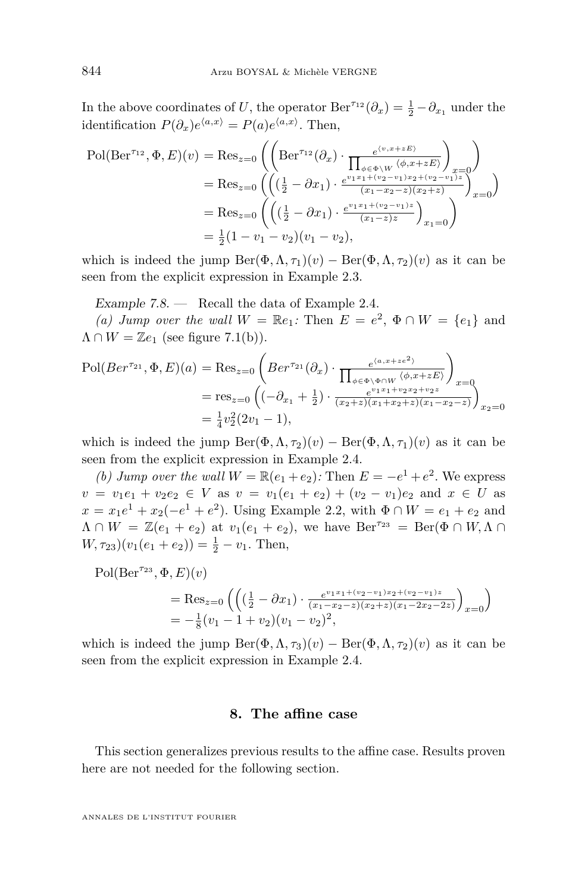In the above coordinates of $U$, the operator $\mathrm{Ber}^{\tau_{12}}(\partial_x) = \frac{1}{2} - \partial_{x_1}$ under the identification $P(\partial_x)e^{\langle a,x\rangle} = P(a)e^{\langle a,x\rangle}$. Then,

$$
\begin{aligned}
\mathrm{Pol}(\mathrm{Ber}^{\tau_{12}}, \Phi, E)(v) &= \mathrm{Res}_{z=0}\left(\left(\mathrm{Ber}^{\tau_{12}}(\partial_x) \cdot \frac{e^{\langle v, x+zE\rangle}}{\prod_{\phi\in\Phi\setminus W}\langle \phi, x+zE\rangle}\right)_{x=0}\right) \\
&= \mathrm{Res}_{z=0}\left(\left((\tfrac{1}{2} - \partial x_1)\cdot \frac{e^{v_1x_1+(v_2-v_1)x_2+(v_2-v_1)z}}{(x_1-x_2-z)(x_2+z)}\right)_{x=0}\right) \\
&= \mathrm{Res}_{z=0}\left(\left((\tfrac{1}{2} - \partial x_1)\cdot \frac{e^{v_1x_1+(v_2-v_1)z}}{(x_1-z)z}\right)_{x_1=0}\right) \\
&= \tfrac{1}{2}(1-v_1-v_2)(v_1-v_2),
\end{aligned}
$$

which is indeed the jump $\mathrm{Ber}(\Phi,\Lambda,\tau_1)(v) - \mathrm{Ber}(\Phi,\Lambda,\tau_2)(v)$ as it can be seen from the explicit expression in Example 2.3.

*Example 7.8.* — Recall the data of Example 2.4.

*(a) Jump over the wall $W = \mathbb{R}e_1$:* Then $E = e^2$, $\Phi \cap W = \{e_1\}$ and $\Lambda \cap W = \mathbb{Z}e_1$ (see figure 7.1(b)).

$$
\begin{aligned}
\mathrm{Pol}(Ber^{\tau_{21}}, \Phi, E)(a) &= \mathrm{Res}_{z=0}\left(Ber^{\tau_{21}}(\partial_x)\cdot \frac{e^{\langle a, x+ze^2\rangle}}{\prod_{\phi\in\Phi\setminus\Phi\cap W}\langle \phi, x+zE\rangle}\right)_{x=0} \\
&= \mathrm{res}_{z=0}\left((-\partial_{x_1} + \tfrac{1}{2})\cdot \frac{e^{v_1x_1+v_2x_2+v_2z}}{(x_2+z)(x_1+x_2+z)(x_1-x_2-z)}\right)_{x_2=0} \\
&= \tfrac{1}{4}v_2^2(2v_1-1),
\end{aligned}
$$

which is indeed the jump $\mathrm{Ber}(\Phi,\Lambda,\tau_2)(v) - \mathrm{Ber}(\Phi,\Lambda,\tau_1)(v)$ as it can be seen from the explicit expression in Example 2.4.

*(b) Jump over the wall $W = \mathbb{R}(e_1+e_2)$:* Then $E = -e^1 + e^2$. We express $v = v_1e_1 + v_2e_2 \in V$ as $v = v_1(e_1+e_2) + (v_2-v_1)e_2$ and $x \in U$ as $x = x_1e^1 + x_2(-e^1+e^2)$. Using Example 2.2, with $\Phi\cap W = e_1+e_2$ and $\Lambda \cap W = \mathbb{Z}(e_1+e_2)$ at $v_1(e_1+e_2)$, we have $\mathrm{Ber}^{\tau_{23}} = \mathrm{Ber}(\Phi\cap W, \Lambda\cap W, \tau_{23})(v_1(e_1+e_2)) = \frac{1}{2} - v_1$. Then,

$$
\begin{aligned}
&\mathrm{Pol}(\mathrm{Ber}^{\tau_{23}}, \Phi, E)(v) \\
&\quad= \mathrm{Res}_{z=0}\left(\left((\tfrac{1}{2} - \partial x_1)\cdot \frac{e^{v_1x_1+(v_2-v_1)x_2+(v_2-v_1)z}}{(x_1-x_2-z)(x_2+z)(x_1-2x_2-2z)}\right)_{x=0}\right) \\
&\quad= -\tfrac{1}{8}(v_1-1+v_2)(v_1-v_2)^2,
\end{aligned}
$$

which is indeed the jump $\mathrm{Ber}(\Phi,\Lambda,\tau_3)(v) - \mathrm{Ber}(\Phi,\Lambda,\tau_2)(v)$ as it can be seen from the explicit expression in Example 2.4.

## 8. The affine case

This section generalizes previous results to the affine case. Results proven here are not needed for the following section.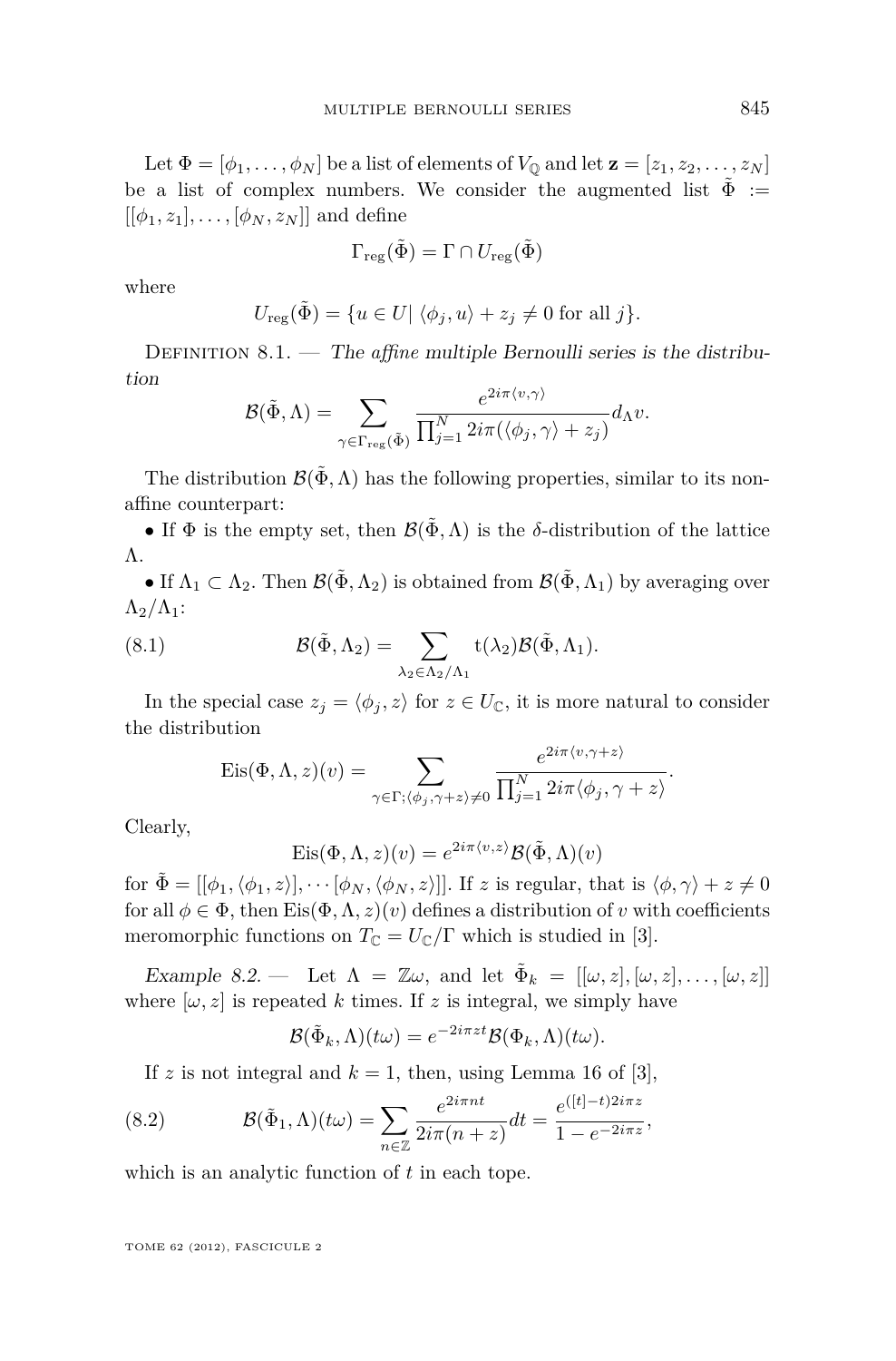Let $\Phi = [\phi_1, \dots, \phi_N]$ be a list of elements of $V_{\mathbb{Q}}$ and let $\mathbf{z} = [z_1, z_2, \dots, z_N]$ be a list of complex numbers. We consider the augmented list $\tilde{\Phi} := [[\phi_1, z_1], \dots, [\phi_N, z_N]]$ and define

$$\Gamma_{\text{reg}}(\tilde{\Phi}) = \Gamma \cap U_{\text{reg}}(\tilde{\Phi})$$

where

$$U_{\text{reg}}(\tilde{\Phi}) = \{u \in U | \langle \phi_j, u\rangle + z_j \neq 0 \text{ for all } j\}.$$

Definition 8.1. — *The affine multiple Bernoulli series is the distribution*

$$\mathcal{B}(\tilde{\Phi}, \Lambda) = \sum_{\gamma \in \Gamma_{\text{reg}}(\tilde{\Phi})} \frac{e^{2i\pi\langle v, \gamma\rangle}}{\prod_{j=1}^N 2i\pi(\langle \phi_j, \gamma\rangle + z_j)} d_\Lambda v.$$

The distribution $\mathcal{B}(\tilde{\Phi}, \Lambda)$ has the following properties, similar to its non-affine counterpart:

- If $\Phi$ is the empty set, then $\mathcal{B}(\tilde{\Phi}, \Lambda)$ is the $\delta$-distribution of the lattice $\Lambda$.
- If $\Lambda_1 \subset \Lambda_2$. Then $\mathcal{B}(\tilde{\Phi}, \Lambda_2)$ is obtained from $\mathcal{B}(\tilde{\Phi}, \Lambda_1)$ by averaging over $\Lambda_2/\Lambda_1$:

$$\mathcal{B}(\tilde{\Phi}, \Lambda_2) = \sum_{\lambda_2 \in \Lambda_2/\Lambda_1} \mathrm{t}(\lambda_2)\mathcal{B}(\tilde{\Phi}, \Lambda_1). \tag{8.1}$$

In the special case $z_j = \langle \phi_j, z\rangle$ for $z \in U_{\mathbb{C}}$, it is more natural to consider the distribution

$$\mathrm{Eis}(\Phi, \Lambda, z)(v) = \sum_{\gamma \in \Gamma; \langle \phi_j, \gamma + z\rangle \neq 0} \frac{e^{2i\pi\langle v, \gamma + z\rangle}}{\prod_{j=1}^N 2i\pi\langle \phi_j, \gamma + z\rangle}.$$

Clearly,

$$\mathrm{Eis}(\Phi, \Lambda, z)(v) = e^{2i\pi\langle v, z\rangle}\mathcal{B}(\tilde{\Phi}, \Lambda)(v)$$

for $\tilde{\Phi} = [[\phi_1, \langle \phi_1, z\rangle], \cdots [\phi_N, \langle \phi_N, z\rangle]]$. If $z$ is regular, that is $\langle \phi, \gamma\rangle + z \neq 0$ for all $\phi \in \Phi$, then $\mathrm{Eis}(\Phi, \Lambda, z)(v)$ defines a distribution of $v$ with coefficients meromorphic functions on $T_{\mathbb{C}} = U_{\mathbb{C}}/\Gamma$ which is studied in [3].

*Example 8.2.* — Let $\Lambda = \mathbb{Z}\omega$, and let $\tilde{\Phi}_k = [[\omega, z], [\omega, z], \dots, [\omega, z]]$ where $[\omega, z]$ is repeated $k$ times. If $z$ is integral, we simply have

$$\mathcal{B}(\tilde{\Phi}_k, \Lambda)(t\omega) = e^{-2i\pi zt}\mathcal{B}(\Phi_k, \Lambda)(t\omega).$$

If $z$ is not integral and $k = 1$, then, using Lemma 16 of [3],

$$\mathcal{B}(\tilde{\Phi}_1, \Lambda)(t\omega) = \sum_{n \in \mathbb{Z}} \frac{e^{2i\pi nt}}{2i\pi(n + z)} dt = \frac{e^{([t]-t)2i\pi z}}{1 - e^{-2i\pi z}}, \tag{8.2}$$

which is an analytic function of $t$ in each tope.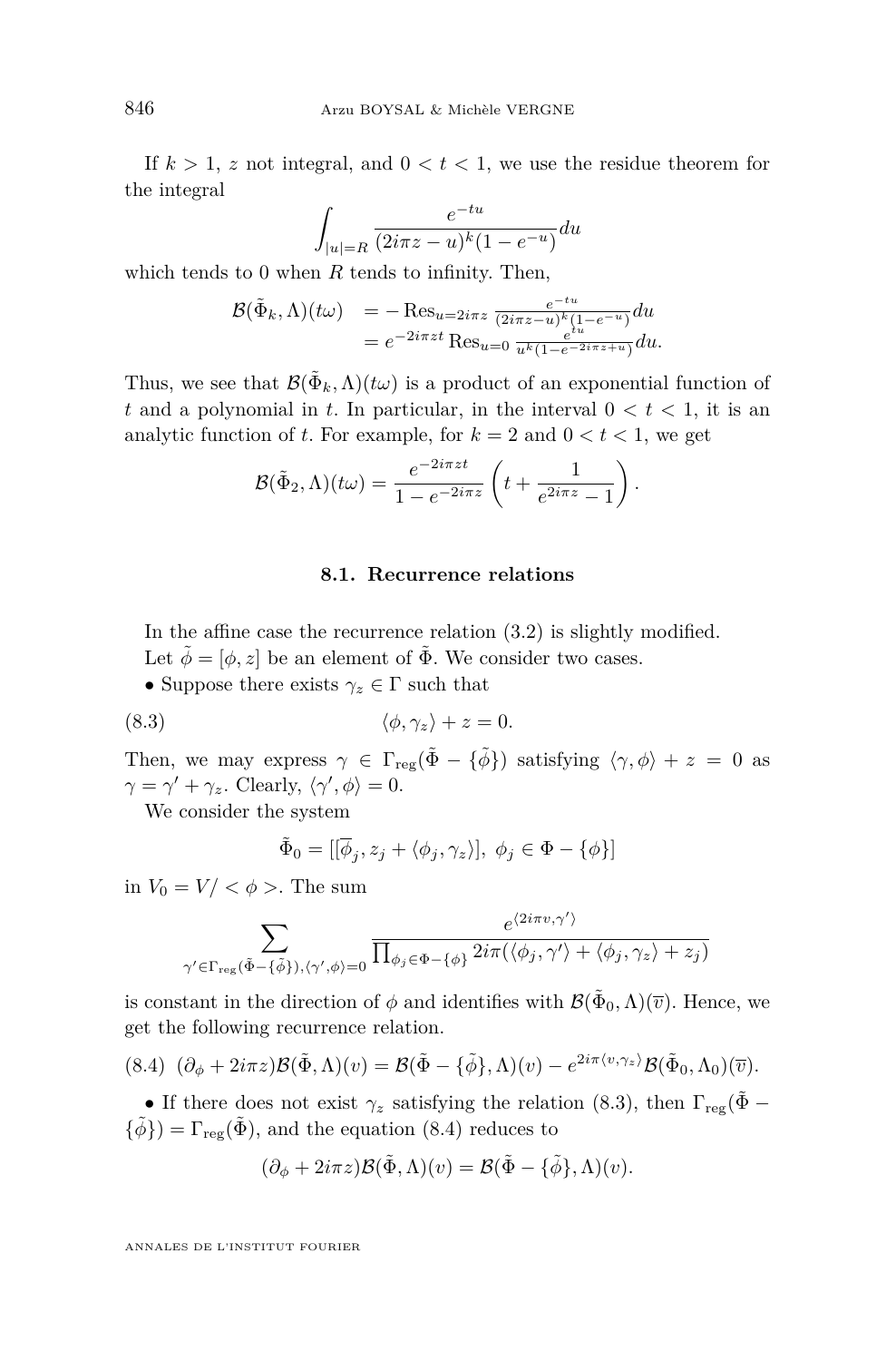If $k > 1$, $z$ not integral, and $0 < t < 1$, we use the residue theorem for the integral

$$\int_{|u|=R} \frac{e^{-tu}}{(2i\pi z - u)^k (1 - e^{-u})} du$$

which tends to 0 when $R$ tends to infinity. Then,

$$\begin{aligned} \mathcal{B}(\tilde{\Phi}_k, \Lambda)(t\omega) &= -\operatorname{Res}_{u=2i\pi z} \frac{e^{-tu}}{(2i\pi z - u)^k (1 - e^{-u})} du \\ &= e^{-2i\pi z t} \operatorname{Res}_{u=0} \frac{e^{tu}}{u^k (1 - e^{-2i\pi z + u})} du. \end{aligned}$$

Thus, we see that $\mathcal{B}(\tilde{\Phi}_k, \Lambda)(t\omega)$ is a product of an exponential function of $t$ and a polynomial in $t$. In particular, in the interval $0 < t < 1$, it is an analytic function of $t$. For example, for $k = 2$ and $0 < t < 1$, we get

$$\mathcal{B}(\tilde{\Phi}_2, \Lambda)(t\omega) = \frac{e^{-2i\pi z t}}{1 - e^{-2i\pi z}} \left( t + \frac{1}{e^{2i\pi z} - 1} \right).$$

### 8.1. Recurrence relations

In the affine case the recurrence relation (3.2) is slightly modified.

Let $\tilde{\phi} = [\phi, z]$ be an element of $\tilde{\Phi}$. We consider two cases.

• Suppose there exists $\gamma_z \in \Gamma$ such that

$$\langle \phi, \gamma_z \rangle + z = 0. \tag{8.3}$$

Then, we may express $\gamma \in \Gamma_{\text{reg}}(\tilde{\Phi} - \{\tilde{\phi}\})$ satisfying $\langle \gamma, \phi \rangle + z = 0$ as $\gamma = \gamma' + \gamma_z$. Clearly, $\langle \gamma', \phi \rangle = 0$.

We consider the system

$$\tilde{\Phi}_0 = [[\overline{\phi}_j, z_j + \langle \phi_j, \gamma_z \rangle],\ \phi_j \in \Phi - \{\phi\}]$$

in $V_0 = V / < \phi >$. The sum

$$\sum_{\gamma' \in \Gamma_{\text{reg}}(\tilde{\Phi} - \{\tilde{\phi}\}), \langle \gamma', \phi \rangle = 0} \frac{e^{\langle 2i\pi v, \gamma' \rangle}}{\prod_{\phi_j \in \Phi - \{\phi\}} 2i\pi(\langle \phi_j, \gamma' \rangle + \langle \phi_j, \gamma_z \rangle + z_j)}$$

is constant in the direction of $\phi$ and identifies with $\mathcal{B}(\tilde{\Phi}_0, \Lambda)(\overline{v})$. Hence, we get the following recurrence relation.

$$(\partial_\phi + 2i\pi z)\mathcal{B}(\tilde{\Phi}, \Lambda)(v) = \mathcal{B}(\tilde{\Phi} - \{\tilde{\phi}\}, \Lambda)(v) - e^{2i\pi \langle v, \gamma_z \rangle} \mathcal{B}(\tilde{\Phi}_0, \Lambda_0)(\overline{v}). \tag{8.4}$$

• If there does not exist $\gamma_z$ satisfying the relation (8.3), then $\Gamma_{\text{reg}}(\tilde{\Phi} - \{\tilde{\phi}\}) = \Gamma_{\text{reg}}(\tilde{\Phi})$, and the equation (8.4) reduces to

$$(\partial_\phi + 2i\pi z)\mathcal{B}(\tilde{\Phi}, \Lambda)(v) = \mathcal{B}(\tilde{\Phi} - \{\tilde{\phi}\}, \Lambda)(v).$$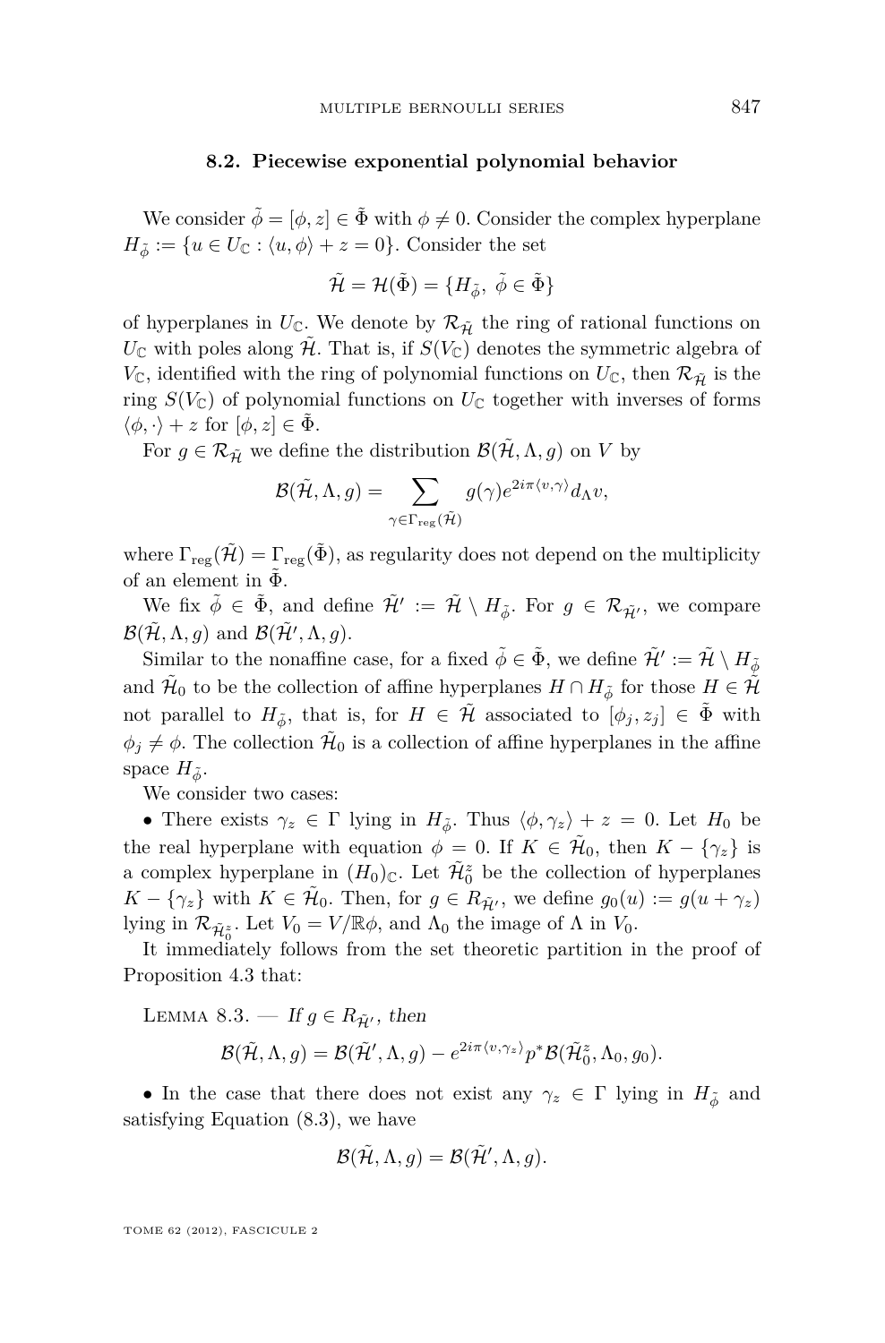### 8.2. Piecewise exponential polynomial behavior

We consider $\tilde{\phi} = [\phi, z] \in \tilde{\Phi}$ with $\phi \neq 0$. Consider the complex hyperplane $H_{\tilde{\phi}} := \{u \in U_{\mathbb{C}} : \langle u, \phi\rangle + z = 0\}$. Consider the set

$$\tilde{\mathcal{H}} = \mathcal{H}(\tilde{\Phi}) = \{H_{\tilde{\phi}},\ \tilde{\phi} \in \tilde{\Phi}\}$$

of hyperplanes in $U_{\mathbb{C}}$. We denote by $\mathcal{R}_{\tilde{\mathcal{H}}}$ the ring of rational functions on $U_{\mathbb{C}}$ with poles along $\tilde{\mathcal{H}}$. That is, if $S(V_{\mathbb{C}})$ denotes the symmetric algebra of $V_{\mathbb{C}}$, identified with the ring of polynomial functions on $U_{\mathbb{C}}$, then $\mathcal{R}_{\tilde{\mathcal{H}}}$ is the ring $S(V_{\mathbb{C}})$ of polynomial functions on $U_{\mathbb{C}}$ together with inverses of forms $\langle \phi, \cdot\rangle + z$ for $[\phi, z] \in \tilde{\Phi}$.

For $g \in \mathcal{R}_{\tilde{\mathcal{H}}}$ we define the distribution $\mathcal{B}(\tilde{\mathcal{H}}, \Lambda, g)$ on $V$ by

$$\mathcal{B}(\tilde{\mathcal{H}}, \Lambda, g) = \sum_{\gamma \in \Gamma_{\mathrm{reg}}(\tilde{\mathcal{H}})} g(\gamma) e^{2i\pi\langle v, \gamma\rangle} d_\Lambda v,$$

where $\Gamma_{\mathrm{reg}}(\tilde{\mathcal{H}}) = \Gamma_{\mathrm{reg}}(\tilde{\Phi})$, as regularity does not depend on the multiplicity of an element in $\tilde{\Phi}$.

We fix $\tilde{\phi} \in \tilde{\Phi}$, and define $\tilde{\mathcal{H}}' := \tilde{\mathcal{H}} \setminus H_{\tilde{\phi}}$. For $g \in \mathcal{R}_{\tilde{\mathcal{H}}'}$, we compare $\mathcal{B}(\tilde{\mathcal{H}}, \Lambda, g)$ and $\mathcal{B}(\tilde{\mathcal{H}}', \Lambda, g)$.

Similar to the nonaffine case, for a fixed $\tilde{\phi} \in \tilde{\Phi}$, we define $\tilde{\mathcal{H}}' := \tilde{\mathcal{H}} \setminus H_{\tilde{\phi}}$ and $\tilde{\mathcal{H}}_0$ to be the collection of affine hyperplanes $H \cap H_{\tilde{\phi}}$ for those $H \in \tilde{\mathcal{H}}$ not parallel to $H_{\tilde{\phi}}$, that is, for $H \in \tilde{\mathcal{H}}$ associated to $[\phi_j, z_j] \in \tilde{\Phi}$ with $\phi_j \neq \phi$. The collection $\tilde{\mathcal{H}}_0$ is a collection of affine hyperplanes in the affine space $H_{\tilde{\phi}}$.

We consider two cases:

• There exists $\gamma_z \in \Gamma$ lying in $H_{\tilde{\phi}}$. Thus $\langle \phi, \gamma_z\rangle + z = 0$. Let $H_0$ be the real hyperplane with equation $\phi = 0$. If $K \in \tilde{\mathcal{H}}_0$, then $K - \{\gamma_z\}$ is a complex hyperplane in $(H_0)_{\mathbb{C}}$. Let $\tilde{\mathcal{H}}_0^z$ be the collection of hyperplanes $K - \{\gamma_z\}$ with $K \in \tilde{\mathcal{H}}_0$. Then, for $g \in R_{\tilde{\mathcal{H}}'}$, we define $g_0(u) := g(u + \gamma_z)$ lying in $\mathcal{R}_{\tilde{\mathcal{H}}_0^z}$. Let $V_0 = V/\mathbb{R}\phi$, and $\Lambda_0$ the image of $\Lambda$ in $V_0$.

It immediately follows from the set theoretic partition in the proof of Proposition 4.3 that:

Lemma 8.3. — *If $g \in R_{\tilde{\mathcal{H}}'}$, then*

$$\mathcal{B}(\tilde{\mathcal{H}}, \Lambda, g) = \mathcal{B}(\tilde{\mathcal{H}}', \Lambda, g) - e^{2i\pi\langle v, \gamma_z\rangle} p^* \mathcal{B}(\tilde{\mathcal{H}}_0^z, \Lambda_0, g_0).$$

• In the case that there does not exist any $\gamma_z \in \Gamma$ lying in $H_{\tilde{\phi}}$ and satisfying Equation (8.3), we have

$$\mathcal{B}(\tilde{\mathcal{H}}, \Lambda, g) = \mathcal{B}(\tilde{\mathcal{H}}', \Lambda, g).$$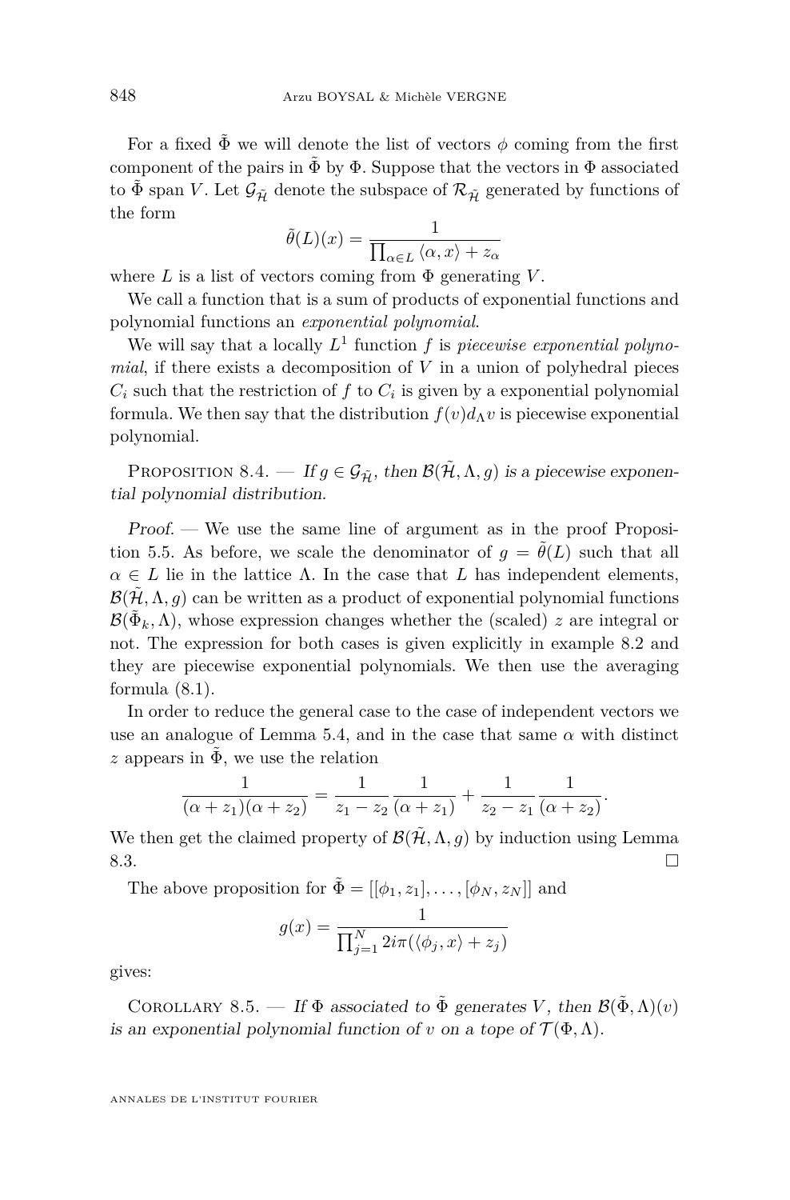For a fixed $\tilde{\Phi}$ we will denote the list of vectors $\phi$ coming from the first component of the pairs in $\tilde{\Phi}$ by $\Phi$. Suppose that the vectors in $\Phi$ associated to $\tilde{\Phi}$ span $V$. Let $\mathcal{G}_{\tilde{\mathcal{H}}}$ denote the subspace of $\mathcal{R}_{\tilde{\mathcal{H}}}$ generated by functions of the form

$$\tilde{\theta}(L)(x) = \frac{1}{\prod_{\alpha \in L} \langle \alpha, x \rangle + z_\alpha}$$

where $L$ is a list of vectors coming from $\Phi$ generating $V$.

We call a function that is a sum of products of exponential functions and polynomial functions an *exponential polynomial*.

We will say that a locally $L^1$ function $f$ is *piecewise exponential polynomial*, if there exists a decomposition of $V$ in a union of polyhedral pieces $C_i$ such that the restriction of $f$ to $C_i$ is given by a exponential polynomial formula. We then say that the distribution $f(v)d_\Lambda v$ is piecewise exponential polynomial.

Proposition 8.4. — *If $g \in \mathcal{G}_{\tilde{\mathcal{H}}}$, then $\mathcal{B}(\tilde{\mathcal{H}}, \Lambda, g)$ is a piecewise exponential polynomial distribution.*

*Proof.* — We use the same line of argument as in the proof Proposition 5.5. As before, we scale the denominator of $g = \tilde{\theta}(L)$ such that all $\alpha \in L$ lie in the lattice $\Lambda$. In the case that $L$ has independent elements, $\mathcal{B}(\tilde{\mathcal{H}}, \Lambda, g)$ can be written as a product of exponential polynomial functions $\mathcal{B}(\tilde{\Phi}_k, \Lambda)$, whose expression changes whether the (scaled) $z$ are integral or not. The expression for both cases is given explicitly in example 8.2 and they are piecewise exponential polynomials. We then use the averaging formula (8.1).

In order to reduce the general case to the case of independent vectors we use an analogue of Lemma 5.4, and in the case that same $\alpha$ with distinct $z$ appears in $\tilde{\Phi}$, we use the relation

$$\frac{1}{(\alpha + z_1)(\alpha + z_2)} = \frac{1}{z_1 - z_2} \frac{1}{(\alpha + z_1)} + \frac{1}{z_2 - z_1} \frac{1}{(\alpha + z_2)}.$$

We then get the claimed property of $\mathcal{B}(\tilde{\mathcal{H}}, \Lambda, g)$ by induction using Lemma 8.3. $\square$

The above proposition for $\tilde{\Phi} = [[\phi_1, z_1], \ldots, [\phi_N, z_N]]$ and

$$g(x) = \frac{1}{\prod_{j=1}^{N} 2i\pi(\langle \phi_j, x \rangle + z_j)}$$

gives:

Corollary 8.5. — *If $\Phi$ associated to $\tilde{\Phi}$ generates $V$, then $\mathcal{B}(\tilde{\Phi}, \Lambda)(v)$ is an exponential polynomial function of $v$ on a tope of $\mathcal{T}(\Phi, \Lambda)$.*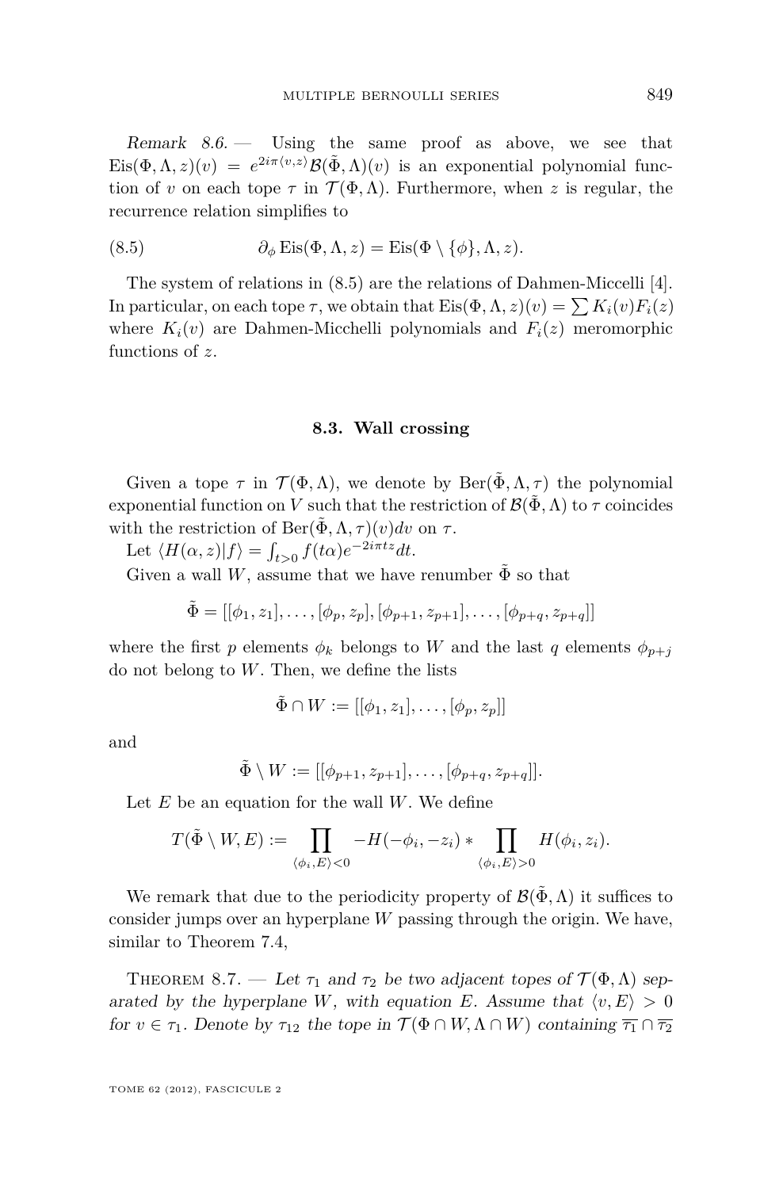*Remark 8.6.* — Using the same proof as above, we see that $\mathrm{Eis}(\Phi, \Lambda, z)(v) = e^{2i\pi\langle v,z\rangle}\mathcal{B}(\tilde{\Phi}, \Lambda)(v)$ is an exponential polynomial function of $v$ on each tope $\tau$ in $\mathcal{T}(\Phi, \Lambda)$. Furthermore, when $z$ is regular, the recurrence relation simplifies to

$$\partial_\phi \mathrm{Eis}(\Phi, \Lambda, z) = \mathrm{Eis}(\Phi \setminus \{\phi\}, \Lambda, z). \tag{8.5}$$

The system of relations in (8.5) are the relations of Dahmen-Miccelli [4]. In particular, on each tope $\tau$, we obtain that $\mathrm{Eis}(\Phi, \Lambda, z)(v) = \sum K_i(v)F_i(z)$ where $K_i(v)$ are Dahmen-Micchelli polynomials and $F_i(z)$ meromorphic functions of $z$.

### 8.3. Wall crossing

Given a tope $\tau$ in $\mathcal{T}(\Phi, \Lambda)$, we denote by $\mathrm{Ber}(\tilde{\Phi}, \Lambda, \tau)$ the polynomial exponential function on $V$ such that the restriction of $\mathcal{B}(\tilde{\Phi}, \Lambda)$ to $\tau$ coincides with the restriction of $\mathrm{Ber}(\tilde{\Phi}, \Lambda, \tau)(v)dv$ on $\tau$.

Let $\langle H(\alpha, z)|f\rangle = \int_{t>0} f(t\alpha)e^{-2i\pi tz}dt$.

Given a wall $W$, assume that we have renumber $\tilde{\Phi}$ so that

$$\tilde{\Phi} = [[\phi_1, z_1], \ldots, [\phi_p, z_p], [\phi_{p+1}, z_{p+1}], \ldots, [\phi_{p+q}, z_{p+q}]]$$

where the first $p$ elements $\phi_k$ belongs to $W$ and the last $q$ elements $\phi_{p+j}$ do not belong to $W$. Then, we define the lists

$$\tilde{\Phi} \cap W := [[\phi_1, z_1], \ldots, [\phi_p, z_p]]$$

and

$$\tilde{\Phi} \setminus W := [[\phi_{p+1}, z_{p+1}], \ldots, [\phi_{p+q}, z_{p+q}]].$$

Let $E$ be an equation for the wall $W$. We define

$$T(\tilde{\Phi} \setminus W, E) := \prod_{\langle \phi_i, E\rangle < 0} -H(-\phi_i, -z_i) * \prod_{\langle \phi_i, E\rangle > 0} H(\phi_i, z_i).$$

We remark that due to the periodicity property of $\mathcal{B}(\tilde{\Phi}, \Lambda)$ it suffices to consider jumps over an hyperplane $W$ passing through the origin. We have, similar to Theorem 7.4,

Theorem 8.7. — *Let $\tau_1$ and $\tau_2$ be two adjacent topes of $\mathcal{T}(\Phi, \Lambda)$ separated by the hyperplane $W$, with equation $E$. Assume that $\langle v, E\rangle > 0$ for $v \in \tau_1$. Denote by $\tau_{12}$ the tope in $\mathcal{T}(\Phi \cap W, \Lambda \cap W)$ containing $\overline{\tau_1} \cap \overline{\tau_2}$*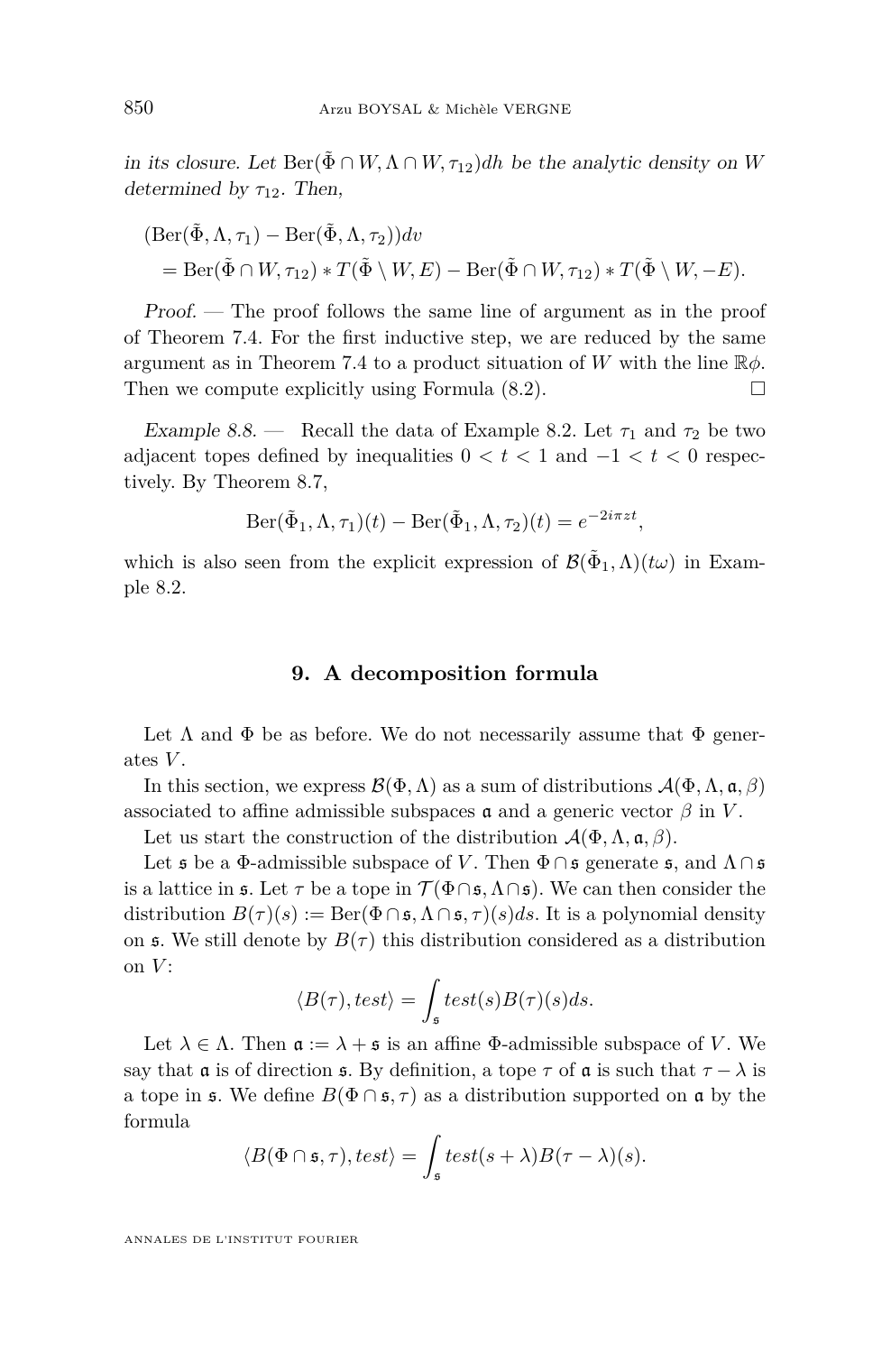*in its closure. Let* $\mathrm{Ber}(\tilde{\Phi} \cap W, \Lambda \cap W, \tau_{12})dh$ *be the analytic density on* $W$ *determined by* $\tau_{12}$*. Then,*

$$
\begin{aligned}
&(\mathrm{Ber}(\tilde{\Phi}, \Lambda, \tau_1) - \mathrm{Ber}(\tilde{\Phi}, \Lambda, \tau_2))dv \\
&\quad = \mathrm{Ber}(\tilde{\Phi} \cap W, \tau_{12}) * T(\tilde{\Phi} \setminus W, E) - \mathrm{Ber}(\tilde{\Phi} \cap W, \tau_{12}) * T(\tilde{\Phi} \setminus W, -E).
\end{aligned}
$$

*Proof.* — The proof follows the same line of argument as in the proof of Theorem 7.4. For the first inductive step, we are reduced by the same argument as in Theorem 7.4 to a product situation of $W$ with the line $\mathbb{R}\phi$. Then we compute explicitly using Formula (8.2). ☐

*Example 8.8.* — Recall the data of Example 8.2. Let $\tau_1$ and $\tau_2$ be two adjacent topes defined by inequalities $0 < t < 1$ and $-1 < t < 0$ respectively. By Theorem 8.7,

$$
\mathrm{Ber}(\tilde{\Phi}_1, \Lambda, \tau_1)(t) - \mathrm{Ber}(\tilde{\Phi}_1, \Lambda, \tau_2)(t) = e^{-2i\pi z t},
$$

which is also seen from the explicit expression of $\mathcal{B}(\tilde{\Phi}_1, \Lambda)(t\omega)$ in Example 8.2.

## 9. A decomposition formula

Let $\Lambda$ and $\Phi$ be as before. We do not necessarily assume that $\Phi$ generates $V$.

In this section, we express $\mathcal{B}(\Phi, \Lambda)$ as a sum of distributions $\mathcal{A}(\Phi, \Lambda, \mathfrak{a}, \beta)$ associated to affine admissible subspaces $\mathfrak{a}$ and a generic vector $\beta$ in $V$.

Let us start the construction of the distribution $\mathcal{A}(\Phi, \Lambda, \mathfrak{a}, \beta)$.

Let $\mathfrak{s}$ be a $\Phi$-admissible subspace of $V$. Then $\Phi \cap \mathfrak{s}$ generate $\mathfrak{s}$, and $\Lambda \cap \mathfrak{s}$ is a lattice in $\mathfrak{s}$. Let $\tau$ be a tope in $\mathcal{T}(\Phi \cap \mathfrak{s}, \Lambda \cap \mathfrak{s})$. We can then consider the distribution $B(\tau)(s) := \mathrm{Ber}(\Phi \cap \mathfrak{s}, \Lambda \cap \mathfrak{s}, \tau)(s)ds$. It is a polynomial density on $\mathfrak{s}$. We still denote by $B(\tau)$ this distribution considered as a distribution on $V$:

$$
\langle B(\tau), test \rangle = \int_{\mathfrak{s}} test(s) B(\tau)(s) ds.
$$

Let $\lambda \in \Lambda$. Then $\mathfrak{a} := \lambda + \mathfrak{s}$ is an affine $\Phi$-admissible subspace of $V$. We say that $\mathfrak{a}$ is of direction $\mathfrak{s}$. By definition, a tope $\tau$ of $\mathfrak{a}$ is such that $\tau - \lambda$ is a tope in $\mathfrak{s}$. We define $B(\Phi \cap \mathfrak{s}, \tau)$ as a distribution supported on $\mathfrak{a}$ by the formula

$$
\langle B(\Phi \cap \mathfrak{s}, \tau), test \rangle = \int_{\mathfrak{s}} test(s + \lambda) B(\tau - \lambda)(s).
$$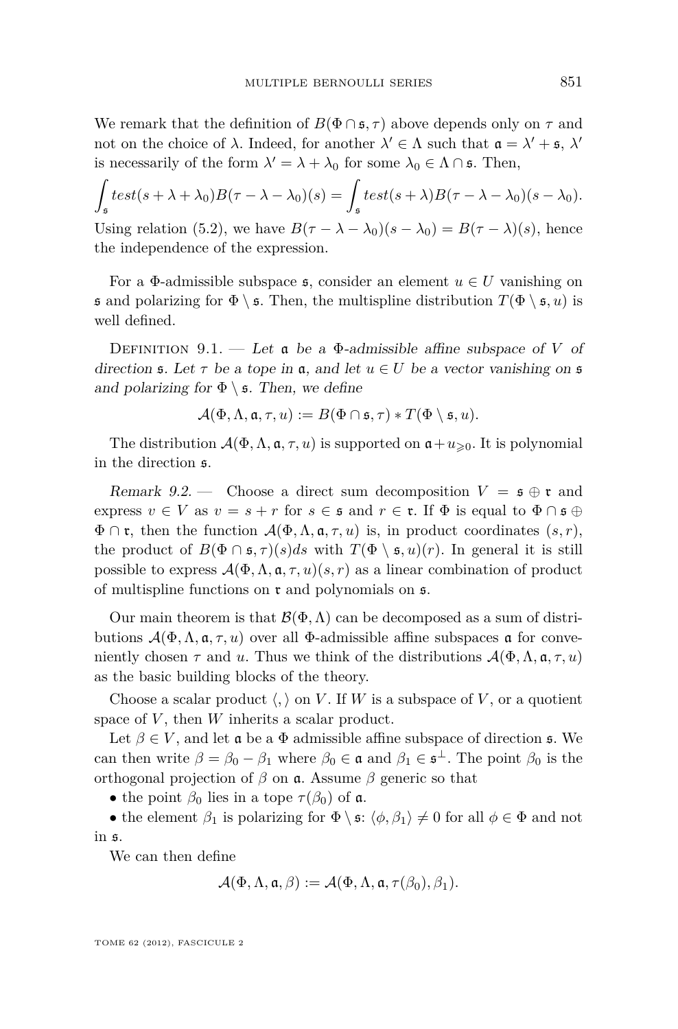We remark that the definition of $B(\Phi\cap\mathfrak{s},\tau)$ above depends only on $\tau$ and not on the choice of $\lambda$. Indeed, for another $\lambda'\in\Lambda$ such that $\mathfrak{a}=\lambda'+\mathfrak{s}$, $\lambda'$ is necessarily of the form $\lambda'=\lambda+\lambda_0$ for some $\lambda_0\in\Lambda\cap\mathfrak{s}$. Then,

$$\int_{\mathfrak{s}} test(s+\lambda+\lambda_0)B(\tau-\lambda-\lambda_0)(s)=\int_{\mathfrak{s}} test(s+\lambda)B(\tau-\lambda-\lambda_0)(s-\lambda_0).$$

Using relation (5.2), we have $B(\tau-\lambda-\lambda_0)(s-\lambda_0)=B(\tau-\lambda)(s)$, hence the independence of the expression.

For a $\Phi$-admissible subspace $\mathfrak{s}$, consider an element $u\in U$ vanishing on $\mathfrak{s}$ and polarizing for $\Phi\setminus\mathfrak{s}$. Then, the multispline distribution $T(\Phi\setminus\mathfrak{s},u)$ is well defined.

Definition 9.1. — *Let $\mathfrak{a}$ be a $\Phi$-admissible affine subspace of $V$ of direction $\mathfrak{s}$. Let $\tau$ be a tope in $\mathfrak{a}$, and let $u\in U$ be a vector vanishing on $\mathfrak{s}$ and polarizing for $\Phi\setminus\mathfrak{s}$. Then, we define*

$$\mathcal{A}(\Phi,\Lambda,\mathfrak{a},\tau,u):=B(\Phi\cap\mathfrak{s},\tau)*T(\Phi\setminus\mathfrak{s},u).$$

The distribution $\mathcal{A}(\Phi,\Lambda,\mathfrak{a},\tau,u)$ is supported on $\mathfrak{a}+u_{\geqslant 0}$. It is polynomial in the direction $\mathfrak{s}$.

*Remark 9.2.* — Choose a direct sum decomposition $V=\mathfrak{s}\oplus\mathfrak{r}$ and express $v\in V$ as $v=s+r$ for $s\in\mathfrak{s}$ and $r\in\mathfrak{r}$. If $\Phi$ is equal to $\Phi\cap\mathfrak{s}\oplus\Phi\cap\mathfrak{r}$, then the function $\mathcal{A}(\Phi,\Lambda,\mathfrak{a},\tau,u)$ is, in product coordinates $(s,r)$, the product of $B(\Phi\cap\mathfrak{s},\tau)(s)ds$ with $T(\Phi\setminus\mathfrak{s},u)(r)$. In general it is still possible to express $\mathcal{A}(\Phi,\Lambda,\mathfrak{a},\tau,u)(s,r)$ as a linear combination of product of multispline functions on $\mathfrak{r}$ and polynomials on $\mathfrak{s}$.

Our main theorem is that $\mathcal{B}(\Phi,\Lambda)$ can be decomposed as a sum of distributions $\mathcal{A}(\Phi,\Lambda,\mathfrak{a},\tau,u)$ over all $\Phi$-admissible affine subspaces $\mathfrak{a}$ for conveniently chosen $\tau$ and $u$. Thus we think of the distributions $\mathcal{A}(\Phi,\Lambda,\mathfrak{a},\tau,u)$ as the basic building blocks of the theory.

Choose a scalar product $\langle,\rangle$ on $V$. If $W$ is a subspace of $V$, or a quotient space of $V$, then $W$ inherits a scalar product.

Let $\beta\in V$, and let $\mathfrak{a}$ be a $\Phi$ admissible affine subspace of direction $\mathfrak{s}$. We can then write $\beta=\beta_0-\beta_1$ where $\beta_0\in\mathfrak{a}$ and $\beta_1\in\mathfrak{s}^{\perp}$. The point $\beta_0$ is the orthogonal projection of $\beta$ on $\mathfrak{a}$. Assume $\beta$ generic so that

- the point $\beta_0$ lies in a tope $\tau(\beta_0)$ of $\mathfrak{a}$.
- the element $\beta_1$ is polarizing for $\Phi\setminus\mathfrak{s}$: $\langle\phi,\beta_1\rangle\neq 0$ for all $\phi\in\Phi$ and not in $\mathfrak{s}$.

We can then define

$$\mathcal{A}(\Phi,\Lambda,\mathfrak{a},\beta):=\mathcal{A}(\Phi,\Lambda,\mathfrak{a},\tau(\beta_0),\beta_1).$$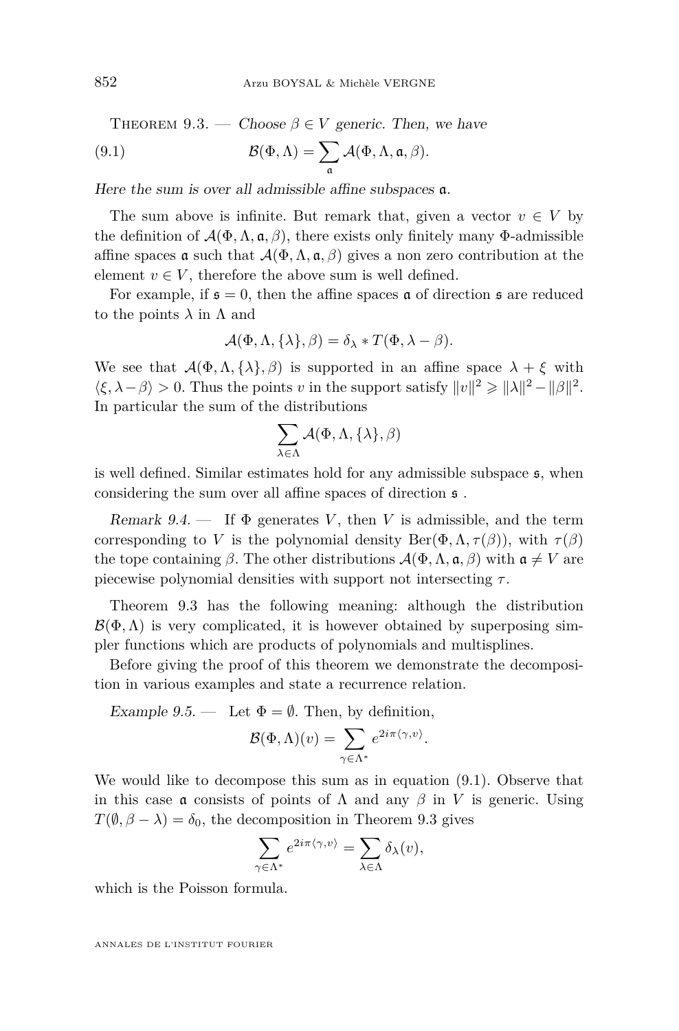Theorem 9.3. — *Choose $\beta \in V$ generic. Then, we have*

$$\mathcal{B}(\Phi, \Lambda) = \sum_{\mathfrak{a}} \mathcal{A}(\Phi, \Lambda, \mathfrak{a}, \beta). \tag{9.1}$$

*Here the sum is over all admissible affine subspaces $\mathfrak{a}$.*

The sum above is infinite. But remark that, given a vector $v \in V$ by the definition of $\mathcal{A}(\Phi, \Lambda, \mathfrak{a}, \beta)$, there exists only finitely many $\Phi$-admissible affine spaces $\mathfrak{a}$ such that $\mathcal{A}(\Phi, \Lambda, \mathfrak{a}, \beta)$ gives a non zero contribution at the element $v \in V$, therefore the above sum is well defined.

For example, if $\mathfrak{s} = 0$, then the affine spaces $\mathfrak{a}$ of direction $\mathfrak{s}$ are reduced to the points $\lambda$ in $\Lambda$ and

$$\mathcal{A}(\Phi, \Lambda, \{\lambda\}, \beta) = \delta_\lambda * T(\Phi, \lambda - \beta).$$

We see that $\mathcal{A}(\Phi, \Lambda, \{\lambda\}, \beta)$ is supported in an affine space $\lambda + \xi$ with $\langle \xi, \lambda - \beta \rangle > 0$. Thus the points $v$ in the support satisfy $\|v\|^2 \geqslant \|\lambda\|^2 - \|\beta\|^2$. In particular the sum of the distributions

$$\sum_{\lambda \in \Lambda} \mathcal{A}(\Phi, \Lambda, \{\lambda\}, \beta)$$

is well defined. Similar estimates hold for any admissible subspace $\mathfrak{s}$, when considering the sum over all affine spaces of direction $\mathfrak{s}$ .

*Remark 9.4.* — If $\Phi$ generates $V$, then $V$ is admissible, and the term corresponding to $V$ is the polynomial density $\mathrm{Ber}(\Phi, \Lambda, \tau(\beta))$, with $\tau(\beta)$ the tope containing $\beta$. The other distributions $\mathcal{A}(\Phi, \Lambda, \mathfrak{a}, \beta)$ with $\mathfrak{a} \neq V$ are piecewise polynomial densities with support not intersecting $\tau$.

Theorem 9.3 has the following meaning: although the distribution $\mathcal{B}(\Phi, \Lambda)$ is very complicated, it is however obtained by superposing simpler functions which are products of polynomials and multisplines.

Before giving the proof of this theorem we demonstrate the decomposition in various examples and state a recurrence relation.

*Example 9.5.* — Let $\Phi = \emptyset$. Then, by definition,

$$\mathcal{B}(\Phi, \Lambda)(v) = \sum_{\gamma \in \Lambda^*} e^{2i\pi\langle \gamma, v\rangle}.$$

We would like to decompose this sum as in equation (9.1). Observe that in this case $\mathfrak{a}$ consists of points of $\Lambda$ and any $\beta$ in $V$ is generic. Using $T(\emptyset, \beta - \lambda) = \delta_0$, the decomposition in Theorem 9.3 gives

$$\sum_{\gamma \in \Lambda^*} e^{2i\pi\langle \gamma, v\rangle} = \sum_{\lambda \in \Lambda} \delta_\lambda(v),$$

which is the Poisson formula.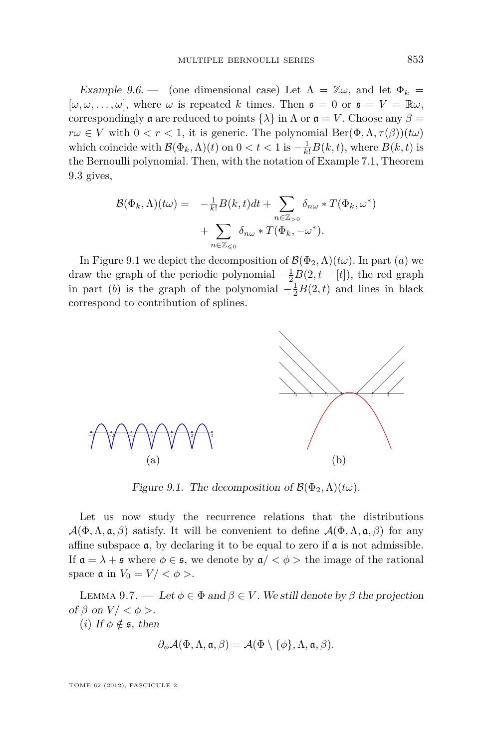*Example 9.6.* — (one dimensional case) Let $\Lambda = \mathbb{Z}\omega$, and let $\Phi_k = [\omega, \omega, \ldots, \omega]$, where $\omega$ is repeated $k$ times. Then $\mathfrak{s} = 0$ or $\mathfrak{s} = V = \mathbb{R}\omega$, correspondingly $\mathfrak{a}$ are reduced to points $\{\lambda\}$ in $\Lambda$ or $\mathfrak{a} = V$. Choose any $\beta = r\omega \in V$ with $0 < r < 1$, it is generic. The polynomial $\mathrm{Ber}(\Phi, \Lambda, \tau(\beta))(t\omega)$ which coincide with $\mathcal{B}(\Phi_k, \Lambda)(t)$ on $0 < t < 1$ is $-\frac{1}{k!}B(k,t)$, where $B(k,t)$ is the Bernoulli polynomial. Then, with the notation of Example 7.1, Theorem 9.3 gives,

$$\mathcal{B}(\Phi_k, \Lambda)(t\omega) = -\tfrac{1}{k!}B(k,t)dt + \sum_{n \in \mathbb{Z}_{>0}} \delta_{n\omega} * T(\Phi_k, \omega^*) + \sum_{n \in \mathbb{Z}_{\leqslant 0}} \delta_{n\omega} * T(\Phi_k, -\omega^*).$$

In Figure 9.1 we depict the decomposition of $\mathcal{B}(\Phi_2, \Lambda)(t\omega)$. In part $(a)$ we draw the graph of the periodic polynomial $-\frac{1}{2}B(2, t - [t])$, the red graph in part $(b)$ is the graph of the polynomial $-\frac{1}{2}B(2,t)$ and lines in black correspond to contribution of splines.

(a) (b)

*Figure 9.1. The decomposition of $\mathcal{B}(\Phi_2, \Lambda)(t\omega)$.*

Let us now study the recurrence relations that the distributions $\mathcal{A}(\Phi, \Lambda, \mathfrak{a}, \beta)$ satisfy. It will be convenient to define $\mathcal{A}(\Phi, \Lambda, \mathfrak{a}, \beta)$ for any affine subspace $\mathfrak{a}$, by declaring it to be equal to zero if $\mathfrak{a}$ is not admissible. If $\mathfrak{a} = \lambda + \mathfrak{s}$ where $\phi \in \mathfrak{s}$, we denote by $\mathfrak{a}/ < \phi >$ the image of the rational space $\mathfrak{a}$ in $V_0 = V/ < \phi >$.

Lemma 9.7. — *Let $\phi \in \Phi$ and $\beta \in V$. We still denote by $\beta$ the projection of $\beta$ on $V/ < \phi >$.*

*(i) If $\phi \notin \mathfrak{s}$, then*

$$\partial_\phi \mathcal{A}(\Phi, \Lambda, \mathfrak{a}, \beta) = \mathcal{A}(\Phi \setminus \{\phi\}, \Lambda, \mathfrak{a}, \beta).$$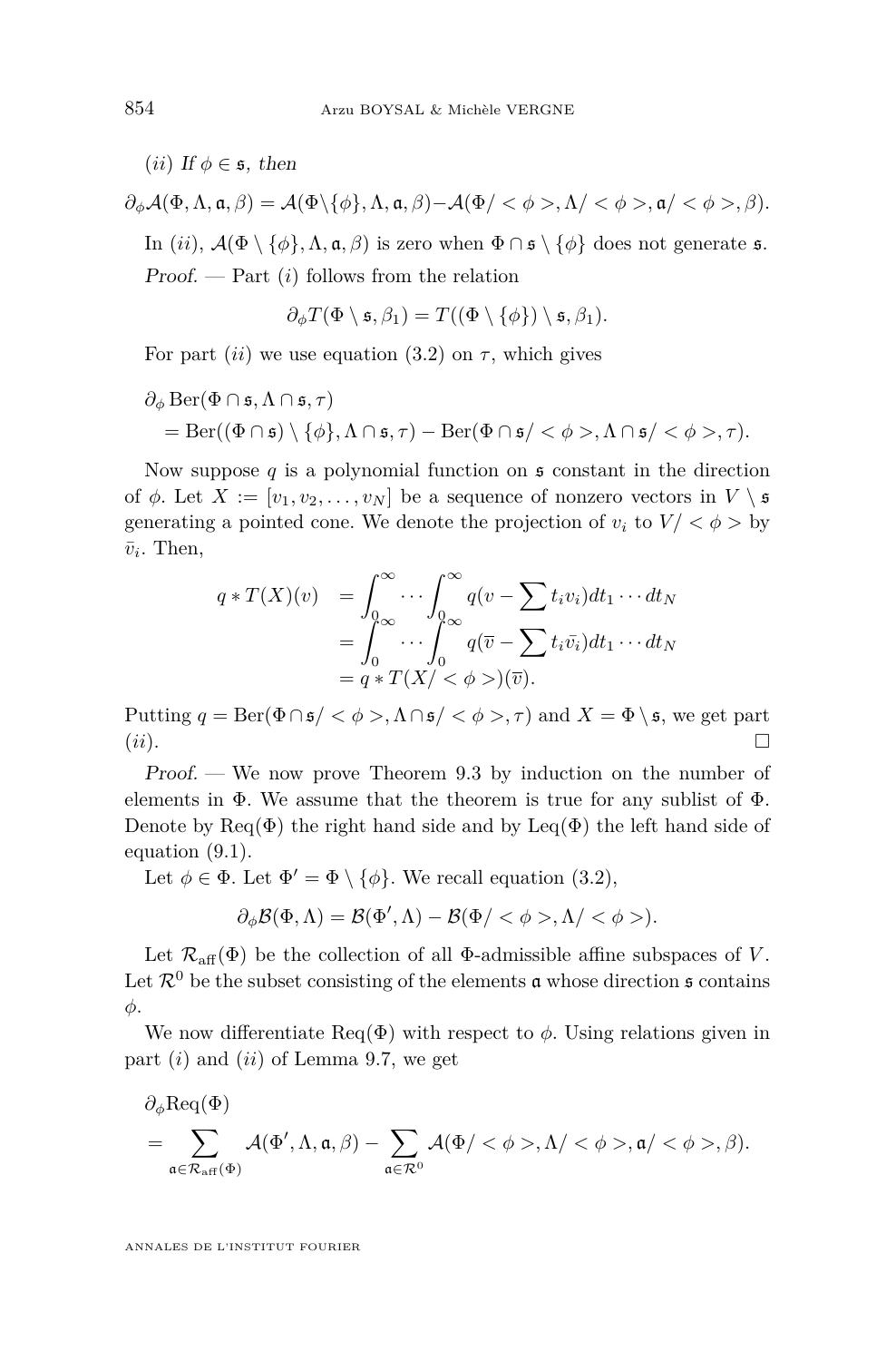(*ii*) *If* $\phi \in \mathfrak{s}$*, then*

$$\partial_\phi \mathcal{A}(\Phi, \Lambda, \mathfrak{a}, \beta) = \mathcal{A}(\Phi \setminus \{\phi\}, \Lambda, \mathfrak{a}, \beta) - \mathcal{A}(\Phi / <\phi>, \Lambda / <\phi>, \mathfrak{a} / <\phi>, \beta).$$

In (*ii*), $\mathcal{A}(\Phi \setminus \{\phi\}, \Lambda, \mathfrak{a}, \beta)$ is zero when $\Phi \cap \mathfrak{s} \setminus \{\phi\}$ does not generate $\mathfrak{s}$.

*Proof.* — Part (*i*) follows from the relation

$$\partial_\phi T(\Phi \setminus \mathfrak{s}, \beta_1) = T((\Phi \setminus \{\phi\}) \setminus \mathfrak{s}, \beta_1).$$

For part (*ii*) we use equation (3.2) on $\tau$, which gives

$$\begin{aligned} &\partial_\phi \operatorname{Ber}(\Phi \cap \mathfrak{s}, \Lambda \cap \mathfrak{s}, \tau) \\ &\quad = \operatorname{Ber}((\Phi \cap \mathfrak{s}) \setminus \{\phi\}, \Lambda \cap \mathfrak{s}, \tau) - \operatorname{Ber}(\Phi \cap \mathfrak{s} / <\phi>, \Lambda \cap \mathfrak{s} / <\phi>, \tau). \end{aligned}$$

Now suppose $q$ is a polynomial function on $\mathfrak{s}$ constant in the direction of $\phi$. Let $X := [v_1, v_2, \ldots, v_N]$ be a sequence of nonzero vectors in $V \setminus \mathfrak{s}$ generating a pointed cone. We denote the projection of $v_i$ to $V / <\phi>$ by $\bar{v}_i$. Then,

$$\begin{aligned} q * T(X)(v) &= \int_0^\infty \cdots \int_0^\infty q(v - \sum t_i v_i) dt_1 \cdots dt_N \\ &= \int_0^\infty \cdots \int_0^\infty q(\overline{v} - \sum t_i \bar{v}_i) dt_1 \cdots dt_N \\ &= q * T(X / <\phi>)(\overline{v}). \end{aligned}$$

Putting $q = \operatorname{Ber}(\Phi \cap \mathfrak{s} / <\phi>, \Lambda \cap \mathfrak{s} / <\phi>, \tau)$ and $X = \Phi \setminus \mathfrak{s}$, we get part (*ii*). □

*Proof.* — We now prove Theorem 9.3 by induction on the number of elements in $\Phi$. We assume that the theorem is true for any sublist of $\Phi$. Denote by $\operatorname{Req}(\Phi)$ the right hand side and by $\operatorname{Leq}(\Phi)$ the left hand side of equation (9.1).

Let $\phi \in \Phi$. Let $\Phi' = \Phi \setminus \{\phi\}$. We recall equation (3.2),

$$\partial_\phi \mathcal{B}(\Phi, \Lambda) = \mathcal{B}(\Phi', \Lambda) - \mathcal{B}(\Phi / <\phi>, \Lambda / <\phi>).$$

Let $\mathcal{R}_{\text{aff}}(\Phi)$ be the collection of all $\Phi$-admissible affine subspaces of $V$. Let $\mathcal{R}^0$ be the subset consisting of the elements $\mathfrak{a}$ whose direction $\mathfrak{s}$ contains $\phi$.

We now differentiate $\operatorname{Req}(\Phi)$ with respect to $\phi$. Using relations given in part (*i*) and (*ii*) of Lemma 9.7, we get

$$\begin{aligned} &\partial_\phi \operatorname{Req}(\Phi) \\ &\quad = \sum_{\mathfrak{a} \in \mathcal{R}_{\text{aff}}(\Phi)} \mathcal{A}(\Phi', \Lambda, \mathfrak{a}, \beta) - \sum_{\mathfrak{a} \in \mathcal{R}^0} \mathcal{A}(\Phi / <\phi>, \Lambda / <\phi>, \mathfrak{a} / <\phi>, \beta). \end{aligned}$$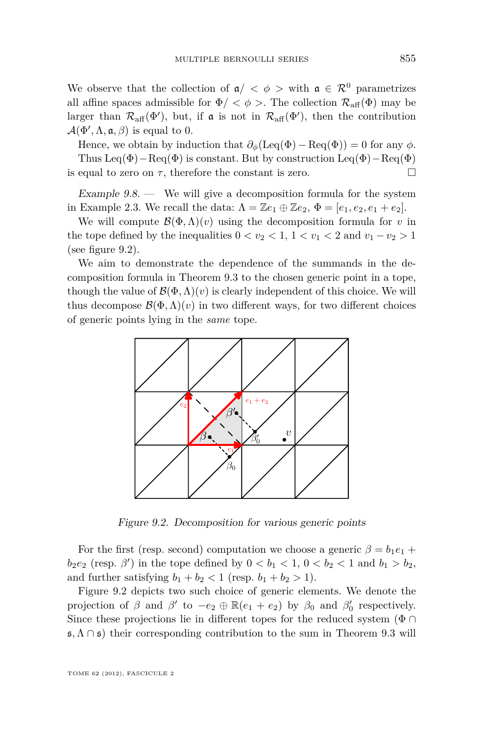We observe that the collection of $\mathfrak{a}/<\phi>$ with $\mathfrak{a} \in \mathcal{R}^0$ parametrizes all affine spaces admissible for $\Phi/<\phi>$. The collection $\mathcal{R}_{\text{aff}}(\Phi)$ may be larger than $\mathcal{R}_{\text{aff}}(\Phi')$, but, if $\mathfrak{a}$ is not in $\mathcal{R}_{\text{aff}}(\Phi')$, then the contribution $\mathcal{A}(\Phi', \Lambda, \mathfrak{a}, \beta)$ is equal to 0.

Hence, we obtain by induction that $\partial_\phi(\text{Leq}(\Phi) - \text{Req}(\Phi)) = 0$ for any $\phi$.

Thus $\text{Leq}(\Phi) - \text{Req}(\Phi)$ is constant. But by construction $\text{Leq}(\Phi) - \text{Req}(\Phi)$ is equal to zero on $\tau$, therefore the constant is zero. □

*Example 9.8.* — We will give a decomposition formula for the system in Example 2.3. We recall the data: $\Lambda = \mathbb{Z}e_1 \oplus \mathbb{Z}e_2$, $\Phi = [e_1, e_2, e_1 + e_2]$.

We will compute $\mathcal{B}(\Phi, \Lambda)(v)$ using the decomposition formula for $v$ in the tope defined by the inequalities $0 < v_2 < 1$, $1 < v_1 < 2$ and $v_1 - v_2 > 1$ (see figure 9.2).

We aim to demonstrate the dependence of the summands in the decomposition formula in Theorem 9.3 to the chosen generic point in a tope, though the value of $\mathcal{B}(\Phi, \Lambda)(v)$ is clearly independent of this choice. We will thus decompose $\mathcal{B}(\Phi, \Lambda)(v)$ in two different ways, for two different choices of generic points lying in the *same* tope.

*Figure 9.2. Decomposition for various generic points*

For the first (resp. second) computation we choose a generic $\beta = b_1e_1 + b_2e_2$ (resp. $\beta'$) in the tope defined by $0 < b_1 < 1$, $0 < b_2 < 1$ and $b_1 > b_2$, and further satisfying $b_1 + b_2 < 1$ (resp. $b_1 + b_2 > 1$).

Figure 9.2 depicts two such choice of generic elements. We denote the projection of $\beta$ and $\beta'$ to $-e_2 \oplus \mathbb{R}(e_1 + e_2)$ by $\beta_0$ and $\beta_0'$ respectively. Since these projections lie in different topes for the reduced system $(\Phi \cap \mathfrak{s}, \Lambda \cap \mathfrak{s})$ their corresponding contribution to the sum in Theorem 9.3 will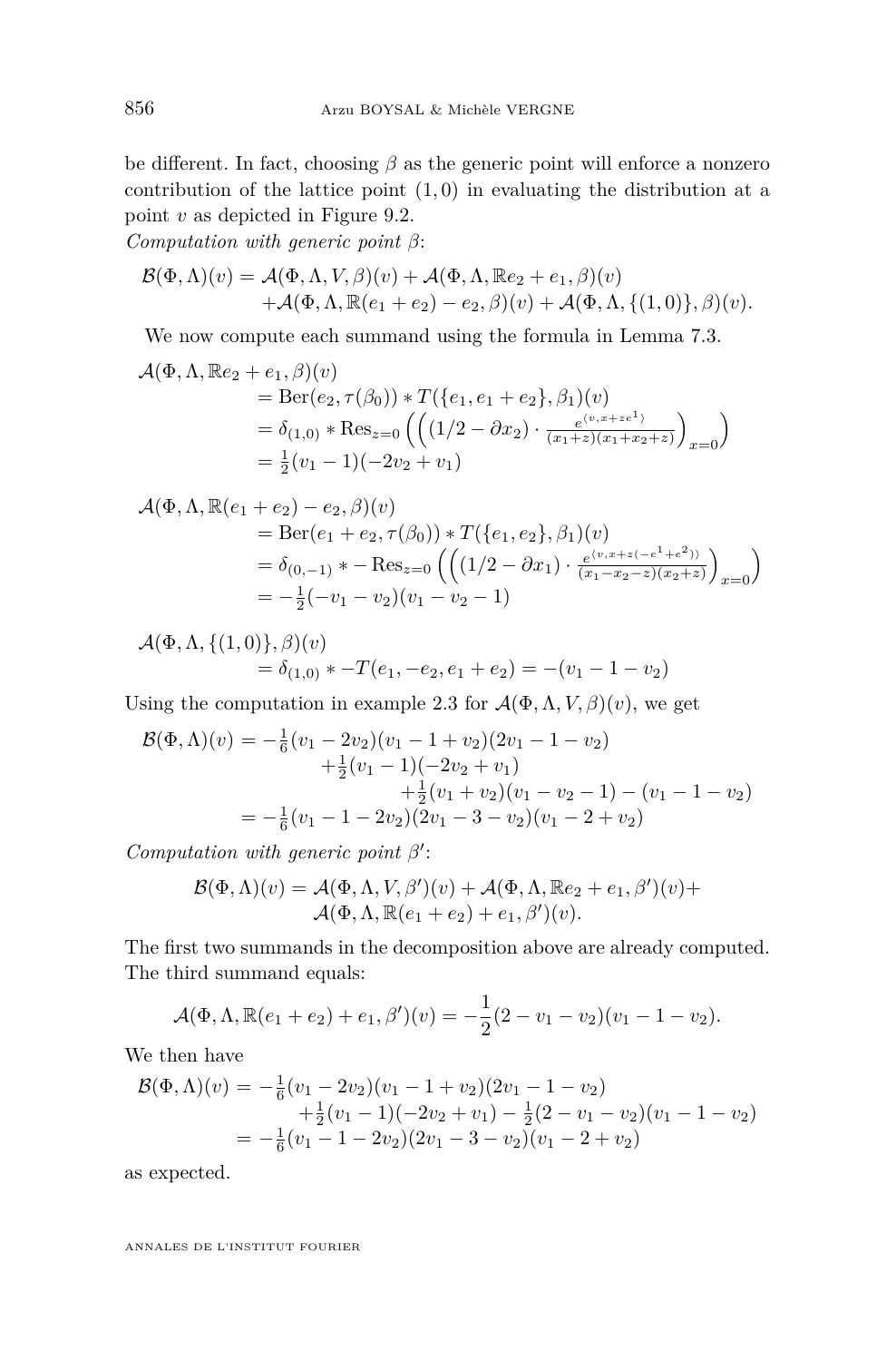be different. In fact, choosing $\beta$ as the generic point will enforce a nonzero contribution of the lattice point $(1,0)$ in evaluating the distribution at a point $v$ as depicted in Figure 9.2.

*Computation with generic point* $\beta$:

$$\begin{aligned}\mathcal{B}(\Phi,\Lambda)(v) = {} & \mathcal{A}(\Phi,\Lambda,V,\beta)(v) + \mathcal{A}(\Phi,\Lambda,\mathbb{R}e_2+e_1,\beta)(v) \\ & + \mathcal{A}(\Phi,\Lambda,\mathbb{R}(e_1+e_2)-e_2,\beta)(v) + \mathcal{A}(\Phi,\Lambda,\{(1,0)\},\beta)(v).\end{aligned}$$

We now compute each summand using the formula in Lemma 7.3.

$$\begin{aligned}\mathcal{A}(\Phi, & \Lambda,\mathbb{R}e_2+e_1,\beta)(v) \\ &= \mathrm{Ber}(e_2,\tau(\beta_0)) * T(\{e_1,e_1+e_2\},\beta_1)(v) \\ &= \delta_{(1,0)} * \mathrm{Res}_{z=0}\left(\left((1/2-\partial x_2)\cdot \tfrac{e^{\langle v, x+ze^1\rangle}}{(x_1+z)(x_1+x_2+z)}\right)_{x=0}\right) \\ &= \tfrac{1}{2}(v_1-1)(-2v_2+v_1)\end{aligned}$$

$$\begin{aligned}\mathcal{A}(\Phi, & \Lambda,\mathbb{R}(e_1+e_2)-e_2,\beta)(v) \\ &= \mathrm{Ber}(e_1+e_2,\tau(\beta_0)) * T(\{e_1,e_2\},\beta_1)(v) \\ &= \delta_{(0,-1)} * -\mathrm{Res}_{z=0}\left(\left((1/2-\partial x_1)\cdot \tfrac{e^{\langle v, x+z(-e^1+e^2)\rangle}}{(x_1-x_2-z)(x_2+z)}\right)_{x=0}\right) \\ &= -\tfrac{1}{2}(-v_1-v_2)(v_1-v_2-1)\end{aligned}$$

$$\begin{aligned}\mathcal{A}(\Phi, & \Lambda,\{(1,0)\},\beta)(v) \\ &= \delta_{(1,0)} * -T(e_1,-e_2,e_1+e_2) = -(v_1-1-v_2)\end{aligned}$$

Using the computation in example 2.3 for $\mathcal{A}(\Phi,\Lambda,V,\beta)(v)$, we get

$$\begin{aligned}\mathcal{B}(\Phi,\Lambda)(v) &= -\tfrac{1}{6}(v_1-2v_2)(v_1-1+v_2)(2v_1-1-v_2) \\ &\quad +\tfrac{1}{2}(v_1-1)(-2v_2+v_1) \\ &\quad +\tfrac{1}{2}(v_1+v_2)(v_1-v_2-1)-(v_1-1-v_2) \\ &= -\tfrac{1}{6}(v_1-1-2v_2)(2v_1-3-v_2)(v_1-2+v_2)\end{aligned}$$

*Computation with generic point* $\beta'$:

$$\begin{aligned}\mathcal{B}(\Phi,\Lambda)(v) = {} & \mathcal{A}(\Phi,\Lambda,V,\beta')(v) + \mathcal{A}(\Phi,\Lambda,\mathbb{R}e_2+e_1,\beta')(v) + \\ & \mathcal{A}(\Phi,\Lambda,\mathbb{R}(e_1+e_2)+e_1,\beta')(v).\end{aligned}$$

The first two summands in the decomposition above are already computed. The third summand equals:

$$\mathcal{A}(\Phi,\Lambda,\mathbb{R}(e_1+e_2)+e_1,\beta')(v) = -\frac{1}{2}(2-v_1-v_2)(v_1-1-v_2).$$

We then have

$$\begin{aligned}\mathcal{B}(\Phi,\Lambda)(v) &= -\tfrac{1}{6}(v_1-2v_2)(v_1-1+v_2)(2v_1-1-v_2) \\ &\quad +\tfrac{1}{2}(v_1-1)(-2v_2+v_1)-\tfrac{1}{2}(2-v_1-v_2)(v_1-1-v_2) \\ &= -\tfrac{1}{6}(v_1-1-2v_2)(2v_1-3-v_2)(v_1-2+v_2)\end{aligned}$$

as expected.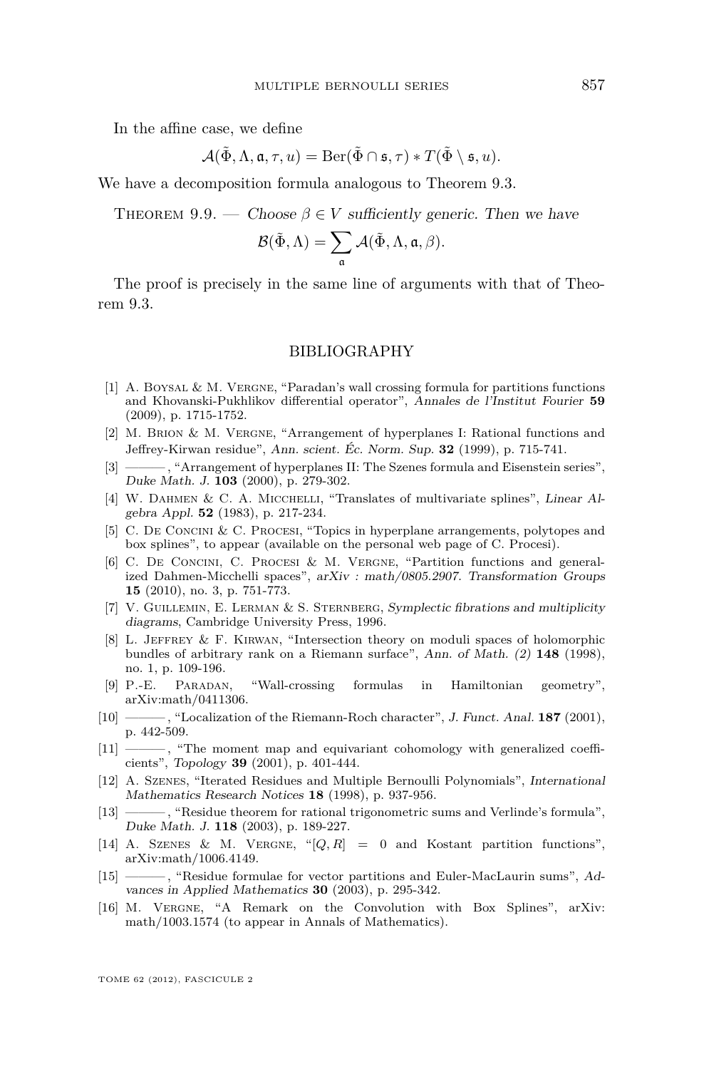In the affine case, we define

$$\mathcal{A}(\tilde{\Phi}, \Lambda, \mathfrak{a}, \tau, u) = \mathrm{Ber}(\tilde{\Phi} \cap \mathfrak{s}, \tau) * T(\tilde{\Phi} \setminus \mathfrak{s}, u).$$

We have a decomposition formula analogous to Theorem 9.3.

Theorem 9.9. — *Choose $\beta \in V$ sufficiently generic. Then we have*

$$\mathcal{B}(\tilde{\Phi}, \Lambda) = \sum_{\mathfrak{a}} \mathcal{A}(\tilde{\Phi}, \Lambda, \mathfrak{a}, \beta).$$

The proof is precisely in the same line of arguments with that of Theorem 9.3.

## BIBLIOGRAPHY

[1] A. Boysal & M. Vergne, "Paradan's wall crossing formula for partitions functions and Khovanski-Pukhlikov differential operator", *Annales de l'Institut Fourier* **59** (2009), p. 1715-1752.

[2] M. Brion & M. Vergne, "Arrangement of hyperplanes I: Rational functions and Jeffrey-Kirwan residue", *Ann. scient. Éc. Norm. Sup.* **32** (1999), p. 715-741.

[3] ———, "Arrangement of hyperplanes II: The Szenes formula and Eisenstein series", *Duke Math. J.* **103** (2000), p. 279-302.

[4] W. Dahmen & C. A. Micchelli, "Translates of multivariate splines", *Linear Algebra Appl.* **52** (1983), p. 217-234.

[5] C. De Concini & C. Procesi, "Topics in hyperplane arrangements, polytopes and box splines", to appear (available on the personal web page of C. Procesi).

[6] C. De Concini, C. Procesi & M. Vergne, "Partition functions and generalized Dahmen-Micchelli spaces", *arXiv : math/0805.2907. Transformation Groups* **15** (2010), no. 3, p. 751-773.

[7] V. Guillemin, E. Lerman & S. Sternberg, *Symplectic fibrations and multiplicity diagrams*, Cambridge University Press, 1996.

[8] L. Jeffrey & F. Kirwan, "Intersection theory on moduli spaces of holomorphic bundles of arbitrary rank on a Riemann surface", *Ann. of Math. (2)* **148** (1998), no. 1, p. 109-196.

[9] P.-E. Paradan, "Wall-crossing formulas in Hamiltonian geometry", arXiv:math/0411306.

[10] ———, "Localization of the Riemann-Roch character", *J. Funct. Anal.* **187** (2001), p. 442-509.

[11] ———, "The moment map and equivariant cohomology with generalized coefficients", *Topology* **39** (2001), p. 401-444.

[12] A. Szenes, "Iterated Residues and Multiple Bernoulli Polynomials", *International Mathematics Research Notices* **18** (1998), p. 937-956.

[13] ———, "Residue theorem for rational trigonometric sums and Verlinde's formula", *Duke Math. J.* **118** (2003), p. 189-227.

[14] A. Szenes & M. Vergne, "$[Q, R] = 0$ and Kostant partition functions", arXiv:math/1006.4149.

[15] ———, "Residue formulae for vector partitions and Euler-MacLaurin sums", *Advances in Applied Mathematics* **30** (2003), p. 295-342.

[16] M. Vergne, "A Remark on the Convolution with Box Splines", arXiv: math/1003.1574 (to appear in Annals of Mathematics).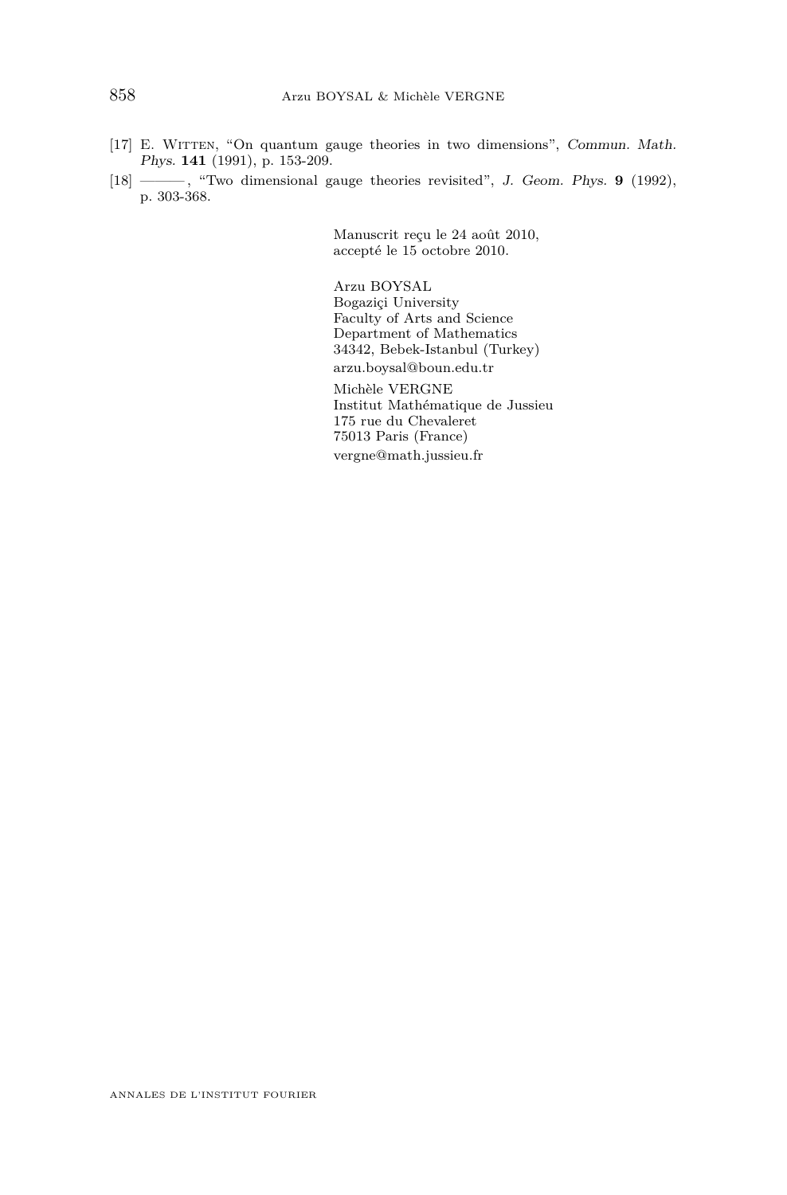[17] E. Witten, "On quantum gauge theories in two dimensions", *Commun. Math. Phys.* **141** (1991), p. 153-209.

[18] ———, "Two dimensional gauge theories revisited", *J. Geom. Phys.* **9** (1992), p. 303-368.

Manuscrit reçu le 24 août 2010,
accepté le 15 octobre 2010.

Arzu BOYSAL
Bogaziçi University
Faculty of Arts and Science
Department of Mathematics
34342, Bebek-Istanbul (Turkey)
arzu.boysal@boun.edu.tr

Michèle VERGNE
Institut Mathématique de Jussieu
175 rue du Chevaleret
75013 Paris (France)
vergne@math.jussieu.fr